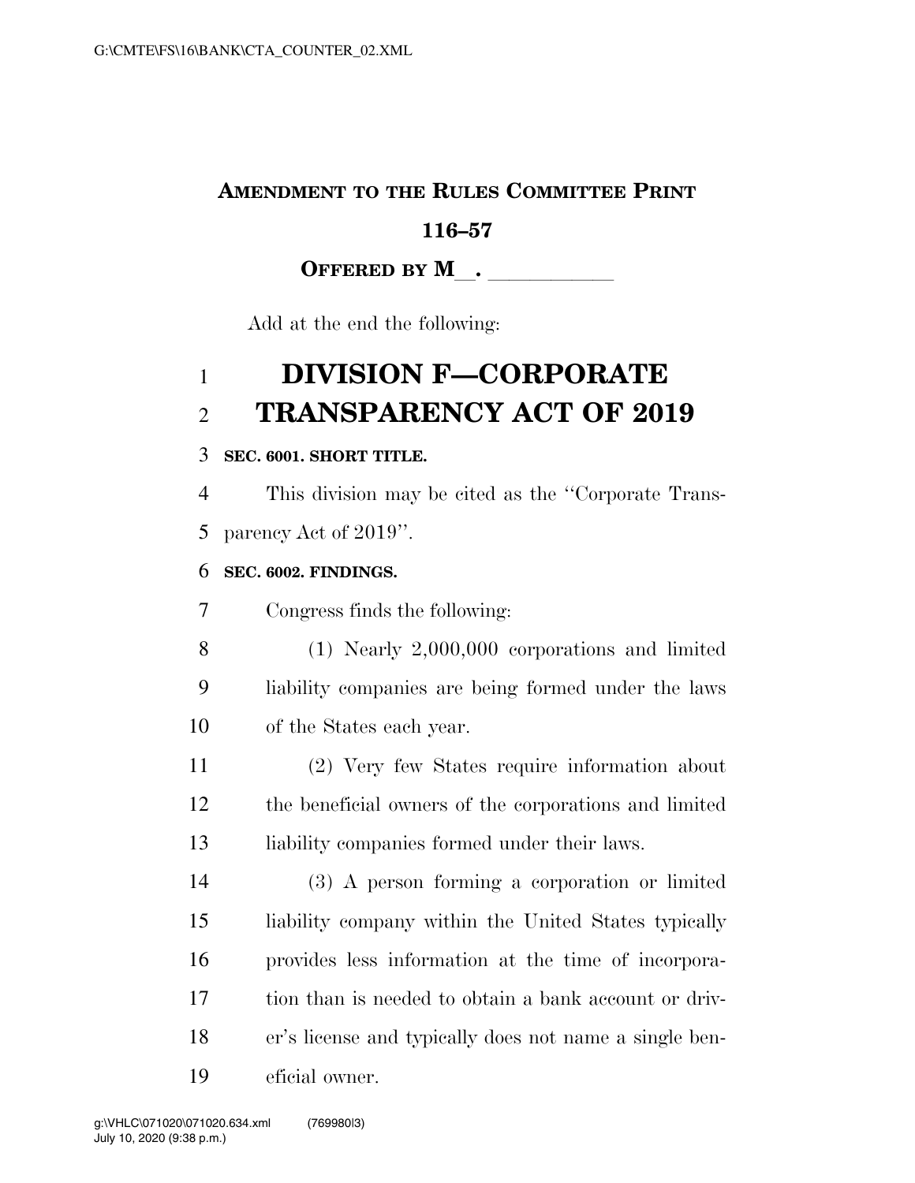**AMENDMENT TO THE RULES COMMITTEE PRINT 116–57**

**OFFERED BY M\_\_. \_\_\_\_\_\_\_\_\_\_\_\_**

Add at the end the following:

# DIVISION F—CORPORATE TRANSPARENCY ACT OF 2019

**SEC. 6001. SHORT TITLE.**

This division may be cited as the ''Corporate Transparency Act of 2019''.

**SEC. 6002. FINDINGS.**

Congress finds the following:

(1) Nearly 2,000,000 corporations and limited liability companies are being formed under the laws of the States each year.

(2) Very few States require information about the beneficial owners of the corporations and limited liability companies formed under their laws.

(3) A person forming a corporation or limited liability company within the United States typically provides less information at the time of incorporation than is needed to obtain a bank account or driver's license and typically does not name a single beneficial owner.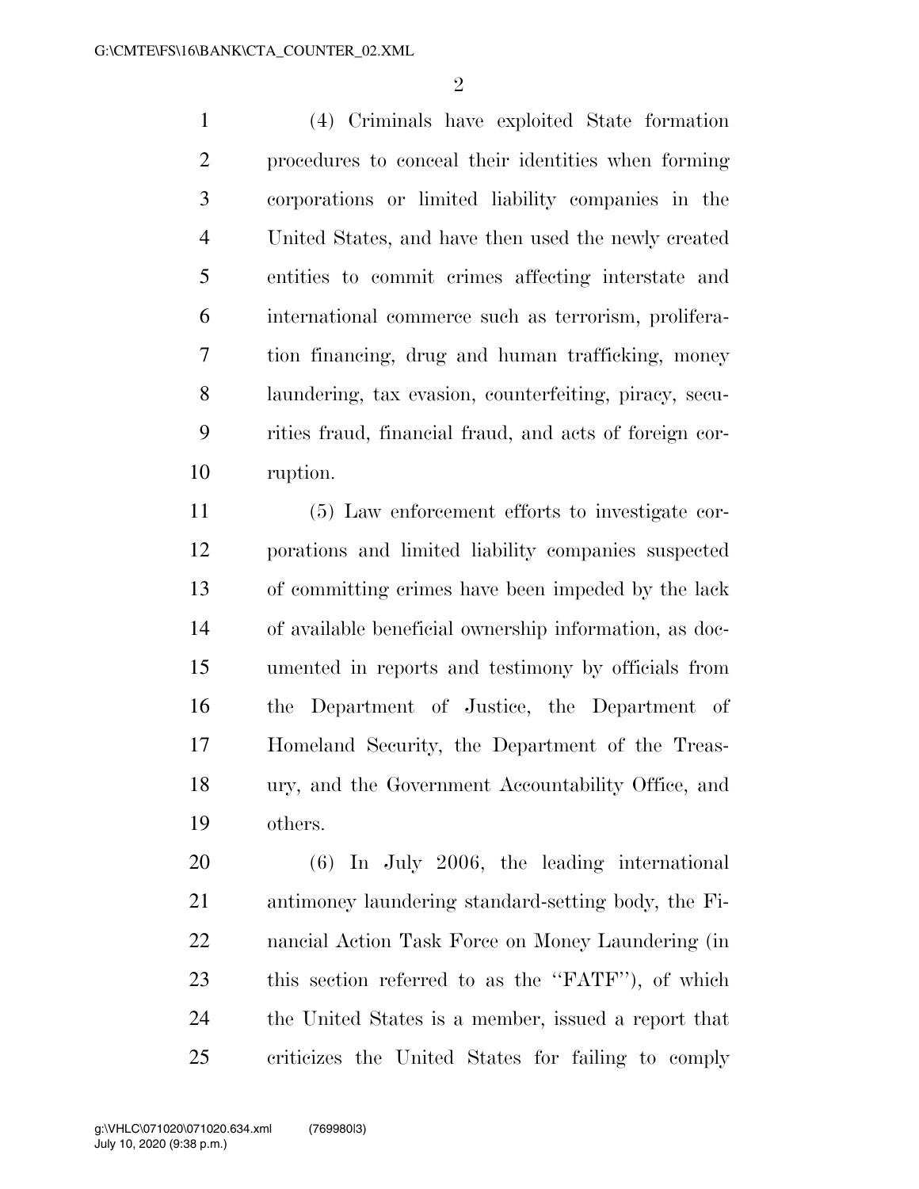(4) Criminals have exploited State formation procedures to conceal their identities when forming corporations or limited liability companies in the United States, and have then used the newly created entities to commit crimes affecting interstate and international commerce such as terrorism, proliferation financing, drug and human trafficking, money laundering, tax evasion, counterfeiting, piracy, securities fraud, financial fraud, and acts of foreign corruption.

(5) Law enforcement efforts to investigate corporations and limited liability companies suspected of committing crimes have been impeded by the lack of available beneficial ownership information, as documented in reports and testimony by officials from the Department of Justice, the Department of Homeland Security, the Department of the Treasury, and the Government Accountability Office, and others.

(6) In July 2006, the leading international antimoney laundering standard-setting body, the Financial Action Task Force on Money Laundering (in this section referred to as the ''FATF''), of which the United States is a member, issued a report that criticizes the United States for failing to comply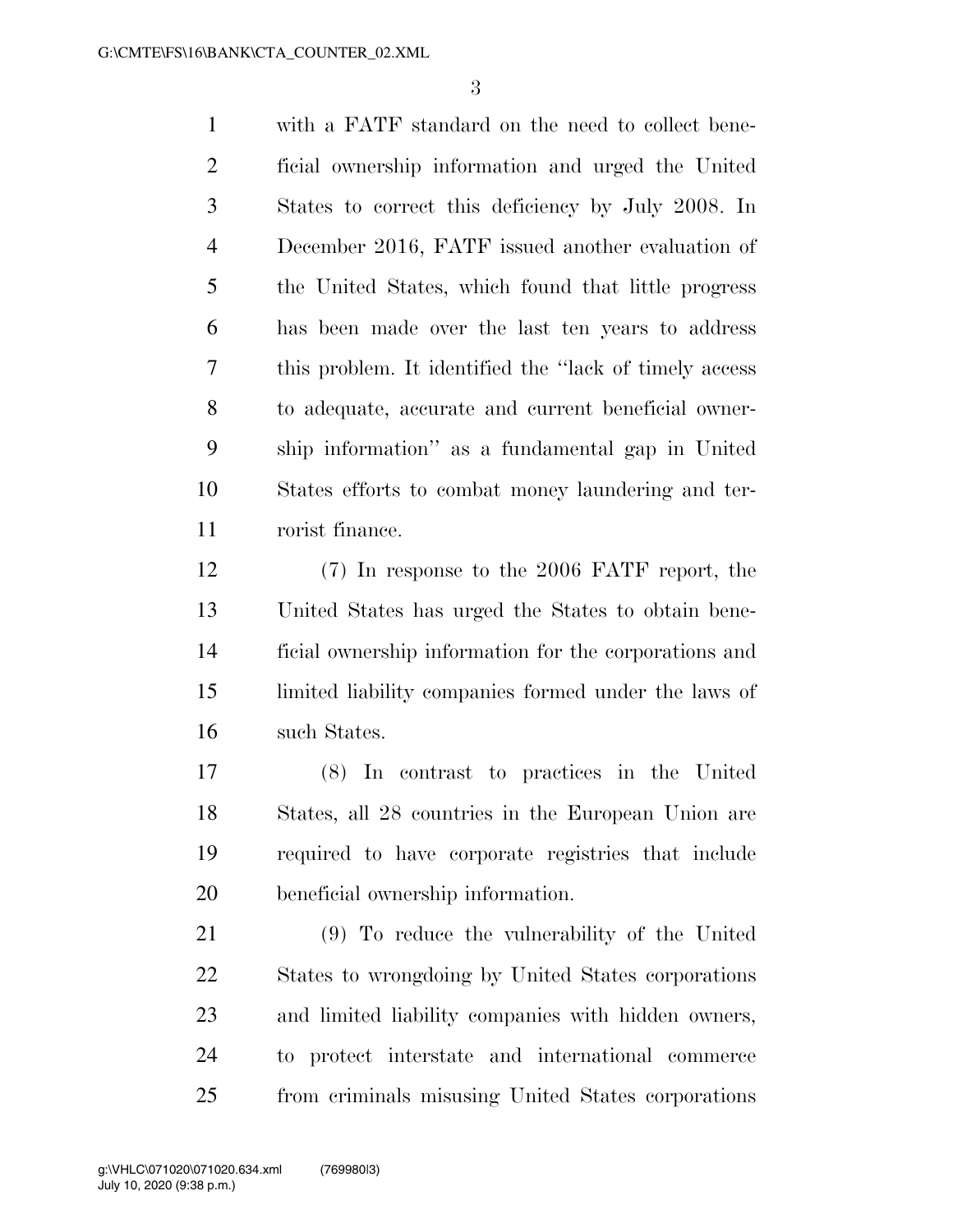with a FATF standard on the need to collect beneficial ownership information and urged the United States to correct this deficiency by July 2008. In December 2016, FATF issued another evaluation of the United States, which found that little progress has been made over the last ten years to address this problem. It identified the "lack of timely access to adequate, accurate and current beneficial ownership information" as a fundamental gap in United States efforts to combat money laundering and terrorist finance.

(7) In response to the 2006 FATF report, the United States has urged the States to obtain beneficial ownership information for the corporations and limited liability companies formed under the laws of such States.

(8) In contrast to practices in the United States, all 28 countries in the European Union are required to have corporate registries that include beneficial ownership information.

(9) To reduce the vulnerability of the United States to wrongdoing by United States corporations and limited liability companies with hidden owners, to protect interstate and international commerce from criminals misusing United States corporations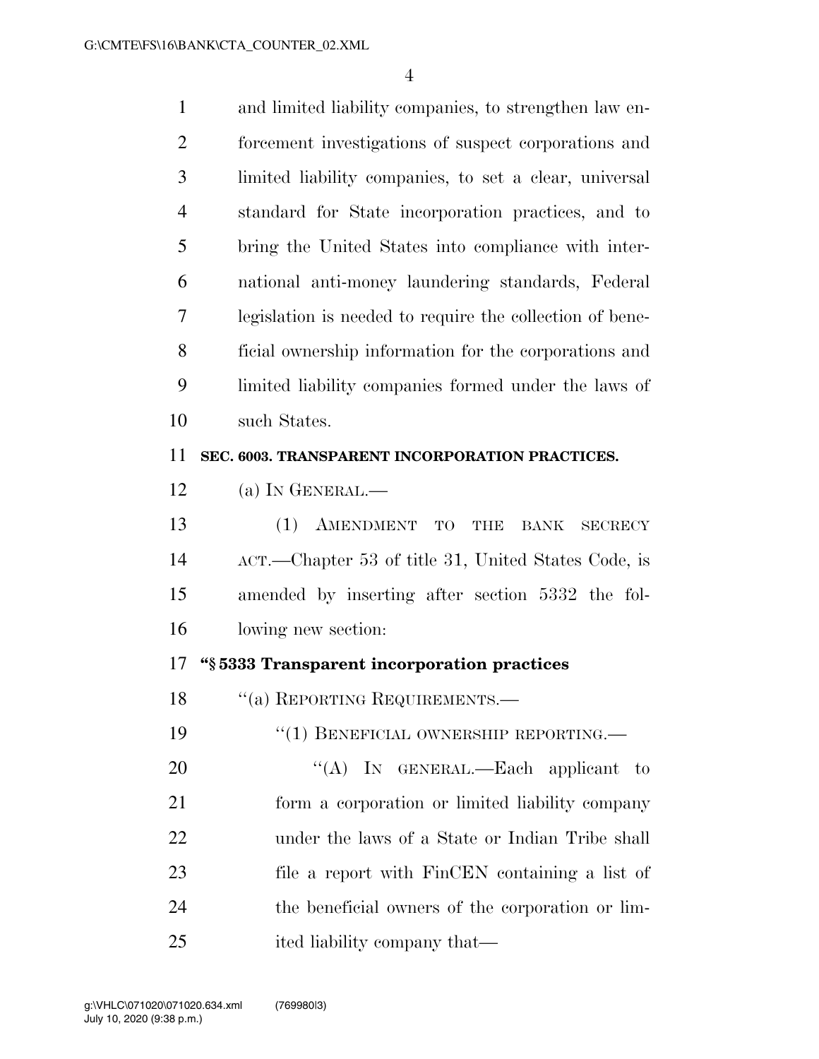and limited liability companies, to strengthen law enforcement investigations of suspect corporations and limited liability companies, to set a clear, universal standard for State incorporation practices, and to bring the United States into compliance with international anti-money laundering standards, Federal legislation is needed to require the collection of beneficial ownership information for the corporations and limited liability companies formed under the laws of such States.

**SEC. 6003. TRANSPARENT INCORPORATION PRACTICES.**

(a) IN GENERAL.—

(1) AMENDMENT TO THE BANK SECRECY ACT.—Chapter 53 of title 31, United States Code, is amended by inserting after section 5332 the following new section:

**"§ 5333 Transparent incorporation practices**

"(a) REPORTING REQUIREMENTS.—

"(1) BENEFICIAL OWNERSHIP REPORTING.—

"(A) IN GENERAL.—Each applicant to form a corporation or limited liability company under the laws of a State or Indian Tribe shall file a report with FinCEN containing a list of the beneficial owners of the corporation or limited liability company that—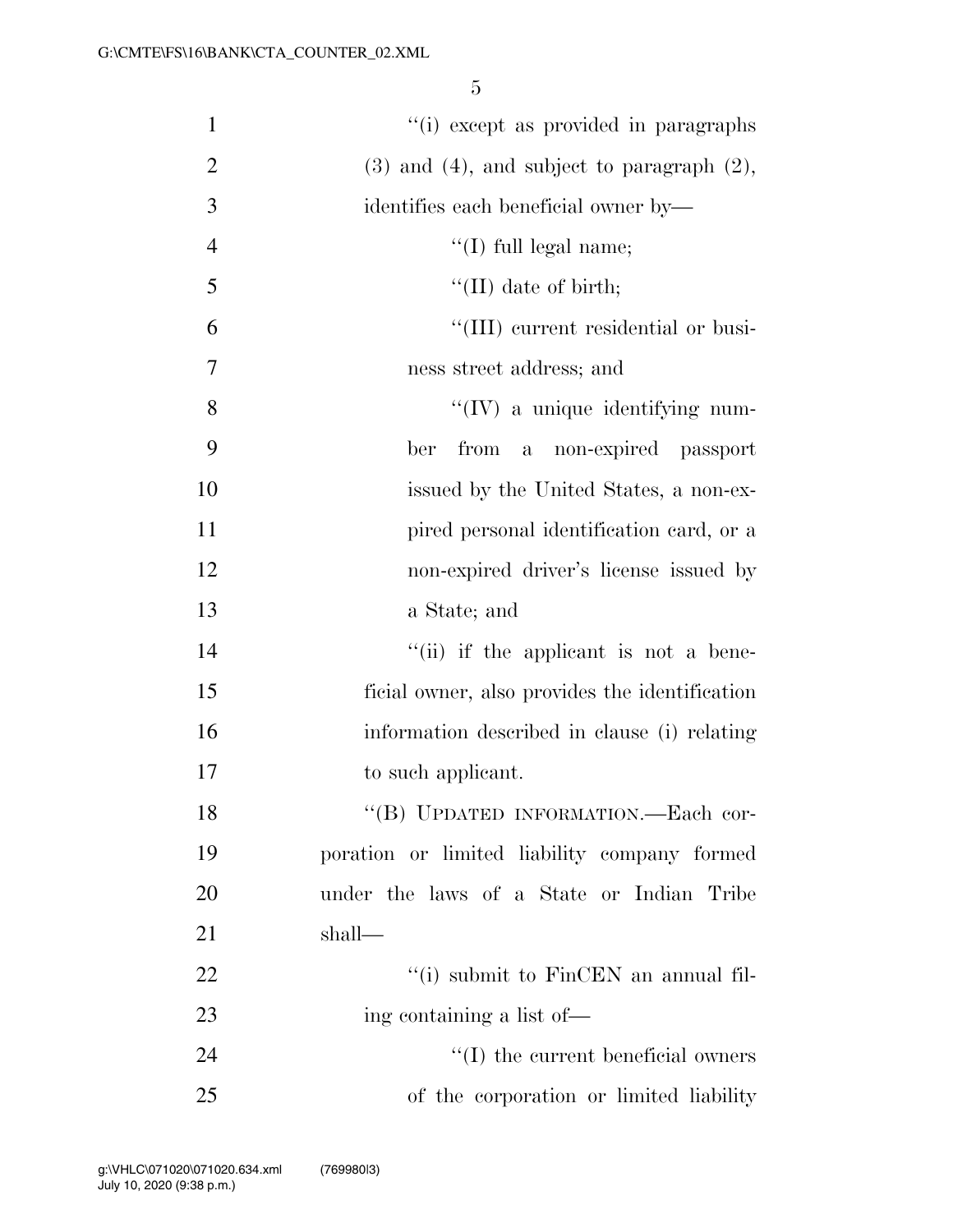"(i) except as provided in paragraphs (3) and (4), and subject to paragraph (2), identifies each beneficial owner by—

"(I) full legal name;

"(II) date of birth;

"(III) current residential or business street address; and

"(IV) a unique identifying number from a non-expired passport issued by the United States, a non-expired personal identification card, or a non-expired driver's license issued by a State; and

"(ii) if the applicant is not a beneficial owner, also provides the identification information described in clause (i) relating to such applicant.

"(B) UPDATED INFORMATION.—Each corporation or limited liability company formed under the laws of a State or Indian Tribe shall—

"(i) submit to FinCEN an annual filing containing a list of—

"(I) the current beneficial owners of the corporation or limited liability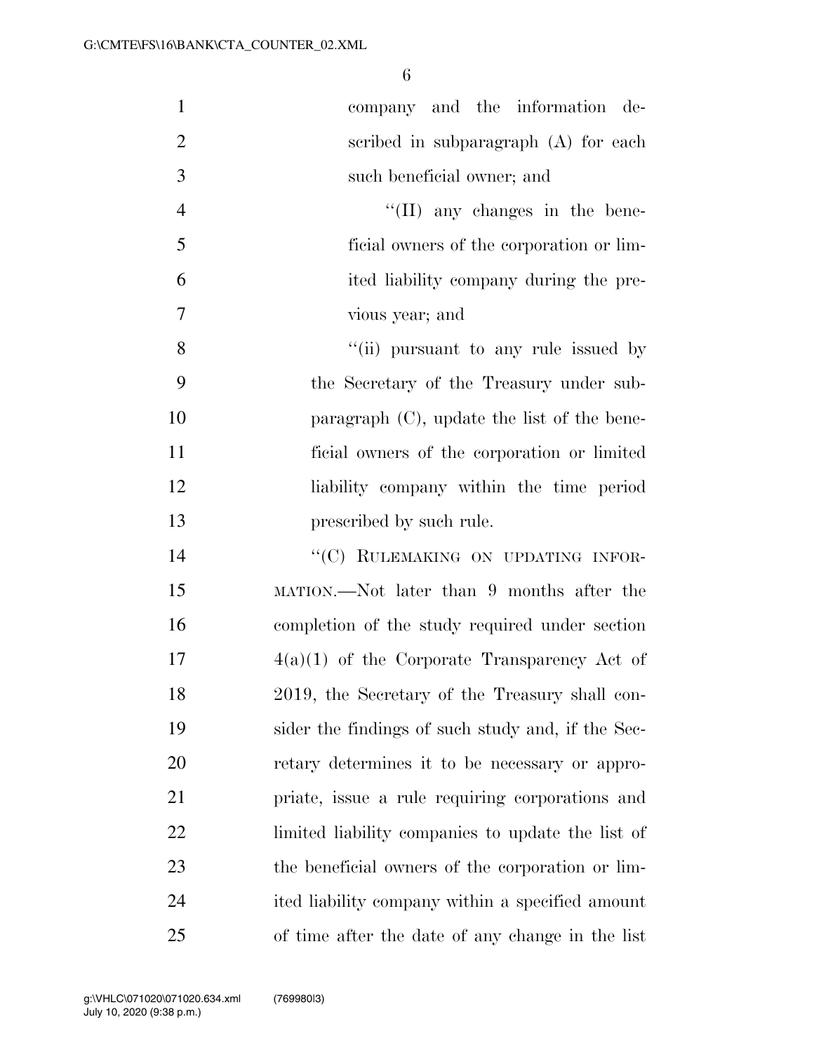company and the information described in subparagraph (A) for each such beneficial owner; and

"(II) any changes in the beneficial owners of the corporation or limited liability company during the previous year; and

"(ii) pursuant to any rule issued by the Secretary of the Treasury under subparagraph (C), update the list of the beneficial owners of the corporation or limited liability company within the time period prescribed by such rule.

"(C) RULEMAKING ON UPDATING INFORMATION.—Not later than 9 months after the completion of the study required under section 4(a)(1) of the Corporate Transparency Act of 2019, the Secretary of the Treasury shall consider the findings of such study and, if the Secretary determines it to be necessary or appropriate, issue a rule requiring corporations and limited liability companies to update the list of the beneficial owners of the corporation or limited liability company within a specified amount of time after the date of any change in the list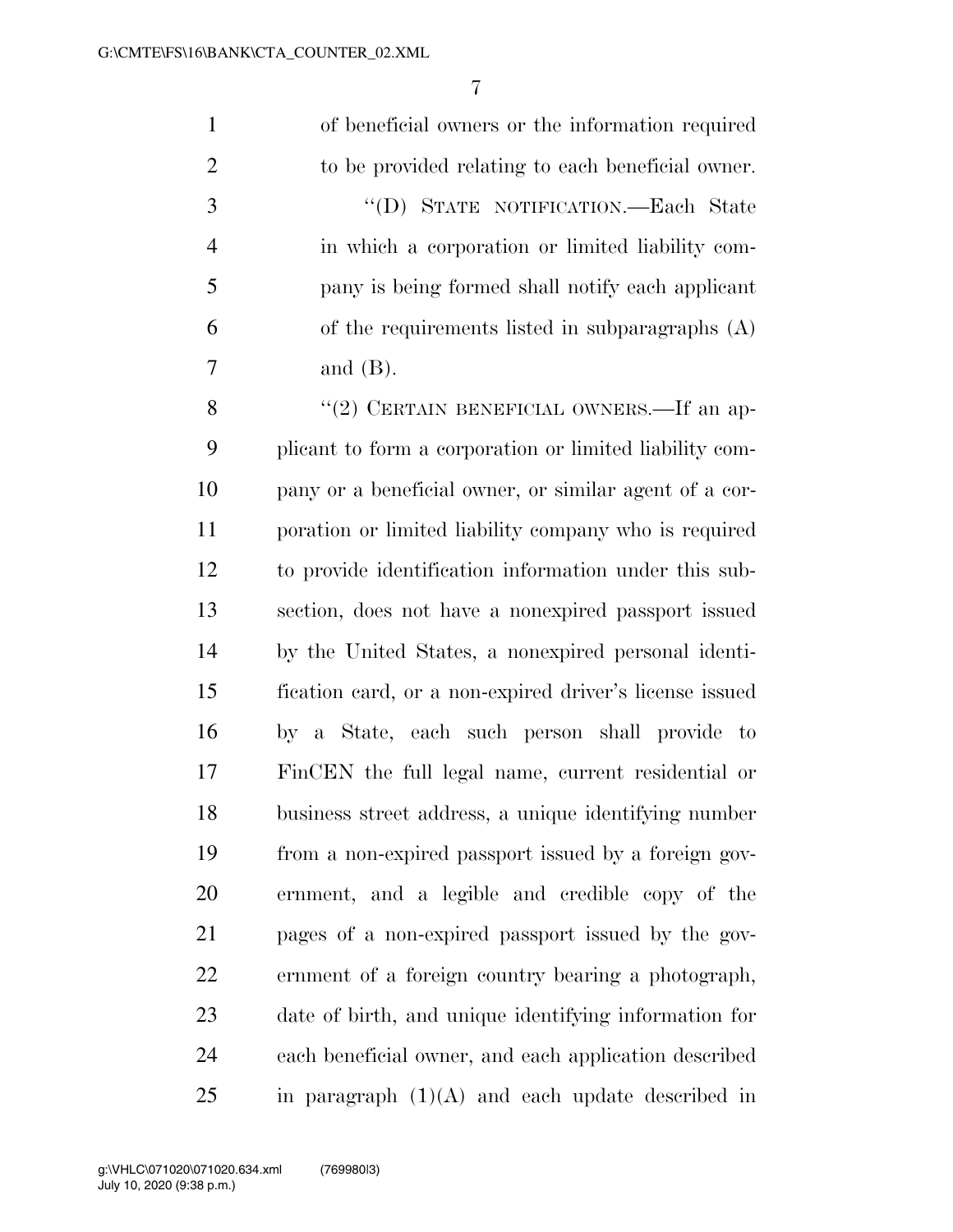of beneficial owners or the information required to be provided relating to each beneficial owner.

''(D) STATE NOTIFICATION.—Each State in which a corporation or limited liability company is being formed shall notify each applicant of the requirements listed in subparagraphs (A) and (B).

''(2) CERTAIN BENEFICIAL OWNERS.—If an applicant to form a corporation or limited liability company or a beneficial owner, or similar agent of a corporation or limited liability company who is required to provide identification information under this subsection, does not have a nonexpired passport issued by the United States, a nonexpired personal identification card, or a non-expired driver's license issued by a State, each such person shall provide to FinCEN the full legal name, current residential or business street address, a unique identifying number from a non-expired passport issued by a foreign government, and a legible and credible copy of the pages of a non-expired passport issued by the government of a foreign country bearing a photograph, date of birth, and unique identifying information for each beneficial owner, and each application described in paragraph (1)(A) and each update described in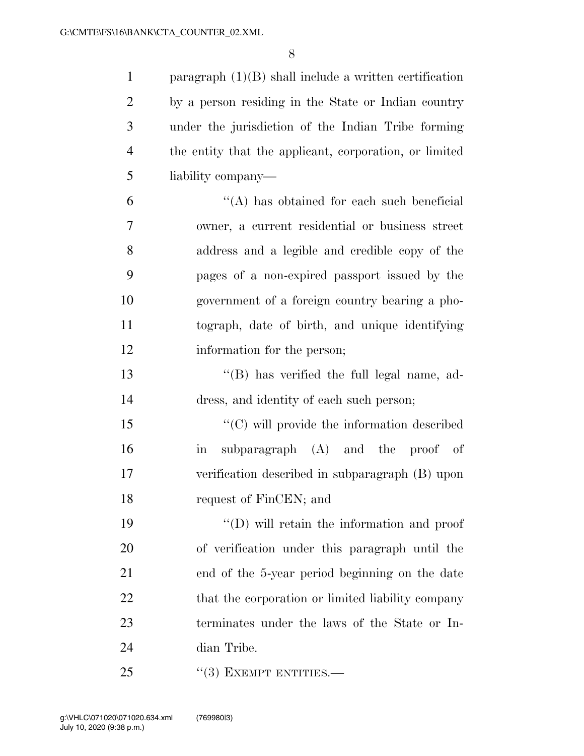paragraph (1)(B) shall include a written certification by a person residing in the State or Indian country under the jurisdiction of the Indian Tribe forming the entity that the applicant, corporation, or limited liability company—

''(A) has obtained for each such beneficial owner, a current residential or business street address and a legible and credible copy of the pages of a non-expired passport issued by the government of a foreign country bearing a photograph, date of birth, and unique identifying information for the person;

''(B) has verified the full legal name, address, and identity of each such person;

''(C) will provide the information described in subparagraph (A) and the proof of verification described in subparagraph (B) upon request of FinCEN; and

''(D) will retain the information and proof of verification under this paragraph until the end of the 5-year period beginning on the date that the corporation or limited liability company terminates under the laws of the State or Indian Tribe.

''(3) EXEMPT ENTITIES.—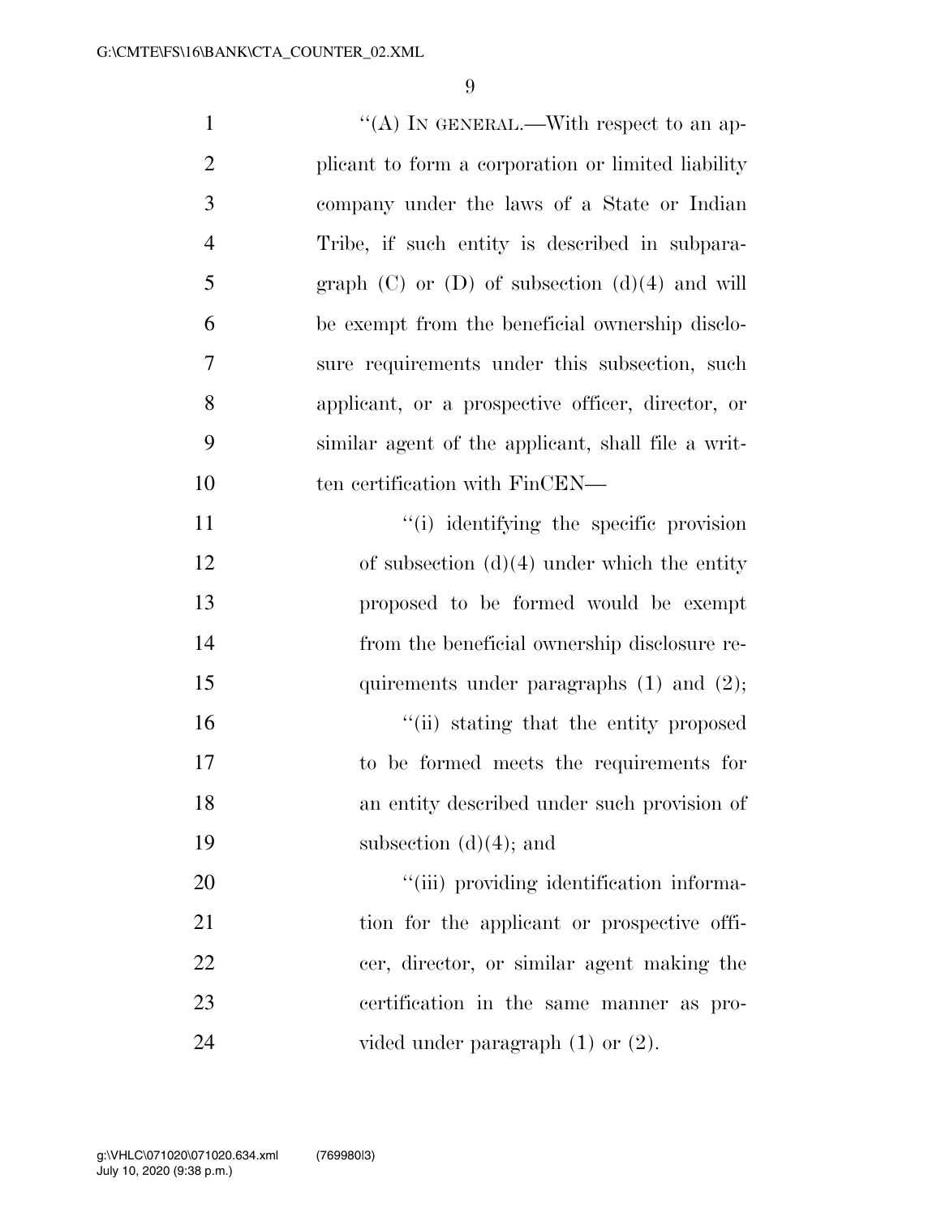"(A) IN GENERAL.—With respect to an applicant to form a corporation or limited liability company under the laws of a State or Indian Tribe, if such entity is described in subparagraph (C) or (D) of subsection (d)(4) and will be exempt from the beneficial ownership disclosure requirements under this subsection, such applicant, or a prospective officer, director, or similar agent of the applicant, shall file a written certification with FinCEN—

"(i) identifying the specific provision of subsection (d)(4) under which the entity proposed to be formed would be exempt from the beneficial ownership disclosure requirements under paragraphs (1) and (2);

"(ii) stating that the entity proposed to be formed meets the requirements for an entity described under such provision of subsection (d)(4); and

"(iii) providing identification information for the applicant or prospective officer, director, or similar agent making the certification in the same manner as provided under paragraph (1) or (2).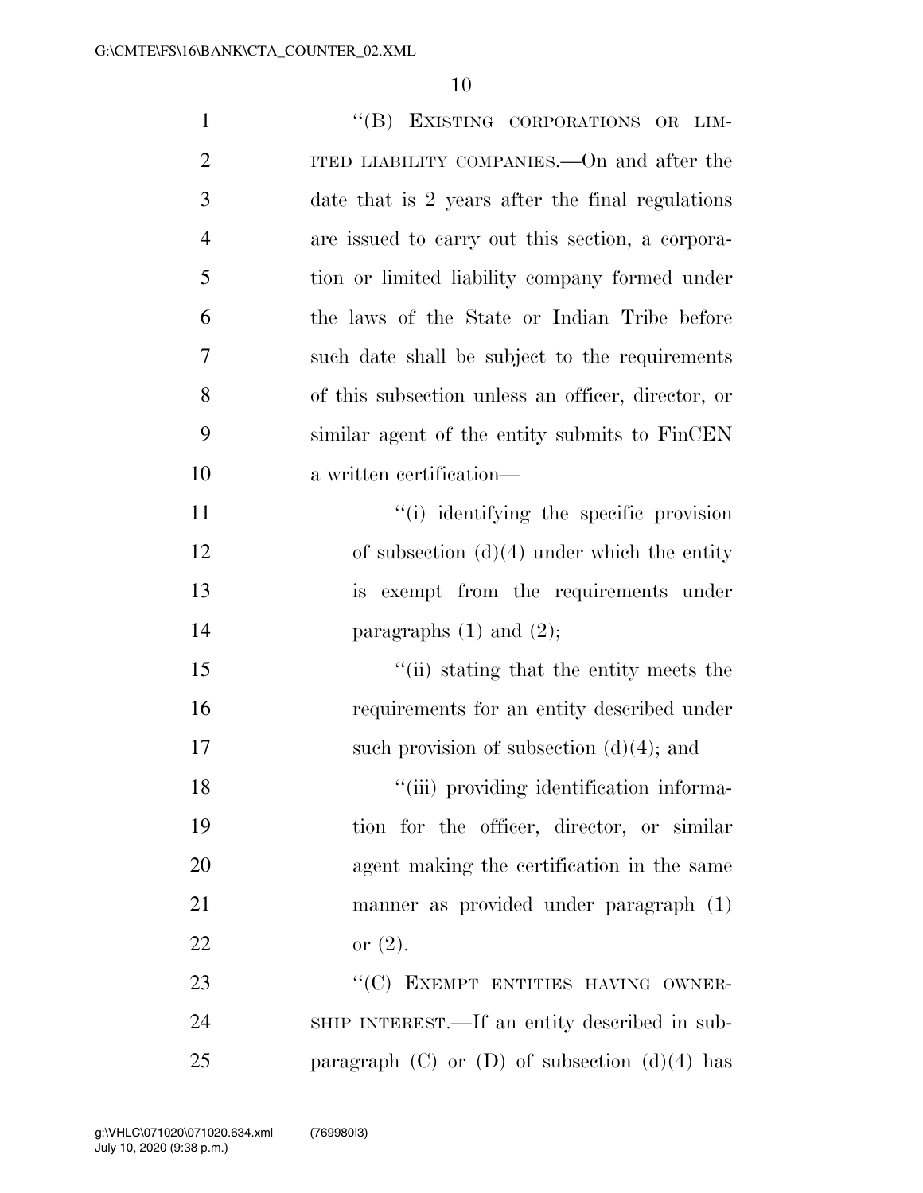"(B) EXISTING CORPORATIONS OR LIMITED LIABILITY COMPANIES.—On and after the date that is 2 years after the final regulations are issued to carry out this section, a corporation or limited liability company formed under the laws of the State or Indian Tribe before such date shall be subject to the requirements of this subsection unless an officer, director, or similar agent of the entity submits to FinCEN a written certification—

"(i) identifying the specific provision of subsection (d)(4) under which the entity is exempt from the requirements under paragraphs (1) and (2);

"(ii) stating that the entity meets the requirements for an entity described under such provision of subsection (d)(4); and

"(iii) providing identification information for the officer, director, or similar agent making the certification in the same manner as provided under paragraph (1) or (2).

"(C) EXEMPT ENTITIES HAVING OWNERSHIP INTEREST.—If an entity described in subparagraph (C) or (D) of subsection (d)(4) has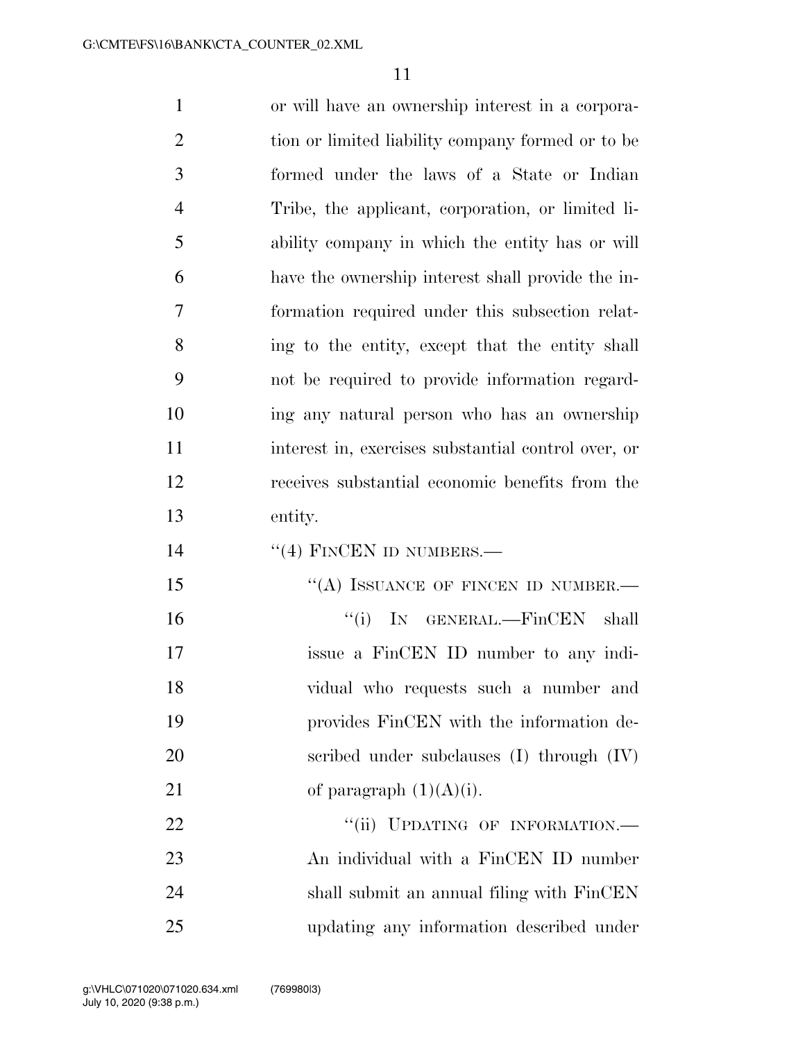or will have an ownership interest in a corporation or limited liability company formed or to be formed under the laws of a State or Indian Tribe, the applicant, corporation, or limited liability company in which the entity has or will have the ownership interest shall provide the information required under this subsection relating to the entity, except that the entity shall not be required to provide information regarding any natural person who has an ownership interest in, exercises substantial control over, or receives substantial economic benefits from the entity.

"(4) FINCEN ID NUMBERS.—

"(A) ISSUANCE OF FINCEN ID NUMBER.—

"(i) IN GENERAL.—FinCEN shall issue a FinCEN ID number to any individual who requests such a number and provides FinCEN with the information described under subclauses (I) through (IV) of paragraph (1)(A)(i).

"(ii) UPDATING OF INFORMATION.—An individual with a FinCEN ID number shall submit an annual filing with FinCEN updating any information described under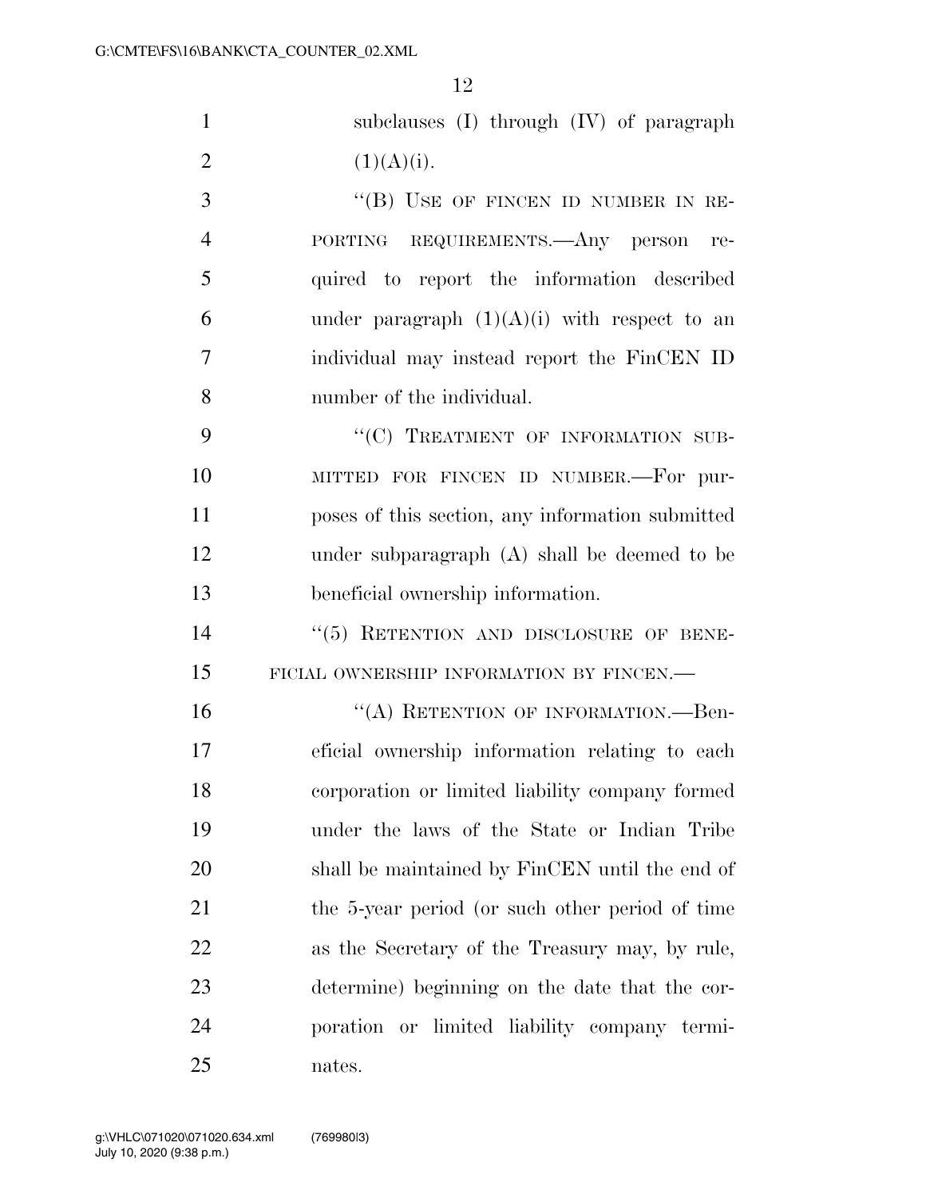subclauses (I) through (IV) of paragraph (1)(A)(i).

"(B) USE OF FINCEN ID NUMBER IN REPORTING REQUIREMENTS.—Any person required to report the information described under paragraph (1)(A)(i) with respect to an individual may instead report the FinCEN ID number of the individual.

"(C) TREATMENT OF INFORMATION SUBMITTED FOR FINCEN ID NUMBER.—For purposes of this section, any information submitted under subparagraph (A) shall be deemed to be beneficial ownership information.

"(5) RETENTION AND DISCLOSURE OF BENEFICIAL OWNERSHIP INFORMATION BY FINCEN.—

"(A) RETENTION OF INFORMATION.—Beneficial ownership information relating to each corporation or limited liability company formed under the laws of the State or Indian Tribe shall be maintained by FinCEN until the end of the 5-year period (or such other period of time as the Secretary of the Treasury may, by rule, determine) beginning on the date that the corporation or limited liability company terminates.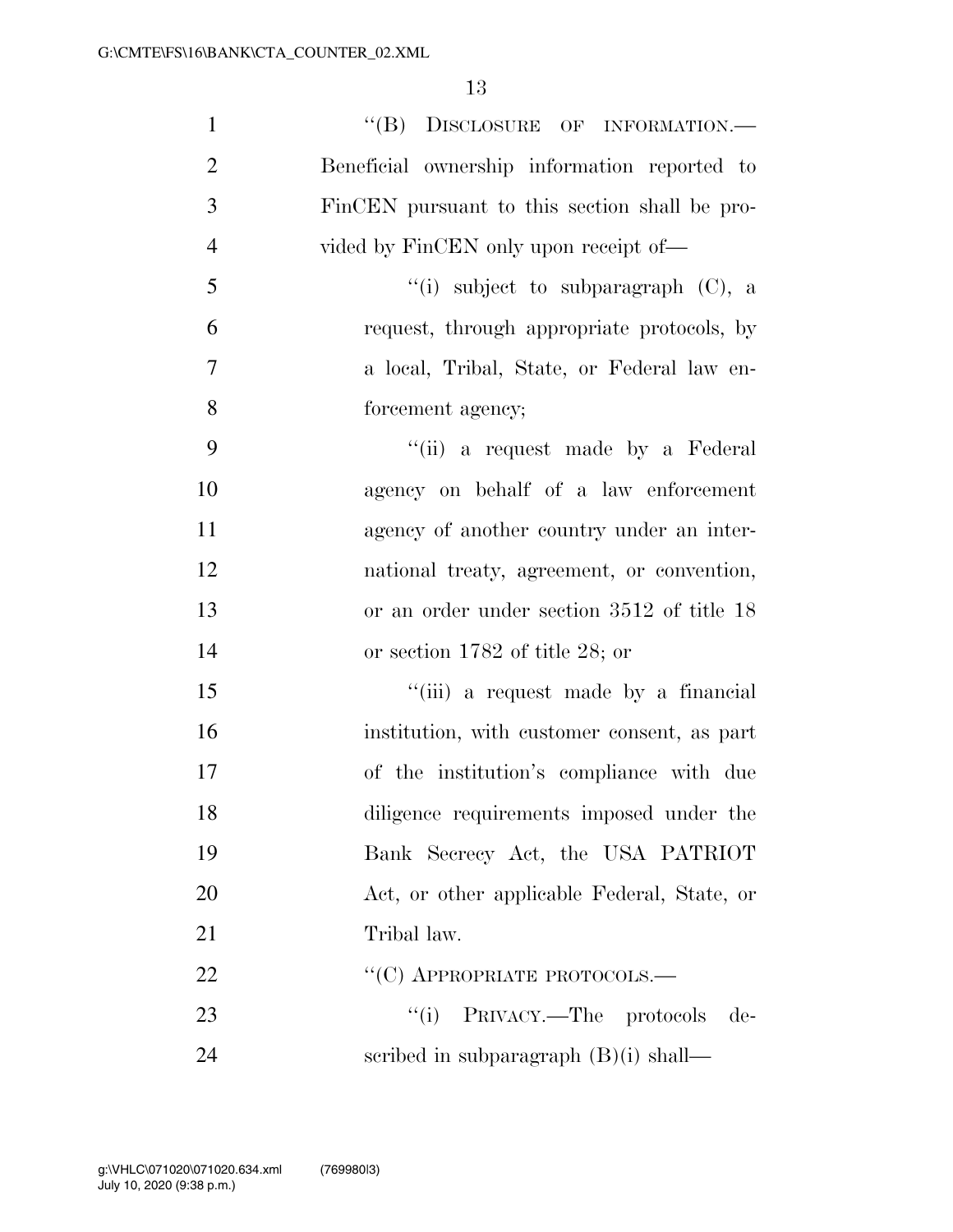"(B) DISCLOSURE OF INFORMATION.—Beneficial ownership information reported to FinCEN pursuant to this section shall be provided by FinCEN only upon receipt of—

"(i) subject to subparagraph (C), a request, through appropriate protocols, by a local, Tribal, State, or Federal law enforcement agency;

"(ii) a request made by a Federal agency on behalf of a law enforcement agency of another country under an international treaty, agreement, or convention, or an order under section 3512 of title 18 or section 1782 of title 28; or

"(iii) a request made by a financial institution, with customer consent, as part of the institution's compliance with due diligence requirements imposed under the Bank Secrecy Act, the USA PATRIOT Act, or other applicable Federal, State, or Tribal law.

"(C) APPROPRIATE PROTOCOLS.—

"(i) PRIVACY.—The protocols described in subparagraph (B)(i) shall—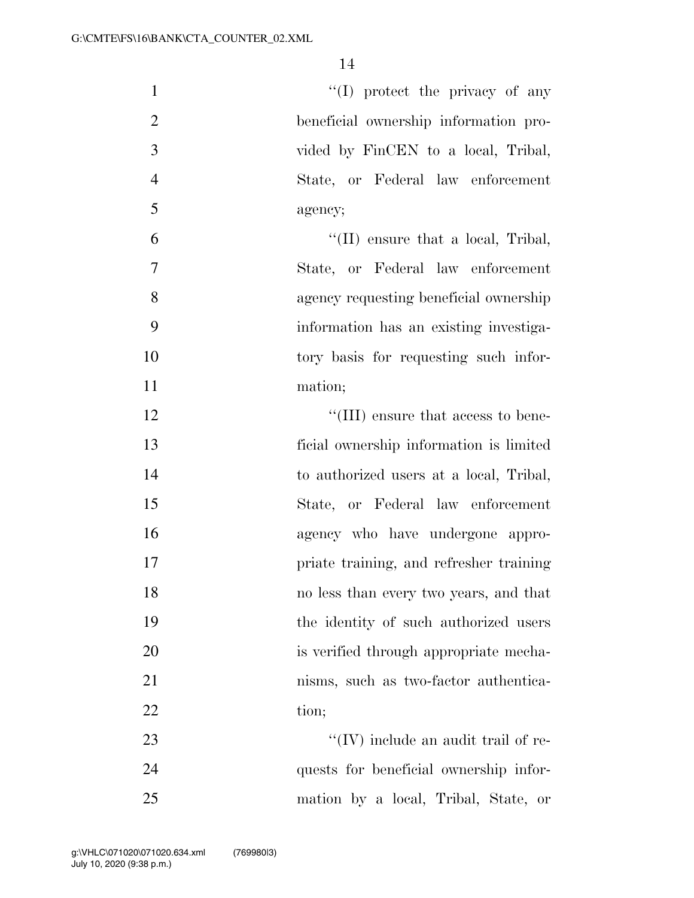''(I) protect the privacy of any beneficial ownership information provided by FinCEN to a local, Tribal, State, or Federal law enforcement agency;

''(II) ensure that a local, Tribal, State, or Federal law enforcement agency requesting beneficial ownership information has an existing investigatory basis for requesting such information;

''(III) ensure that access to beneficial ownership information is limited to authorized users at a local, Tribal, State, or Federal law enforcement agency who have undergone appropriate training, and refresher training no less than every two years, and that the identity of such authorized users is verified through appropriate mechanisms, such as two-factor authentication;

''(IV) include an audit trail of requests for beneficial ownership information by a local, Tribal, State, or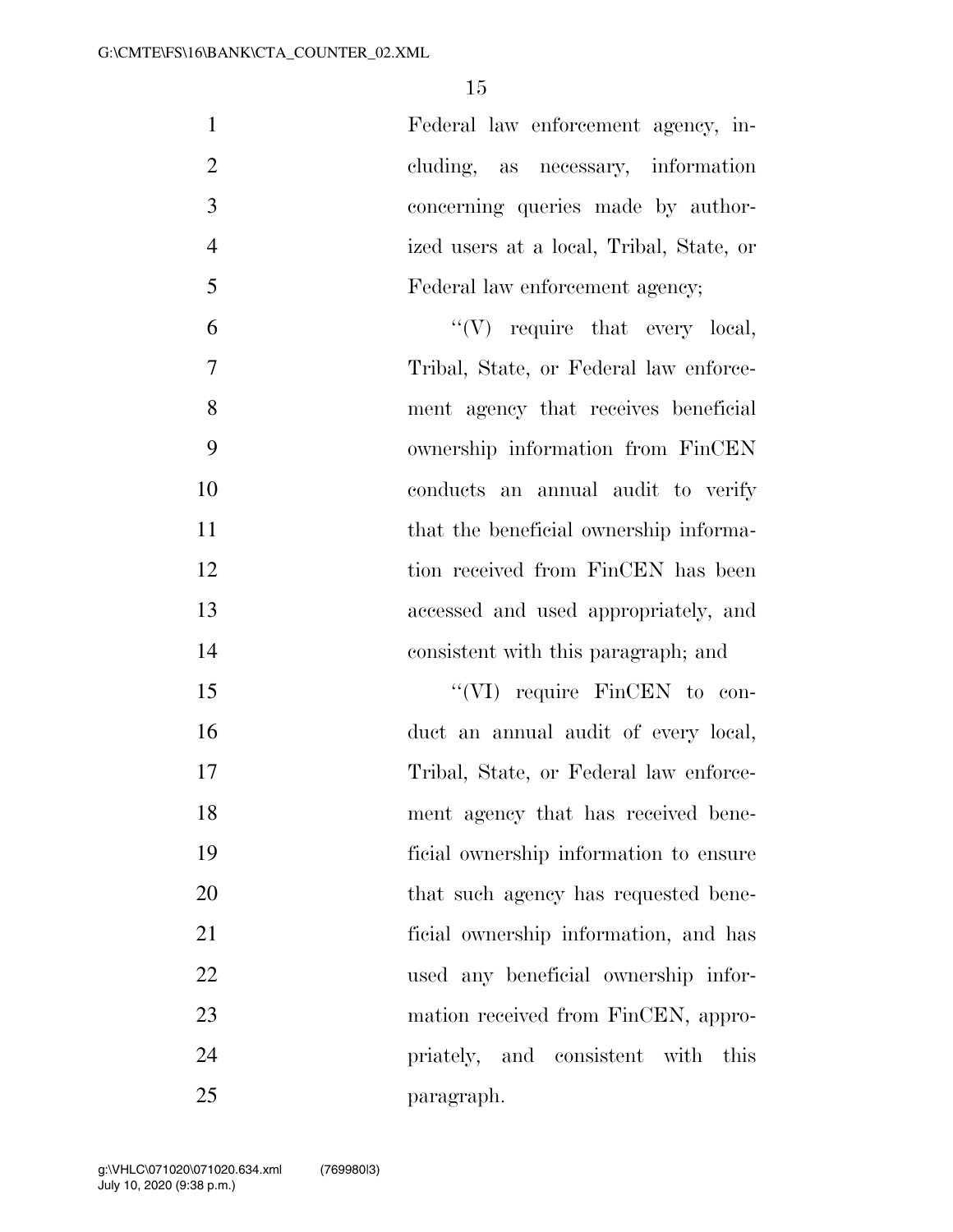Federal law enforcement agency, including, as necessary, information concerning queries made by authorized users at a local, Tribal, State, or Federal law enforcement agency;

"(V) require that every local, Tribal, State, or Federal law enforcement agency that receives beneficial ownership information from FinCEN conducts an annual audit to verify that the beneficial ownership information received from FinCEN has been accessed and used appropriately, and consistent with this paragraph; and

"(VI) require FinCEN to conduct an annual audit of every local, Tribal, State, or Federal law enforcement agency that has received beneficial ownership information to ensure that such agency has requested beneficial ownership information, and has used any beneficial ownership information received from FinCEN, appropriately, and consistent with this paragraph.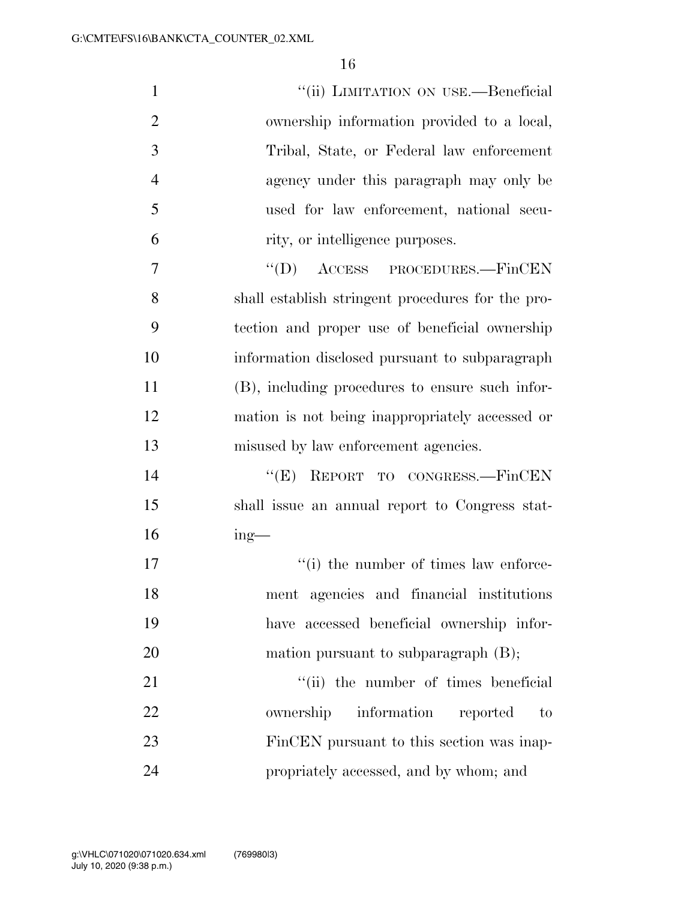"(ii) LIMITATION ON USE.—Beneficial ownership information provided to a local, Tribal, State, or Federal law enforcement agency under this paragraph may only be used for law enforcement, national security, or intelligence purposes.

"(D) ACCESS PROCEDURES.—FinCEN shall establish stringent procedures for the protection and proper use of beneficial ownership information disclosed pursuant to subparagraph (B), including procedures to ensure such information is not being inappropriately accessed or misused by law enforcement agencies.

"(E) REPORT TO CONGRESS.—FinCEN shall issue an annual report to Congress stating—

"(i) the number of times law enforcement agencies and financial institutions have accessed beneficial ownership information pursuant to subparagraph (B);

"(ii) the number of times beneficial ownership information reported to FinCEN pursuant to this section was inappropriately accessed, and by whom; and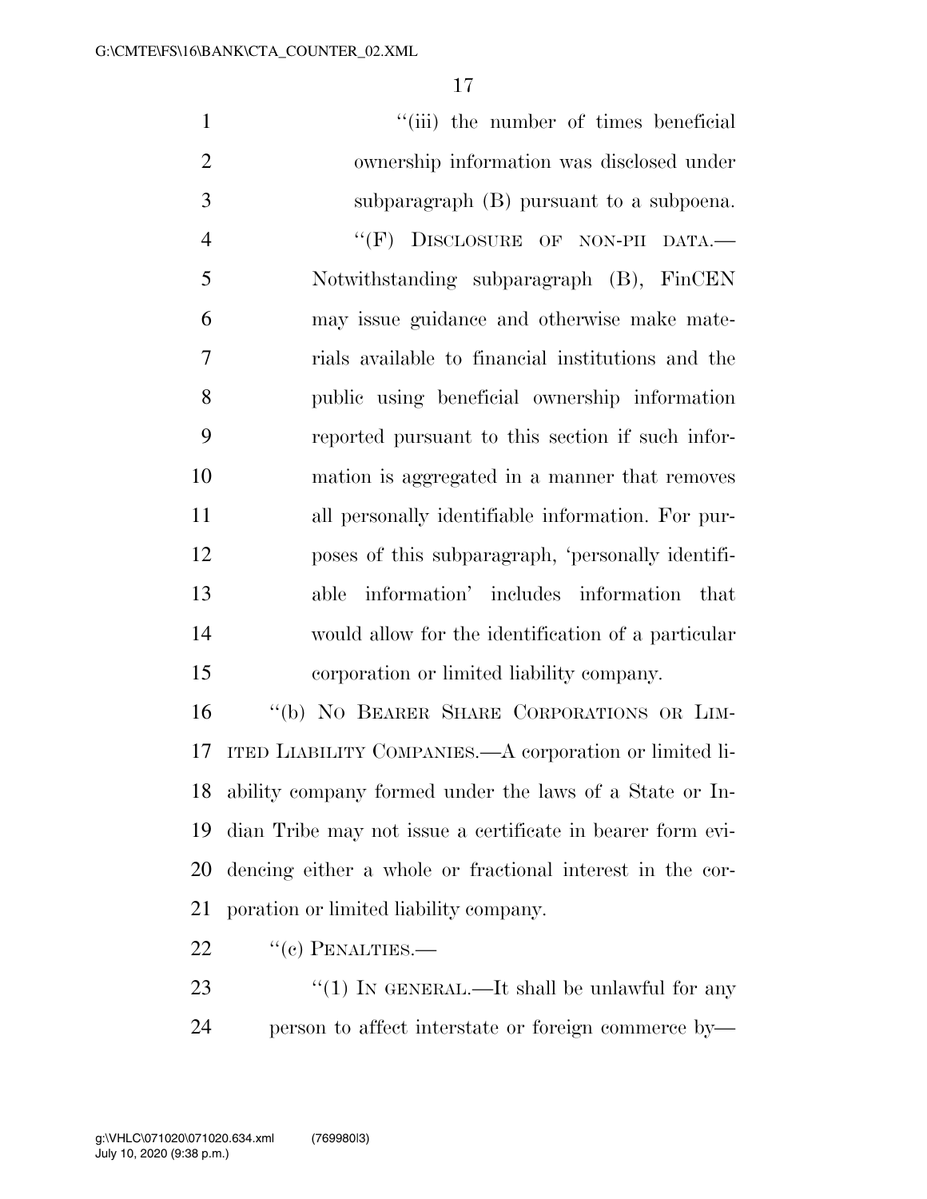''(iii) the number of times beneficial ownership information was disclosed under subparagraph (B) pursuant to a subpoena.

''(F) DISCLOSURE OF NON-PII DATA.—Notwithstanding subparagraph (B), FinCEN may issue guidance and otherwise make materials available to financial institutions and the public using beneficial ownership information reported pursuant to this section if such information is aggregated in a manner that removes all personally identifiable information. For purposes of this subparagraph, 'personally identifiable information' includes information that would allow for the identification of a particular corporation or limited liability company.

''(b) NO BEARER SHARE CORPORATIONS OR LIMITED LIABILITY COMPANIES.—A corporation or limited liability company formed under the laws of a State or Indian Tribe may not issue a certificate in bearer form evidencing either a whole or fractional interest in the corporation or limited liability company.

''(c) PENALTIES.—

''(1) IN GENERAL.—It shall be unlawful for any person to affect interstate or foreign commerce by—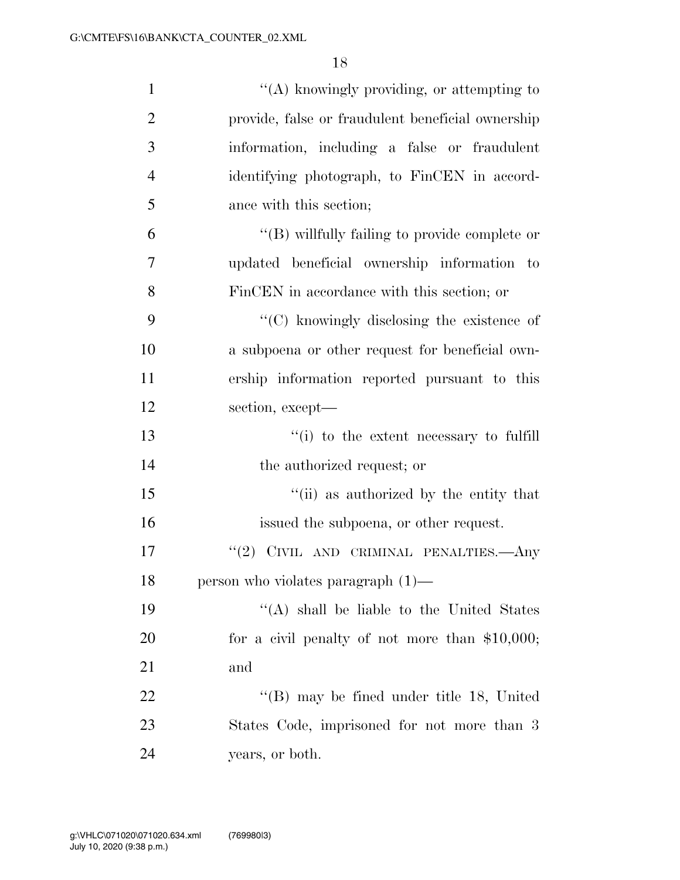''(A) knowingly providing, or attempting to provide, false or fraudulent beneficial ownership information, including a false or fraudulent identifying photograph, to FinCEN in accordance with this section;

''(B) willfully failing to provide complete or updated beneficial ownership information to FinCEN in accordance with this section; or

''(C) knowingly disclosing the existence of a subpoena or other request for beneficial ownership information reported pursuant to this section, except—

''(i) to the extent necessary to fulfill the authorized request; or

''(ii) as authorized by the entity that issued the subpoena, or other request.

''(2) CIVIL AND CRIMINAL PENALTIES.—Any person who violates paragraph (1)—

''(A) shall be liable to the United States for a civil penalty of not more than $10,000; and

''(B) may be fined under title 18, United States Code, imprisoned for not more than 3 years, or both.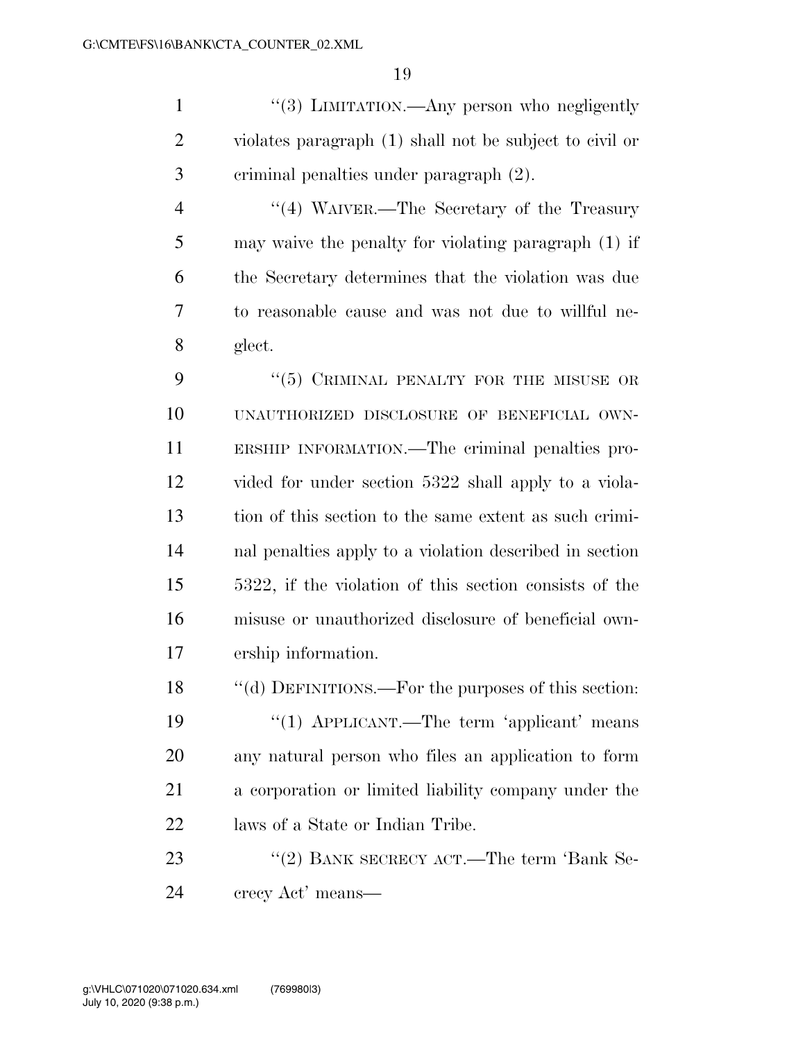''(3) LIMITATION.—Any person who negligently violates paragraph (1) shall not be subject to civil or criminal penalties under paragraph (2).

''(4) WAIVER.—The Secretary of the Treasury may waive the penalty for violating paragraph (1) if the Secretary determines that the violation was due to reasonable cause and was not due to willful neglect.

''(5) CRIMINAL PENALTY FOR THE MISUSE OR UNAUTHORIZED DISCLOSURE OF BENEFICIAL OWNERSHIP INFORMATION.—The criminal penalties provided for under section 5322 shall apply to a violation of this section to the same extent as such criminal penalties apply to a violation described in section 5322, if the violation of this section consists of the misuse or unauthorized disclosure of beneficial ownership information.

''(d) DEFINITIONS.—For the purposes of this section:

''(1) APPLICANT.—The term 'applicant' means any natural person who files an application to form a corporation or limited liability company under the laws of a State or Indian Tribe.

''(2) BANK SECRECY ACT.—The term 'Bank Secrecy Act' means—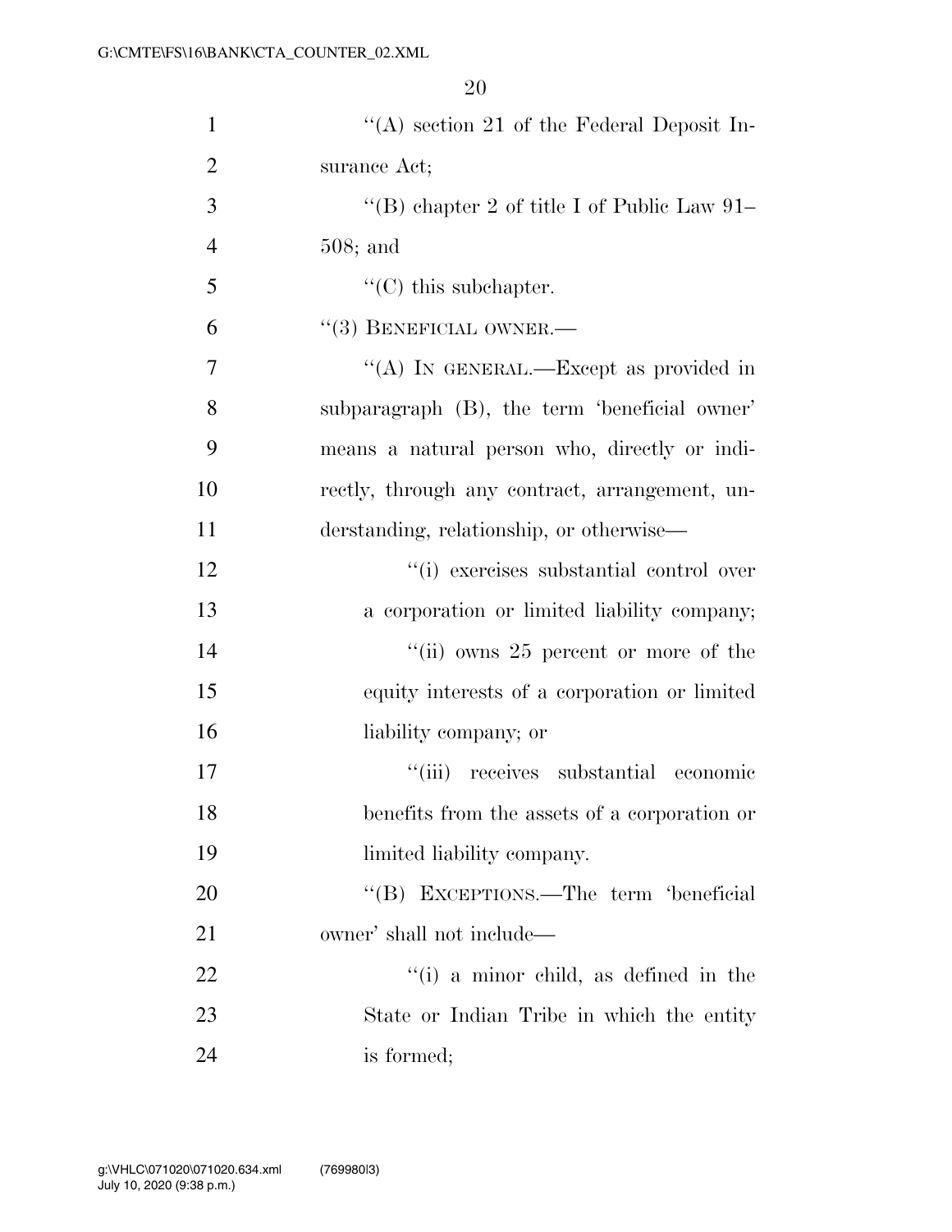''(A) section 21 of the Federal Deposit Insurance Act;

''(B) chapter 2 of title I of Public Law 91–508; and

''(C) this subchapter.

''(3) BENEFICIAL OWNER.—

''(A) IN GENERAL.—Except as provided in subparagraph (B), the term 'beneficial owner' means a natural person who, directly or indirectly, through any contract, arrangement, understanding, relationship, or otherwise—

''(i) exercises substantial control over a corporation or limited liability company;

''(ii) owns 25 percent or more of the equity interests of a corporation or limited liability company; or

''(iii) receives substantial economic benefits from the assets of a corporation or limited liability company.

''(B) EXCEPTIONS.—The term 'beneficial owner' shall not include—

''(i) a minor child, as defined in the State or Indian Tribe in which the entity is formed;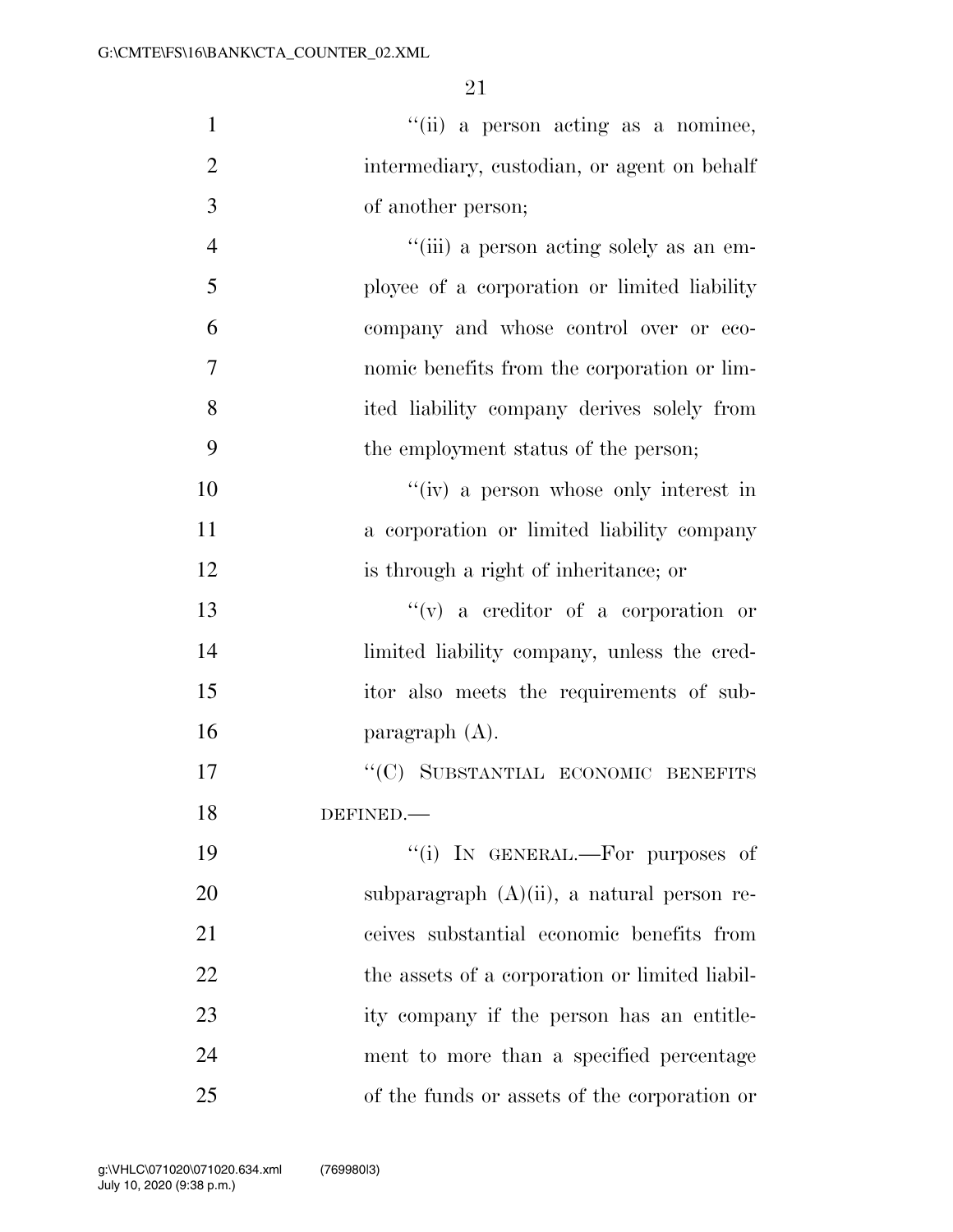''(ii) a person acting as a nominee, intermediary, custodian, or agent on behalf of another person;

''(iii) a person acting solely as an employee of a corporation or limited liability company and whose control over or economic benefits from the corporation or limited liability company derives solely from the employment status of the person;

''(iv) a person whose only interest in a corporation or limited liability company is through a right of inheritance; or

''(v) a creditor of a corporation or limited liability company, unless the creditor also meets the requirements of subparagraph (A).

''(C) SUBSTANTIAL ECONOMIC BENEFITS DEFINED.—

''(i) IN GENERAL.—For purposes of subparagraph (A)(ii), a natural person receives substantial economic benefits from the assets of a corporation or limited liability company if the person has an entitlement to more than a specified percentage of the funds or assets of the corporation or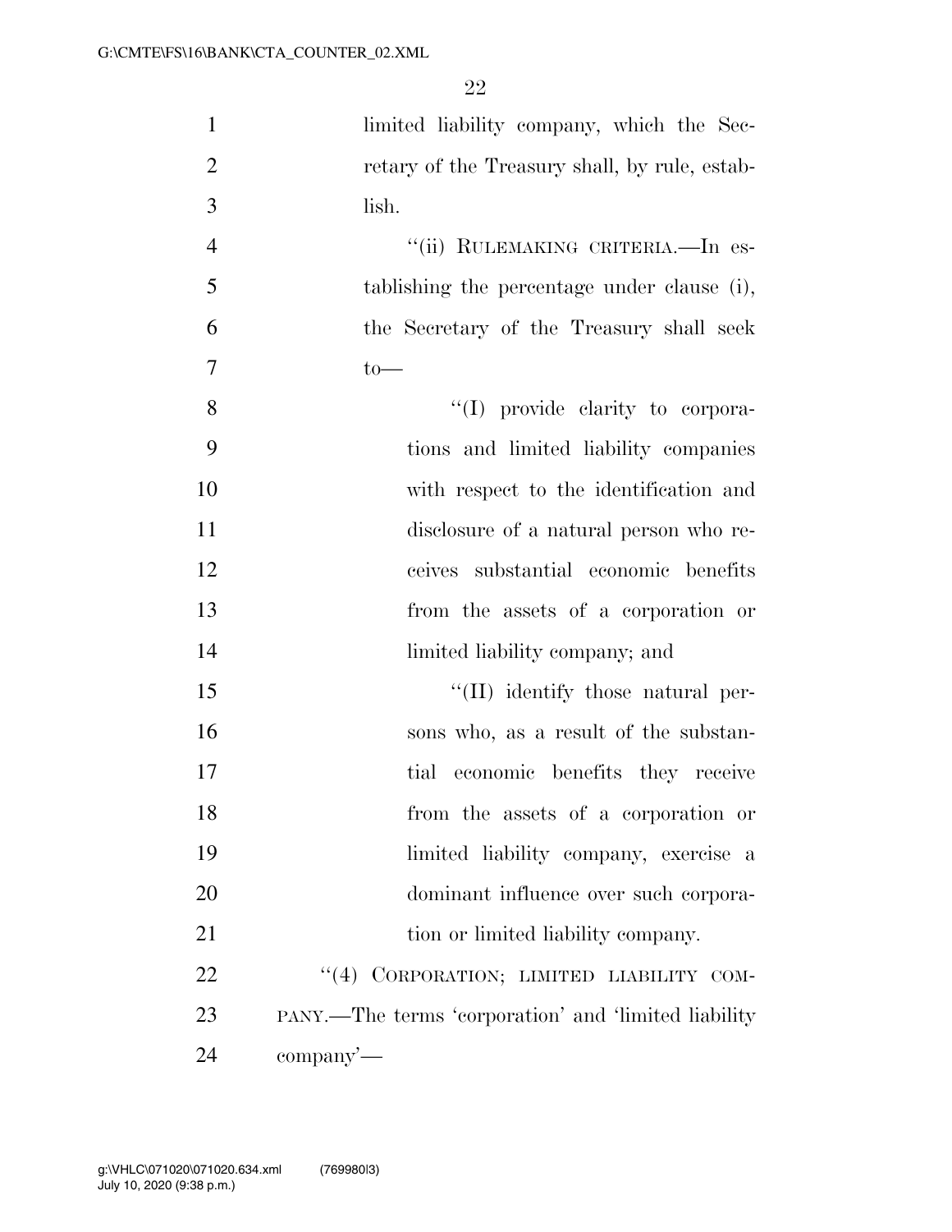limited liability company, which the Secretary of the Treasury shall, by rule, establish.

''(ii) RULEMAKING CRITERIA.—In establishing the percentage under clause (i), the Secretary of the Treasury shall seek to—

''(I) provide clarity to corporations and limited liability companies with respect to the identification and disclosure of a natural person who receives substantial economic benefits from the assets of a corporation or limited liability company; and

''(II) identify those natural persons who, as a result of the substantial economic benefits they receive from the assets of a corporation or limited liability company, exercise a dominant influence over such corporation or limited liability company.

''(4) CORPORATION; LIMITED LIABILITY COMPANY.—The terms 'corporation' and 'limited liability company'—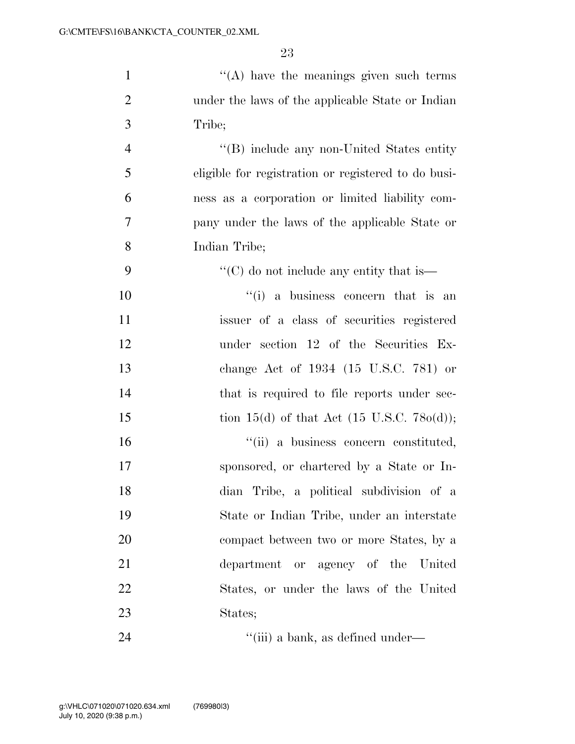''(A) have the meanings given such terms under the laws of the applicable State or Indian Tribe;

''(B) include any non-United States entity eligible for registration or registered to do business as a corporation or limited liability company under the laws of the applicable State or Indian Tribe;

''(C) do not include any entity that is—

''(i) a business concern that is an issuer of a class of securities registered under section 12 of the Securities Exchange Act of 1934 (15 U.S.C. 781) or that is required to file reports under section 15(d) of that Act (15 U.S.C. 78o(d));

''(ii) a business concern constituted, sponsored, or chartered by a State or Indian Tribe, a political subdivision of a State or Indian Tribe, under an interstate compact between two or more States, by a department or agency of the United States, or under the laws of the United States;

''(iii) a bank, as defined under—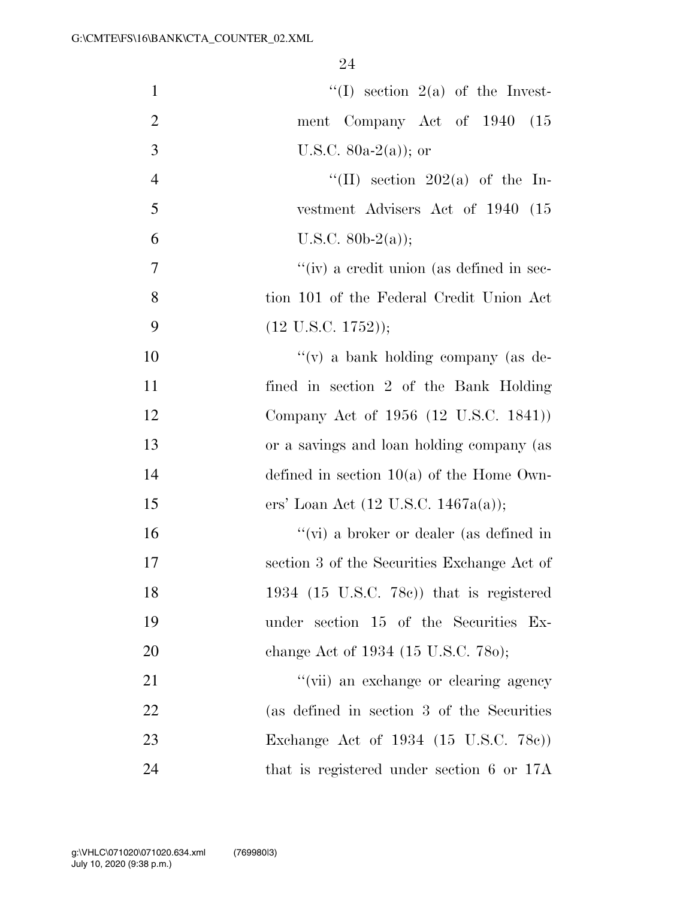''(I) section 2(a) of the Investment Company Act of 1940 (15 U.S.C. 80a-2(a)); or

''(II) section 202(a) of the Investment Advisers Act of 1940 (15 U.S.C. 80b-2(a));

''(iv) a credit union (as defined in section 101 of the Federal Credit Union Act (12 U.S.C. 1752));

''(v) a bank holding company (as defined in section 2 of the Bank Holding Company Act of 1956 (12 U.S.C. 1841)) or a savings and loan holding company (as defined in section 10(a) of the Home Owners' Loan Act (12 U.S.C. 1467a(a));

''(vi) a broker or dealer (as defined in section 3 of the Securities Exchange Act of 1934 (15 U.S.C. 78c)) that is registered under section 15 of the Securities Exchange Act of 1934 (15 U.S.C. 78o);

''(vii) an exchange or clearing agency (as defined in section 3 of the Securities Exchange Act of 1934 (15 U.S.C. 78c)) that is registered under section 6 or 17A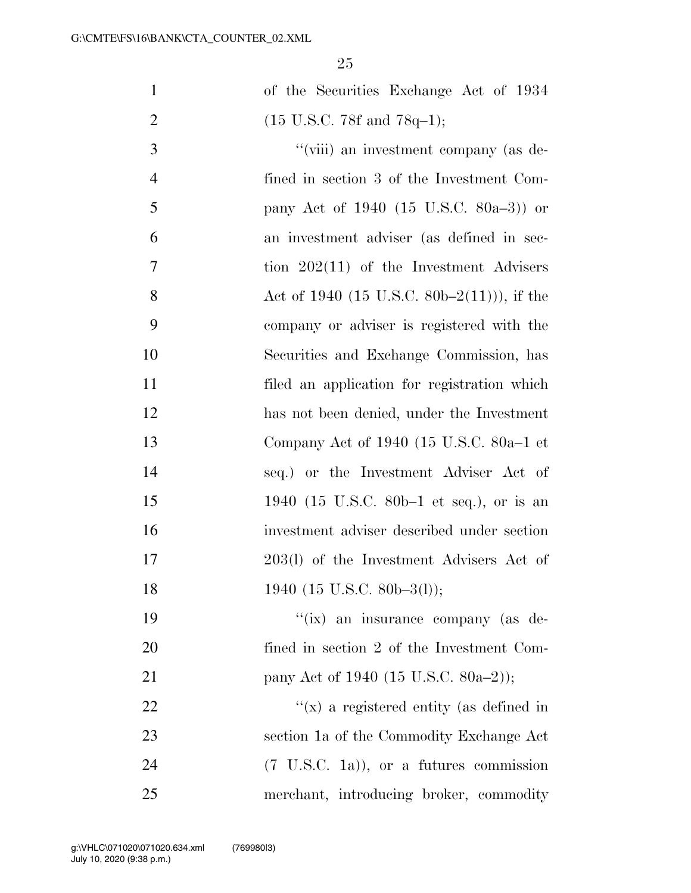of the Securities Exchange Act of 1934 (15 U.S.C. 78f and 78q–1);

''(viii) an investment company (as defined in section 3 of the Investment Company Act of 1940 (15 U.S.C. 80a–3)) or an investment adviser (as defined in section 202(11) of the Investment Advisers Act of 1940 (15 U.S.C. 80b–2(11))), if the company or adviser is registered with the Securities and Exchange Commission, has filed an application for registration which has not been denied, under the Investment Company Act of 1940 (15 U.S.C. 80a–1 et seq.) or the Investment Adviser Act of 1940 (15 U.S.C. 80b–1 et seq.), or is an investment adviser described under section 203(l) of the Investment Advisers Act of 1940 (15 U.S.C. 80b–3(l));

''(ix) an insurance company (as defined in section 2 of the Investment Company Act of 1940 (15 U.S.C. 80a–2));

''(x) a registered entity (as defined in section 1a of the Commodity Exchange Act (7 U.S.C. 1a)), or a futures commission merchant, introducing broker, commodity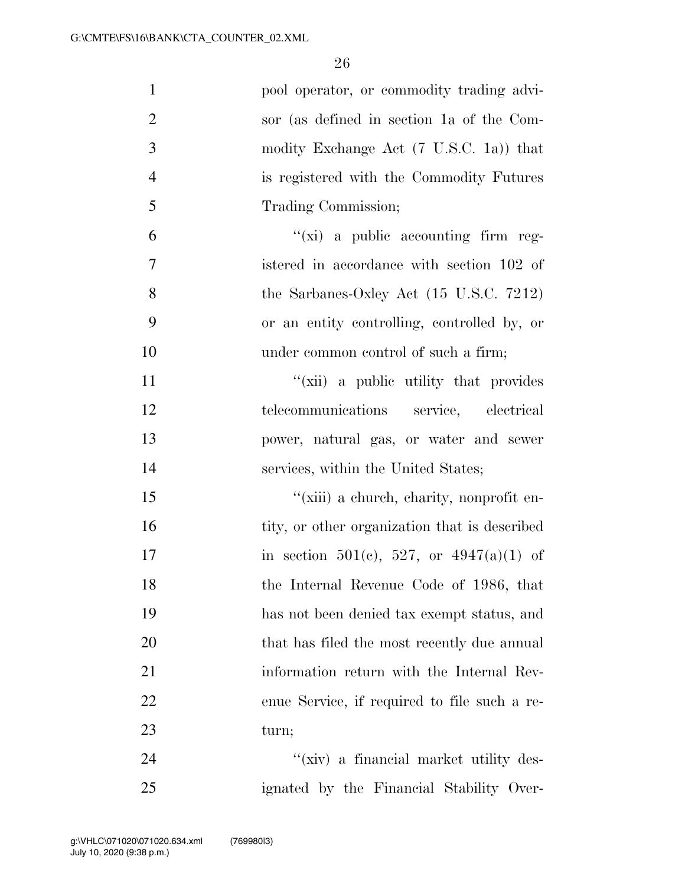pool operator, or commodity trading advisor (as defined in section 1a of the Commodity Exchange Act (7 U.S.C. 1a)) that is registered with the Commodity Futures Trading Commission;

''(xi) a public accounting firm registered in accordance with section 102 of the Sarbanes-Oxley Act (15 U.S.C. 7212) or an entity controlling, controlled by, or under common control of such a firm;

''(xii) a public utility that provides telecommunications service, electrical power, natural gas, or water and sewer services, within the United States;

''(xiii) a church, charity, nonprofit entity, or other organization that is described in section 501(c), 527, or 4947(a)(1) of the Internal Revenue Code of 1986, that has not been denied tax exempt status, and that has filed the most recently due annual information return with the Internal Revenue Service, if required to file such a return;

''(xiv) a financial market utility designated by the Financial Stability Over-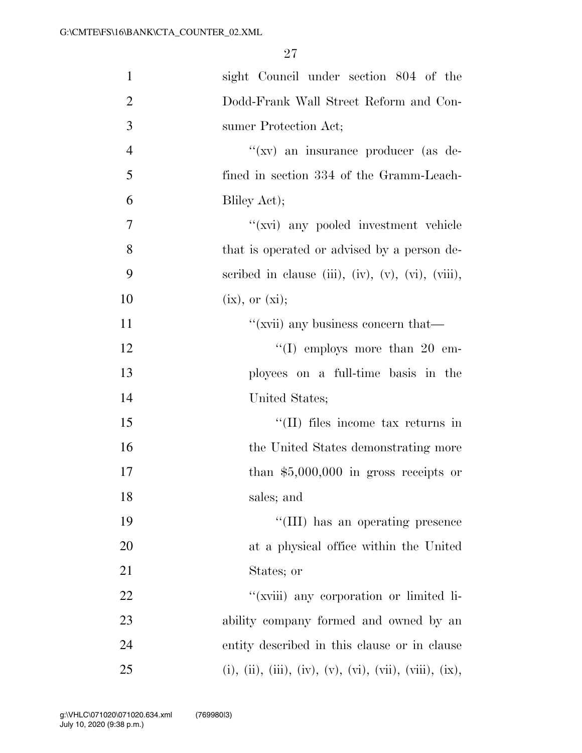sight Council under section 804 of the Dodd-Frank Wall Street Reform and Consumer Protection Act;

''(xv) an insurance producer (as defined in section 334 of the Gramm-Leach-Bliley Act);

''(xvi) any pooled investment vehicle that is operated or advised by a person described in clause (iii), (iv), (v), (vi), (viii), (ix), or (xi);

''(xvii) any business concern that—

''(I) employs more than 20 employees on a full-time basis in the United States;

''(II) files income tax returns in the United States demonstrating more than $5,000,000 in gross receipts or sales; and

''(III) has an operating presence at a physical office within the United States; or

''(xviii) any corporation or limited liability company formed and owned by an entity described in this clause or in clause (i), (ii), (iii), (iv), (v), (vi), (vii), (viii), (ix),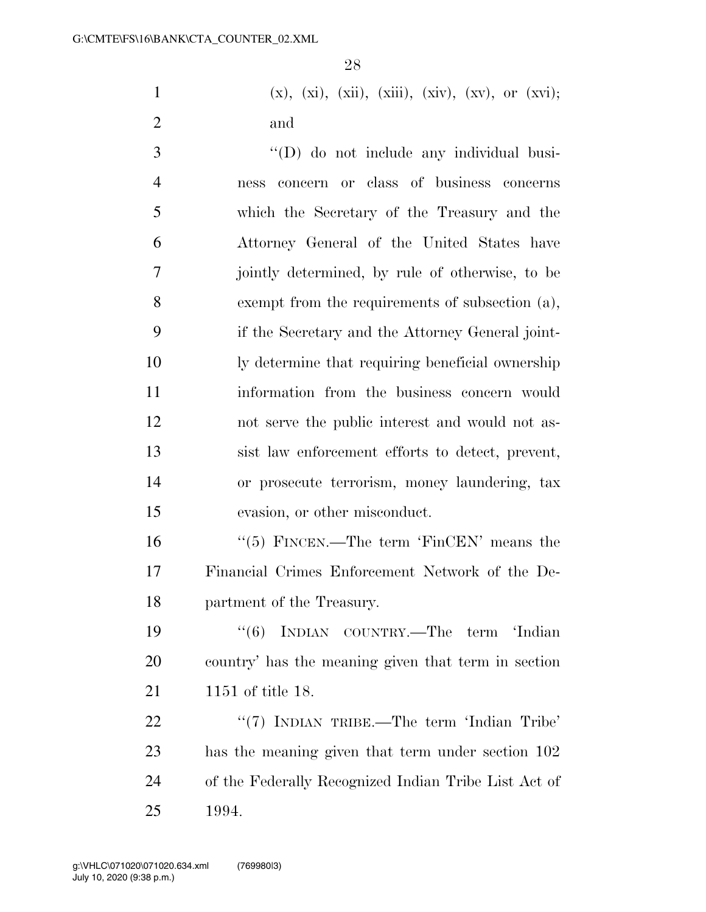(x), (xi), (xii), (xiii), (xiv), (xv), or (xvi); and

''(D) do not include any individual business concern or class of business concerns which the Secretary of the Treasury and the Attorney General of the United States have jointly determined, by rule of otherwise, to be exempt from the requirements of subsection (a), if the Secretary and the Attorney General jointly determine that requiring beneficial ownership information from the business concern would not serve the public interest and would not assist law enforcement efforts to detect, prevent, or prosecute terrorism, money laundering, tax evasion, or other misconduct.

''(5) FINCEN.—The term 'FinCEN' means the Financial Crimes Enforcement Network of the Department of the Treasury.

''(6) INDIAN COUNTRY.—The term 'Indian country' has the meaning given that term in section 1151 of title 18.

''(7) INDIAN TRIBE.—The term 'Indian Tribe' has the meaning given that term under section 102 of the Federally Recognized Indian Tribe List Act of 1994.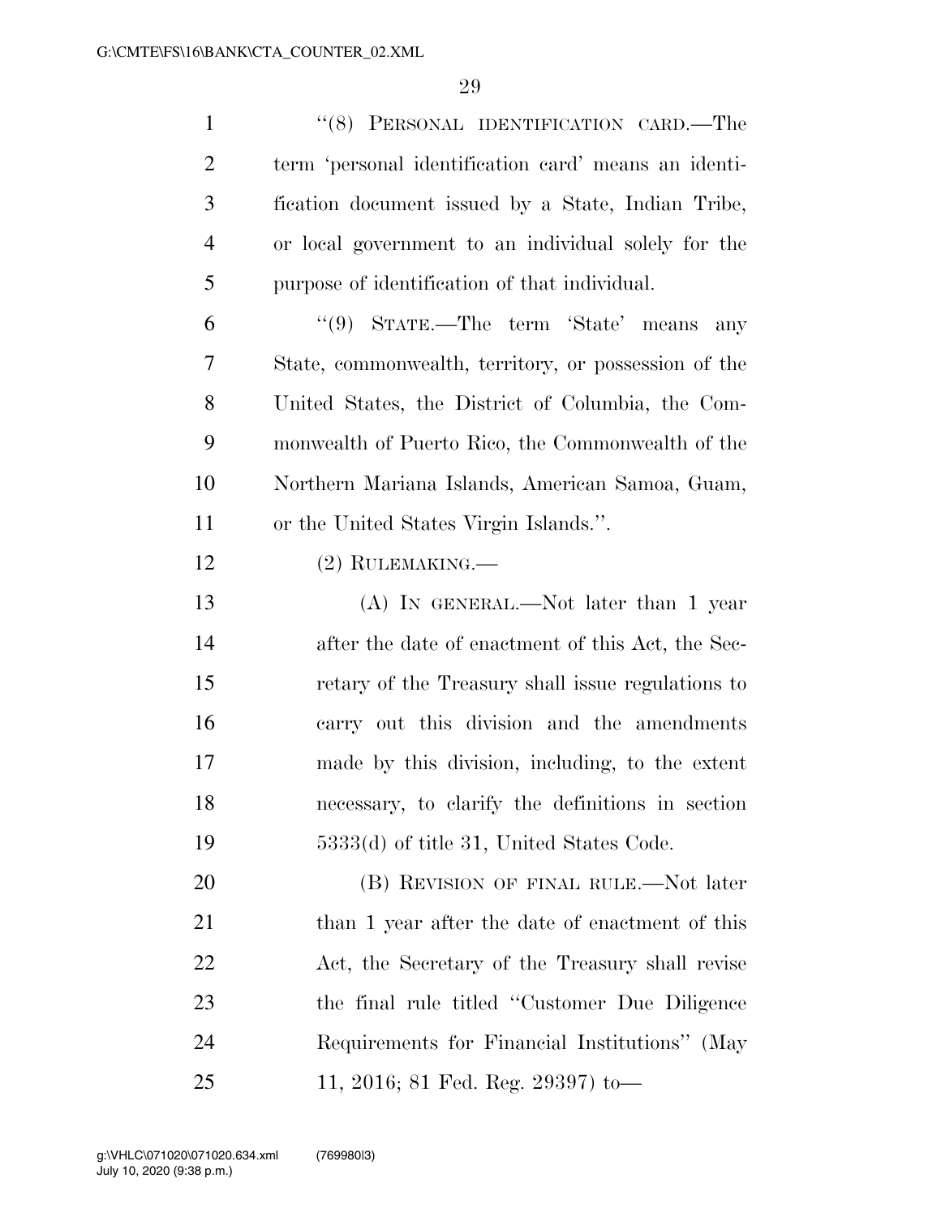"(8) PERSONAL IDENTIFICATION CARD.—The term 'personal identification card' means an identification document issued by a State, Indian Tribe, or local government to an individual solely for the purpose of identification of that individual.

"(9) STATE.—The term 'State' means any State, commonwealth, territory, or possession of the United States, the District of Columbia, the Commonwealth of Puerto Rico, the Commonwealth of the Northern Mariana Islands, American Samoa, Guam, or the United States Virgin Islands.".

(2) RULEMAKING.—

(A) IN GENERAL.—Not later than 1 year after the date of enactment of this Act, the Secretary of the Treasury shall issue regulations to carry out this division and the amendments made by this division, including, to the extent necessary, to clarify the definitions in section 5333(d) of title 31, United States Code.

(B) REVISION OF FINAL RULE.—Not later than 1 year after the date of enactment of this Act, the Secretary of the Treasury shall revise the final rule titled "Customer Due Diligence Requirements for Financial Institutions" (May 11, 2016; 81 Fed. Reg. 29397) to—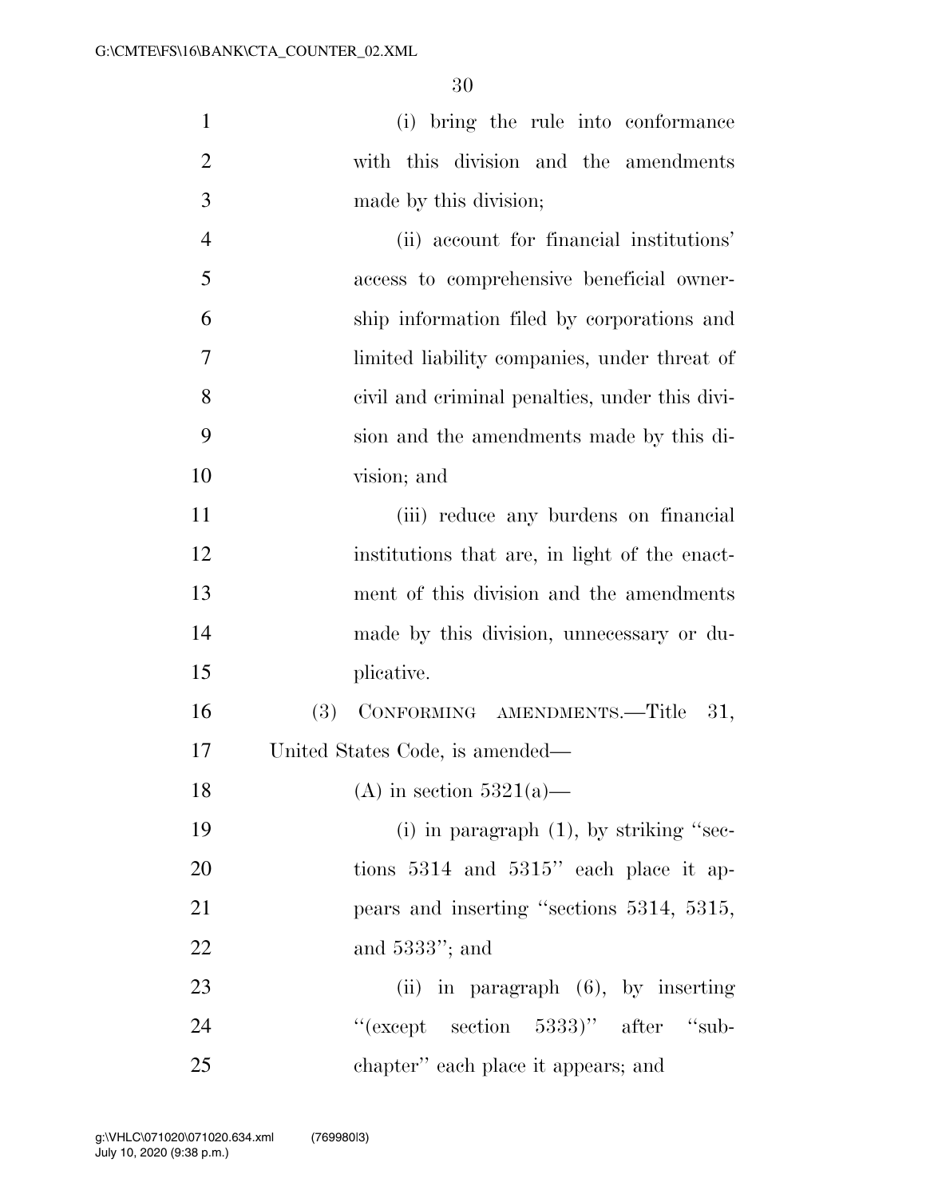(i) bring the rule into conformance with this division and the amendments made by this division;

(ii) account for financial institutions' access to comprehensive beneficial ownership information filed by corporations and limited liability companies, under threat of civil and criminal penalties, under this division and the amendments made by this division; and

(iii) reduce any burdens on financial institutions that are, in light of the enactment of this division and the amendments made by this division, unnecessary or duplicative.

(3) CONFORMING AMENDMENTS.—Title 31, United States Code, is amended—

(A) in section 5321(a)—

(i) in paragraph (1), by striking "sections 5314 and 5315" each place it appears and inserting "sections 5314, 5315, and 5333"; and

(ii) in paragraph (6), by inserting "(except section 5333)" after "subchapter" each place it appears; and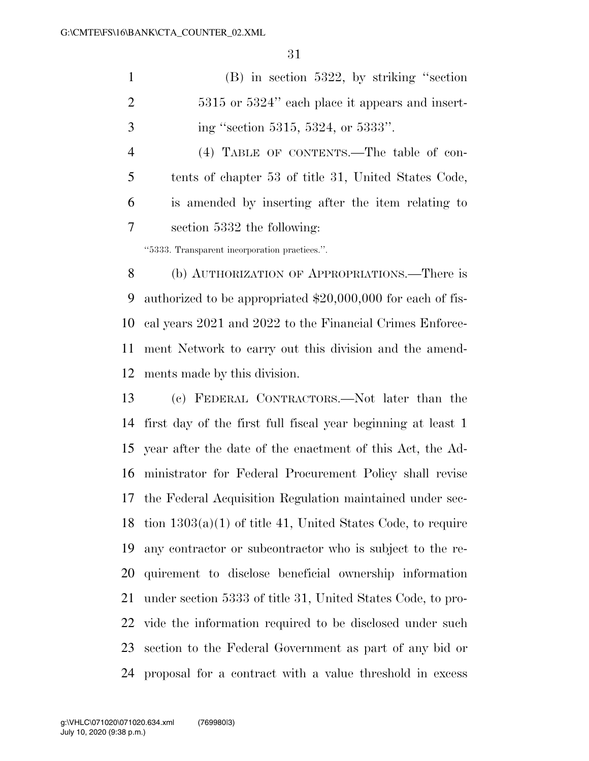(B) in section 5322, by striking ''section 5315 or 5324'' each place it appears and inserting ''section 5315, 5324, or 5333''.

(4) TABLE OF CONTENTS.—The table of contents of chapter 53 of title 31, United States Code, is amended by inserting after the item relating to section 5332 the following:

''5333. Transparent incorporation practices.''.

(b) AUTHORIZATION OF APPROPRIATIONS.—There is authorized to be appropriated $20,000,000 for each of fiscal years 2021 and 2022 to the Financial Crimes Enforcement Network to carry out this division and the amendments made by this division.

(c) FEDERAL CONTRACTORS.—Not later than the first day of the first full fiscal year beginning at least 1 year after the date of the enactment of this Act, the Administrator for Federal Procurement Policy shall revise the Federal Acquisition Regulation maintained under section 1303(a)(1) of title 41, United States Code, to require any contractor or subcontractor who is subject to the requirement to disclose beneficial ownership information under section 5333 of title 31, United States Code, to provide the information required to be disclosed under such section to the Federal Government as part of any bid or proposal for a contract with a value threshold in excess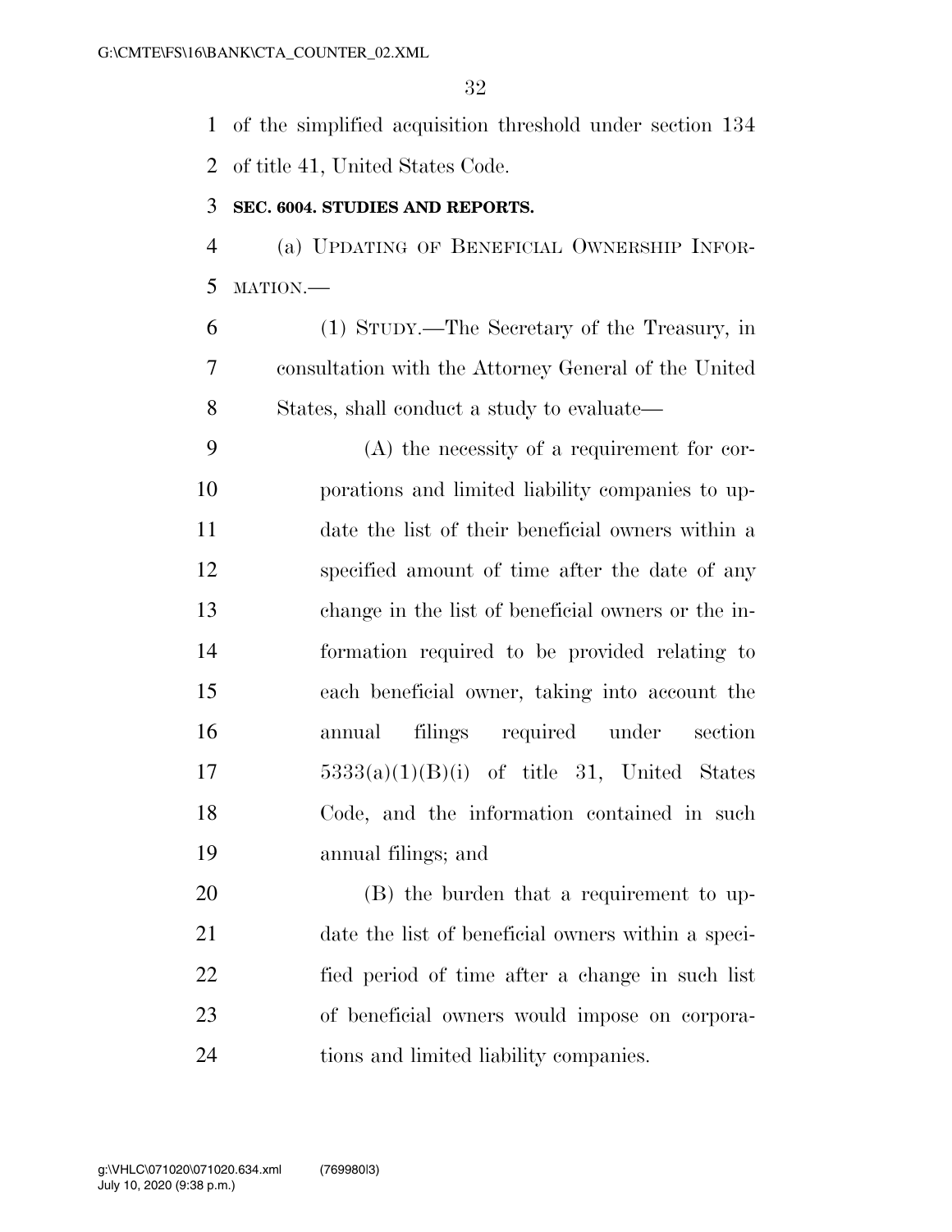of the simplified acquisition threshold under section 134 of title 41, United States Code.

**SEC. 6004. STUDIES AND REPORTS.**

(a) UPDATING OF BENEFICIAL OWNERSHIP INFORMATION.—

(1) STUDY.—The Secretary of the Treasury, in consultation with the Attorney General of the United States, shall conduct a study to evaluate—

(A) the necessity of a requirement for corporations and limited liability companies to update the list of their beneficial owners within a specified amount of time after the date of any change in the list of beneficial owners or the information required to be provided relating to each beneficial owner, taking into account the annual filings required under section 5333(a)(1)(B)(i) of title 31, United States Code, and the information contained in such annual filings; and

(B) the burden that a requirement to update the list of beneficial owners within a specified period of time after a change in such list of beneficial owners would impose on corporations and limited liability companies.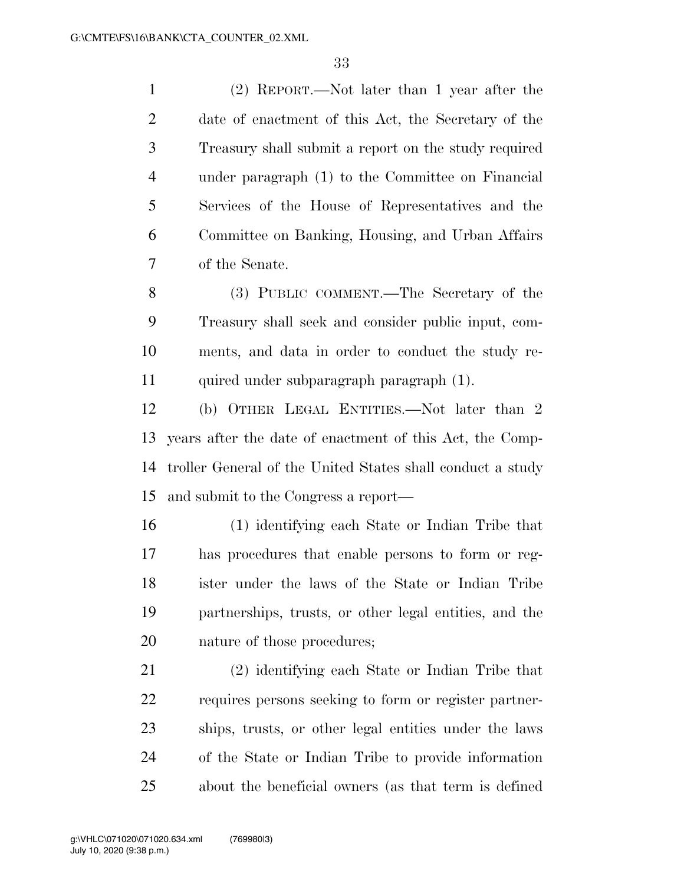(2) REPORT.—Not later than 1 year after the date of enactment of this Act, the Secretary of the Treasury shall submit a report on the study required under paragraph (1) to the Committee on Financial Services of the House of Representatives and the Committee on Banking, Housing, and Urban Affairs of the Senate.

(3) PUBLIC COMMENT.—The Secretary of the Treasury shall seek and consider public input, comments, and data in order to conduct the study required under subparagraph paragraph (1).

(b) OTHER LEGAL ENTITIES.—Not later than 2 years after the date of enactment of this Act, the Comptroller General of the United States shall conduct a study and submit to the Congress a report—

(1) identifying each State or Indian Tribe that has procedures that enable persons to form or register under the laws of the State or Indian Tribe partnerships, trusts, or other legal entities, and the nature of those procedures;

(2) identifying each State or Indian Tribe that requires persons seeking to form or register partnerships, trusts, or other legal entities under the laws of the State or Indian Tribe to provide information about the beneficial owners (as that term is defined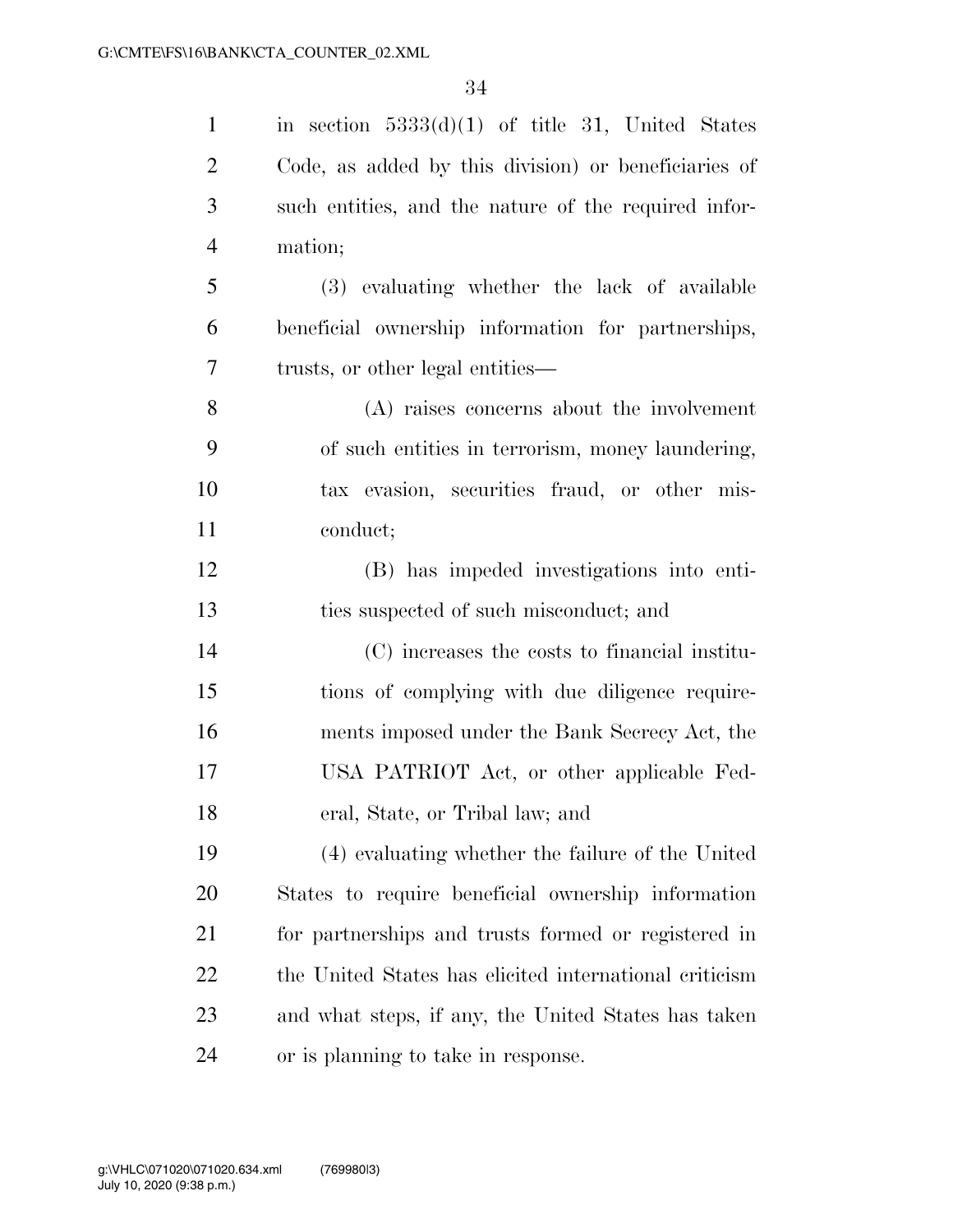in section 5333(d)(1) of title 31, United States Code, as added by this division) or beneficiaries of such entities, and the nature of the required information;

(3) evaluating whether the lack of available beneficial ownership information for partnerships, trusts, or other legal entities—

(A) raises concerns about the involvement of such entities in terrorism, money laundering, tax evasion, securities fraud, or other misconduct;

(B) has impeded investigations into entities suspected of such misconduct; and

(C) increases the costs to financial institutions of complying with due diligence requirements imposed under the Bank Secrecy Act, the USA PATRIOT Act, or other applicable Federal, State, or Tribal law; and

(4) evaluating whether the failure of the United States to require beneficial ownership information for partnerships and trusts formed or registered in the United States has elicited international criticism and what steps, if any, the United States has taken or is planning to take in response.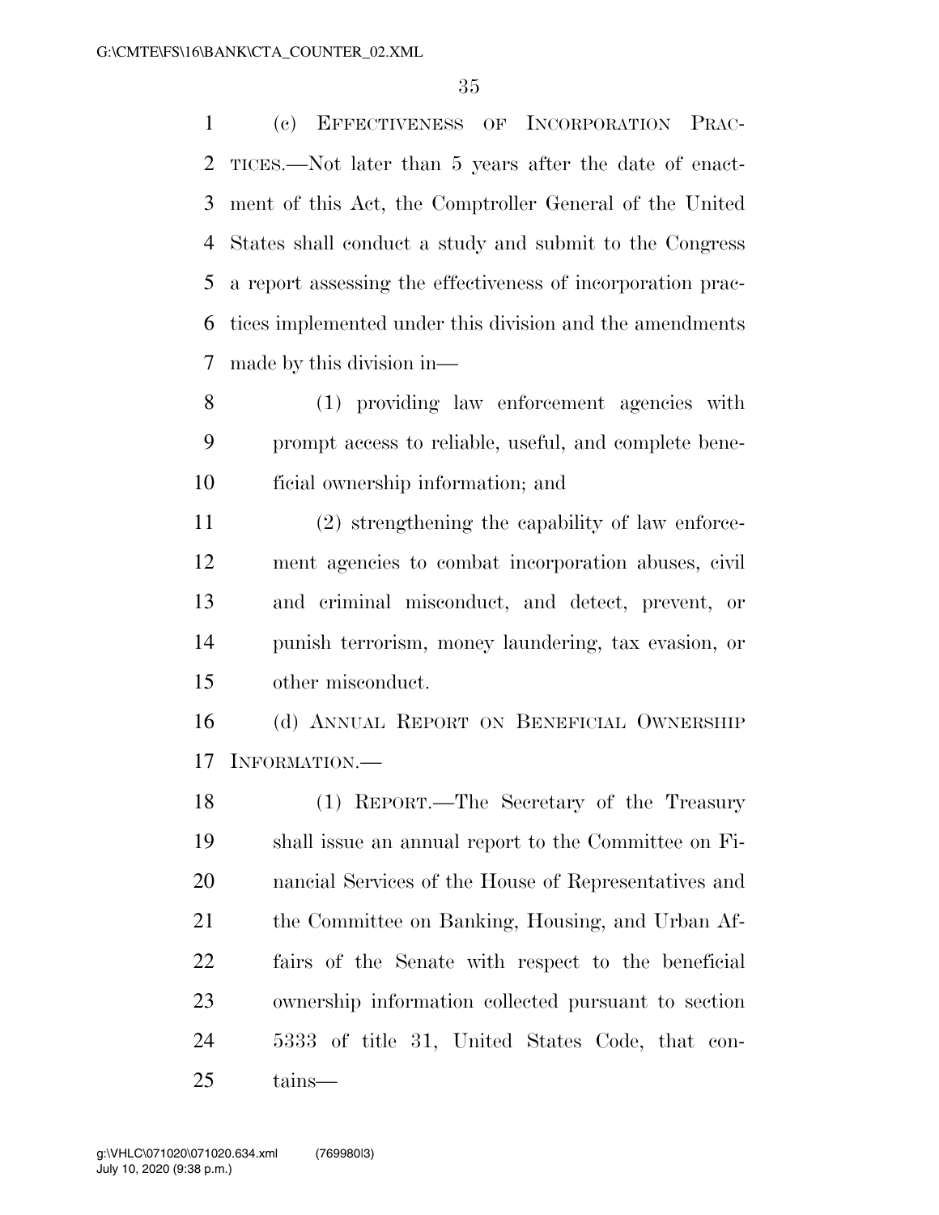(c) Effectiveness of Incorporation Practices.—Not later than 5 years after the date of enactment of this Act, the Comptroller General of the United States shall conduct a study and submit to the Congress a report assessing the effectiveness of incorporation practices implemented under this division and the amendments made by this division in—

(1) providing law enforcement agencies with prompt access to reliable, useful, and complete beneficial ownership information; and

(2) strengthening the capability of law enforcement agencies to combat incorporation abuses, civil and criminal misconduct, and detect, prevent, or punish terrorism, money laundering, tax evasion, or other misconduct.

(d) Annual Report on Beneficial Ownership Information.—

(1) Report.—The Secretary of the Treasury shall issue an annual report to the Committee on Financial Services of the House of Representatives and the Committee on Banking, Housing, and Urban Affairs of the Senate with respect to the beneficial ownership information collected pursuant to section 5333 of title 31, United States Code, that contains—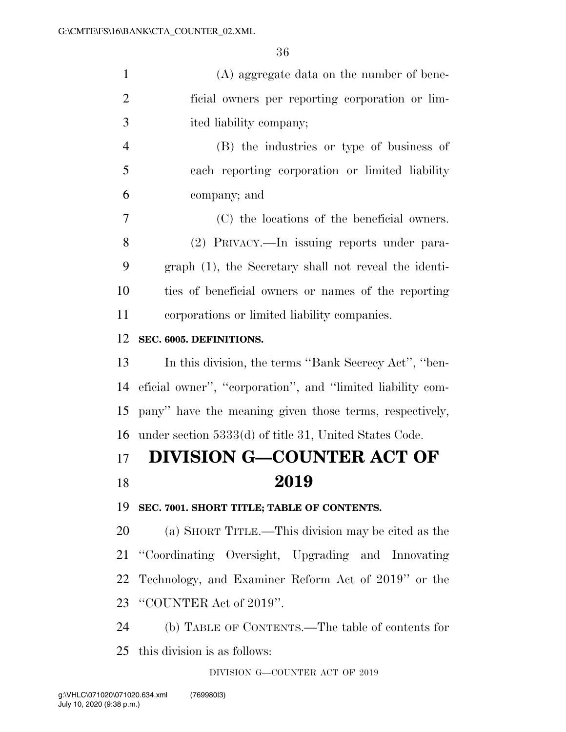(A) aggregate data on the number of beneficial owners per reporting corporation or limited liability company;

(B) the industries or type of business of each reporting corporation or limited liability company; and

(C) the locations of the beneficial owners.

(2) PRIVACY.—In issuing reports under paragraph (1), the Secretary shall not reveal the identities of beneficial owners or names of the reporting corporations or limited liability companies.

**SEC. 6005. DEFINITIONS.**

In this division, the terms ''Bank Secrecy Act'', ''beneficial owner'', ''corporation'', and ''limited liability company'' have the meaning given those terms, respectively, under section 5333(d) of title 31, United States Code.

# DIVISION G—COUNTER ACT OF 2019

**SEC. 7001. SHORT TITLE; TABLE OF CONTENTS.**

(a) SHORT TITLE.—This division may be cited as the ''Coordinating Oversight, Upgrading and Innovating Technology, and Examiner Reform Act of 2019'' or the ''COUNTER Act of 2019''.

(b) TABLE OF CONTENTS.—The table of contents for this division is as follows:

DIVISION G—COUNTER ACT OF 2019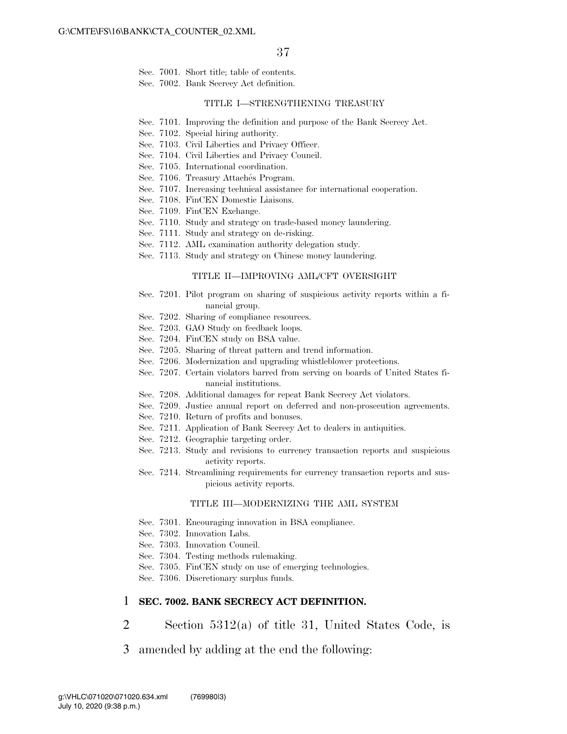Sec. 7001. Short title; table of contents.
Sec. 7002. Bank Secrecy Act definition.

TITLE I—STRENGTHENING TREASURY

Sec. 7101. Improving the definition and purpose of the Bank Secrecy Act.
Sec. 7102. Special hiring authority.
Sec. 7103. Civil Liberties and Privacy Officer.
Sec. 7104. Civil Liberties and Privacy Council.
Sec. 7105. International coordination.
Sec. 7106. Treasury Attachés Program.
Sec. 7107. Increasing technical assistance for international cooperation.
Sec. 7108. FinCEN Domestic Liaisons.
Sec. 7109. FinCEN Exchange.
Sec. 7110. Study and strategy on trade-based money laundering.
Sec. 7111. Study and strategy on de-risking.
Sec. 7112. AML examination authority delegation study.
Sec. 7113. Study and strategy on Chinese money laundering.

TITLE II—IMPROVING AML/CFT OVERSIGHT

Sec. 7201. Pilot program on sharing of suspicious activity reports within a financial group.
Sec. 7202. Sharing of compliance resources.
Sec. 7203. GAO Study on feedback loops.
Sec. 7204. FinCEN study on BSA value.
Sec. 7205. Sharing of threat pattern and trend information.
Sec. 7206. Modernization and upgrading whistleblower protections.
Sec. 7207. Certain violators barred from serving on boards of United States financial institutions.
Sec. 7208. Additional damages for repeat Bank Secrecy Act violators.
Sec. 7209. Justice annual report on deferred and non-prosecution agreements.
Sec. 7210. Return of profits and bonuses.
Sec. 7211. Application of Bank Secrecy Act to dealers in antiquities.
Sec. 7212. Geographic targeting order.
Sec. 7213. Study and revisions to currency transaction reports and suspicious activity reports.
Sec. 7214. Streamlining requirements for currency transaction reports and suspicious activity reports.

TITLE III—MODERNIZING THE AML SYSTEM

Sec. 7301. Encouraging innovation in BSA compliance.
Sec. 7302. Innovation Labs.
Sec. 7303. Innovation Council.
Sec. 7304. Testing methods rulemaking.
Sec. 7305. FinCEN study on use of emerging technologies.
Sec. 7306. Discretionary surplus funds.

1 **SEC. 7002. BANK SECRECY ACT DEFINITION.**

2 Section 5312(a) of title 31, United States Code, is
3 amended by adding at the end the following: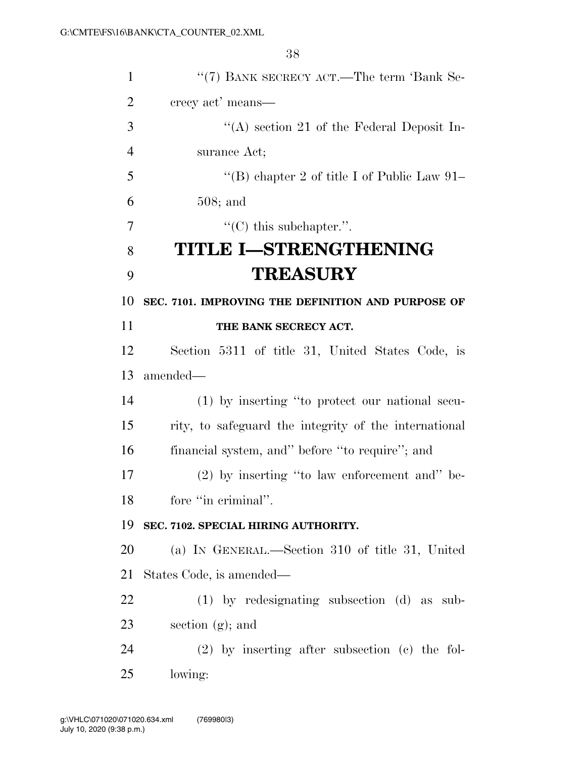''(7) BANK SECRECY ACT.—The term 'Bank Secrecy act' means—

''(A) section 21 of the Federal Deposit Insurance Act;

''(B) chapter 2 of title I of Public Law 91–508; and

''(C) this subchapter.''.

# TITLE I—STRENGTHENING TREASURY

**SEC. 7101. IMPROVING THE DEFINITION AND PURPOSE OF THE BANK SECRECY ACT.**

Section 5311 of title 31, United States Code, is amended—

(1) by inserting ''to protect our national security, to safeguard the integrity of the international financial system, and'' before ''to require''; and

(2) by inserting ''to law enforcement and'' before ''in criminal''.

**SEC. 7102. SPECIAL HIRING AUTHORITY.**

(a) IN GENERAL.—Section 310 of title 31, United States Code, is amended—

(1) by redesignating subsection (d) as subsection (g); and

(2) by inserting after subsection (c) the following: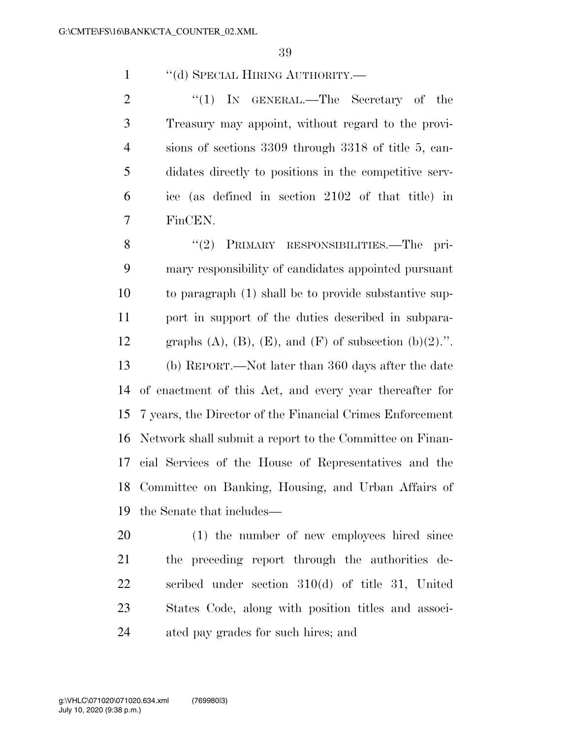"(d) SPECIAL HIRING AUTHORITY.—

"(1) IN GENERAL.—The Secretary of the Treasury may appoint, without regard to the provisions of sections 3309 through 3318 of title 5, candidates directly to positions in the competitive service (as defined in section 2102 of that title) in FinCEN.

"(2) PRIMARY RESPONSIBILITIES.—The primary responsibility of candidates appointed pursuant to paragraph (1) shall be to provide substantive support in support of the duties described in subparagraphs (A), (B), (E), and (F) of subsection (b)(2).".

(b) REPORT.—Not later than 360 days after the date of enactment of this Act, and every year thereafter for 7 years, the Director of the Financial Crimes Enforcement Network shall submit a report to the Committee on Financial Services of the House of Representatives and the Committee on Banking, Housing, and Urban Affairs of the Senate that includes—

(1) the number of new employees hired since the preceding report through the authorities described under section 310(d) of title 31, United States Code, along with position titles and associated pay grades for such hires; and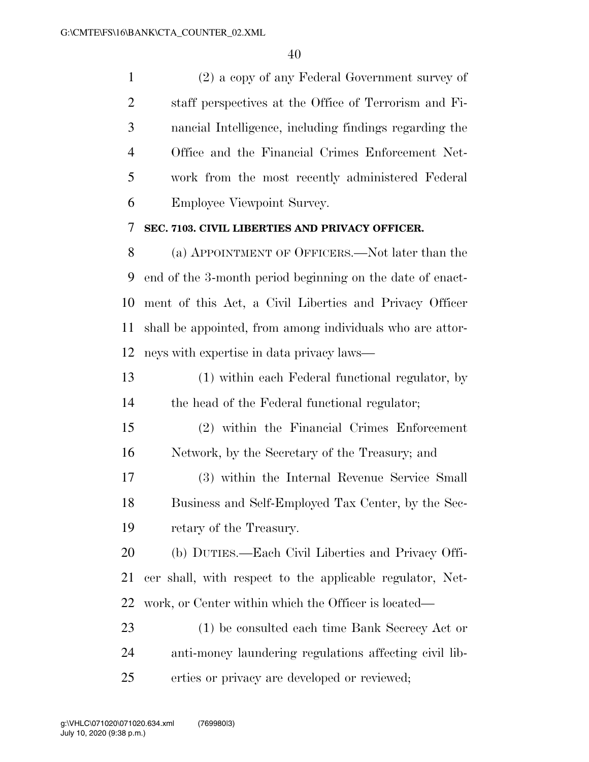(2) a copy of any Federal Government survey of staff perspectives at the Office of Terrorism and Financial Intelligence, including findings regarding the Office and the Financial Crimes Enforcement Network from the most recently administered Federal Employee Viewpoint Survey.

**SEC. 7103. CIVIL LIBERTIES AND PRIVACY OFFICER.**

(a) APPOINTMENT OF OFFICERS.—Not later than the end of the 3-month period beginning on the date of enactment of this Act, a Civil Liberties and Privacy Officer shall be appointed, from among individuals who are attorneys with expertise in data privacy laws—

(1) within each Federal functional regulator, by the head of the Federal functional regulator;

(2) within the Financial Crimes Enforcement Network, by the Secretary of the Treasury; and

(3) within the Internal Revenue Service Small Business and Self-Employed Tax Center, by the Secretary of the Treasury.

(b) DUTIES.—Each Civil Liberties and Privacy Officer shall, with respect to the applicable regulator, Network, or Center within which the Officer is located—

(1) be consulted each time Bank Secrecy Act or anti-money laundering regulations affecting civil liberties or privacy are developed or reviewed;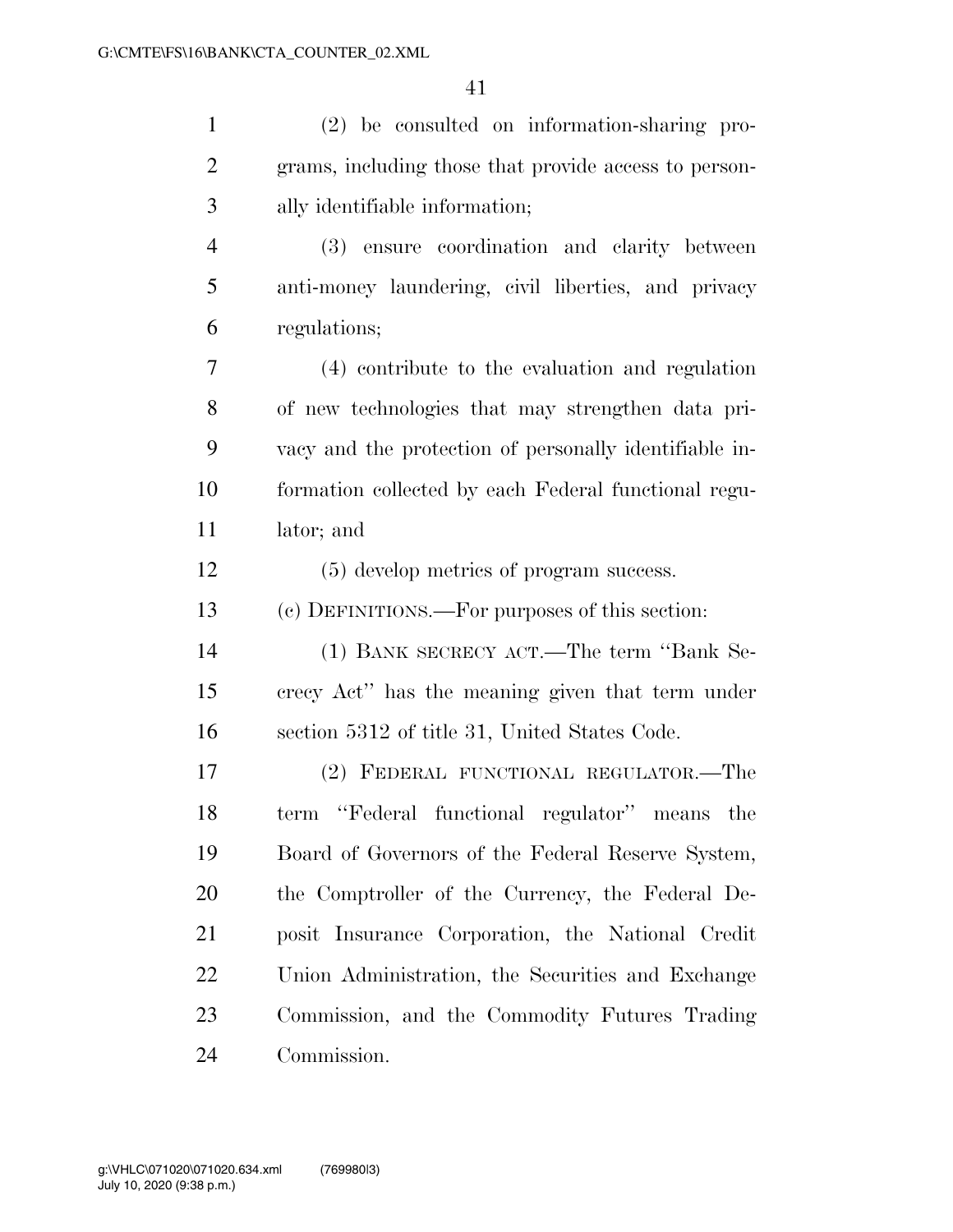(2) be consulted on information-sharing programs, including those that provide access to personally identifiable information;

(3) ensure coordination and clarity between anti-money laundering, civil liberties, and privacy regulations;

(4) contribute to the evaluation and regulation of new technologies that may strengthen data privacy and the protection of personally identifiable information collected by each Federal functional regulator; and

(5) develop metrics of program success.

(c) DEFINITIONS.—For purposes of this section:

(1) BANK SECRECY ACT.—The term ''Bank Secrecy Act'' has the meaning given that term under section 5312 of title 31, United States Code.

(2) FEDERAL FUNCTIONAL REGULATOR.—The term ''Federal functional regulator'' means the Board of Governors of the Federal Reserve System, the Comptroller of the Currency, the Federal Deposit Insurance Corporation, the National Credit Union Administration, the Securities and Exchange Commission, and the Commodity Futures Trading Commission.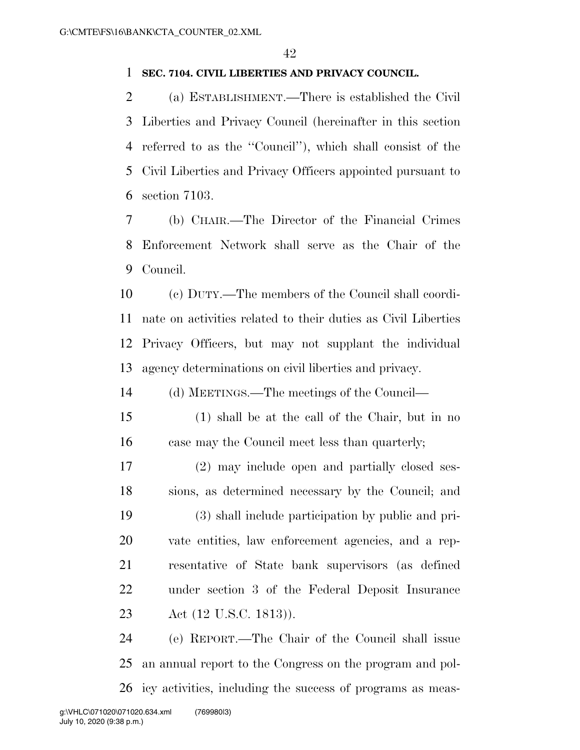**SEC. 7104. CIVIL LIBERTIES AND PRIVACY COUNCIL.**

(a) ESTABLISHMENT.—There is established the Civil Liberties and Privacy Council (hereinafter in this section referred to as the ''Council''), which shall consist of the Civil Liberties and Privacy Officers appointed pursuant to section 7103.

(b) CHAIR.—The Director of the Financial Crimes Enforcement Network shall serve as the Chair of the Council.

(c) DUTY.—The members of the Council shall coordinate on activities related to their duties as Civil Liberties Privacy Officers, but may not supplant the individual agency determinations on civil liberties and privacy.

(d) MEETINGS.—The meetings of the Council—

(1) shall be at the call of the Chair, but in no case may the Council meet less than quarterly;

(2) may include open and partially closed sessions, as determined necessary by the Council; and

(3) shall include participation by public and private entities, law enforcement agencies, and a representative of State bank supervisors (as defined under section 3 of the Federal Deposit Insurance Act (12 U.S.C. 1813)).

(e) REPORT.—The Chair of the Council shall issue an annual report to the Congress on the program and policy activities, including the success of programs as meas-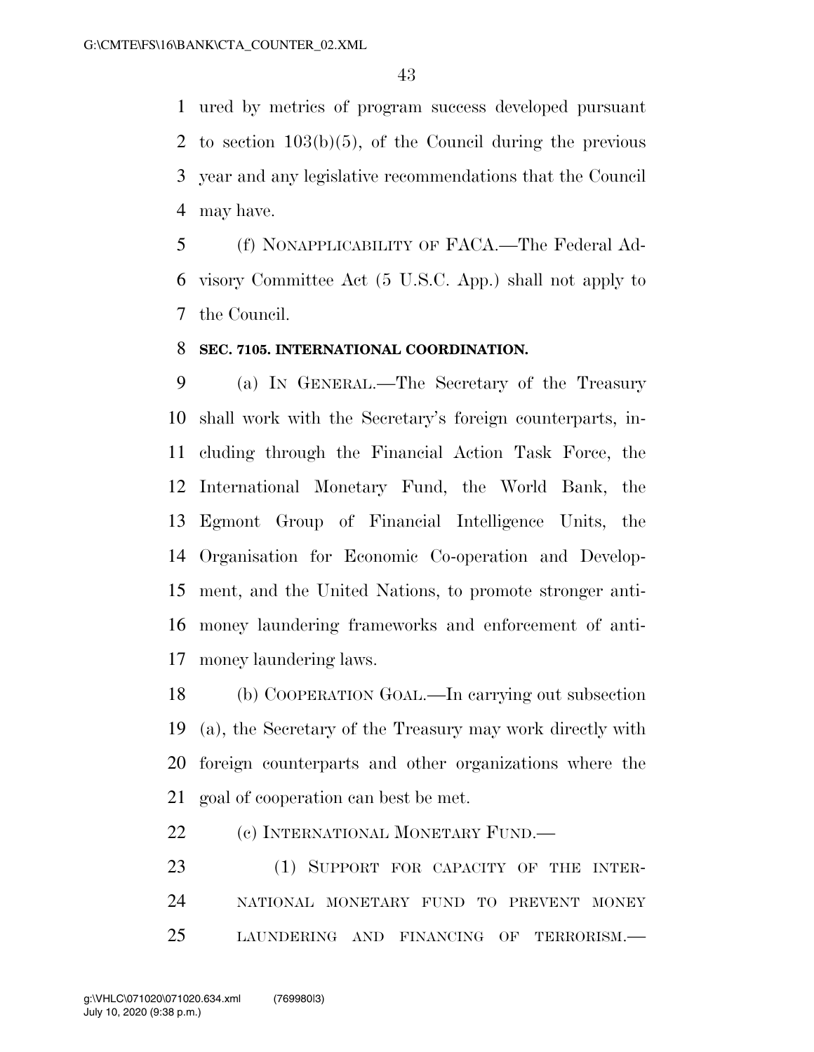ured by metrics of program success developed pursuant to section 103(b)(5), of the Council during the previous year and any legislative recommendations that the Council may have.

(f) NONAPPLICABILITY OF FACA.—The Federal Advisory Committee Act (5 U.S.C. App.) shall not apply to the Council.

**SEC. 7105. INTERNATIONAL COORDINATION.**

(a) IN GENERAL.—The Secretary of the Treasury shall work with the Secretary's foreign counterparts, including through the Financial Action Task Force, the International Monetary Fund, the World Bank, the Egmont Group of Financial Intelligence Units, the Organisation for Economic Co-operation and Development, and the United Nations, to promote stronger anti-money laundering frameworks and enforcement of anti-money laundering laws.

(b) COOPERATION GOAL.—In carrying out subsection (a), the Secretary of the Treasury may work directly with foreign counterparts and other organizations where the goal of cooperation can best be met.

(c) INTERNATIONAL MONETARY FUND.—

(1) SUPPORT FOR CAPACITY OF THE INTERNATIONAL MONETARY FUND TO PREVENT MONEY LAUNDERING AND FINANCING OF TERRORISM.—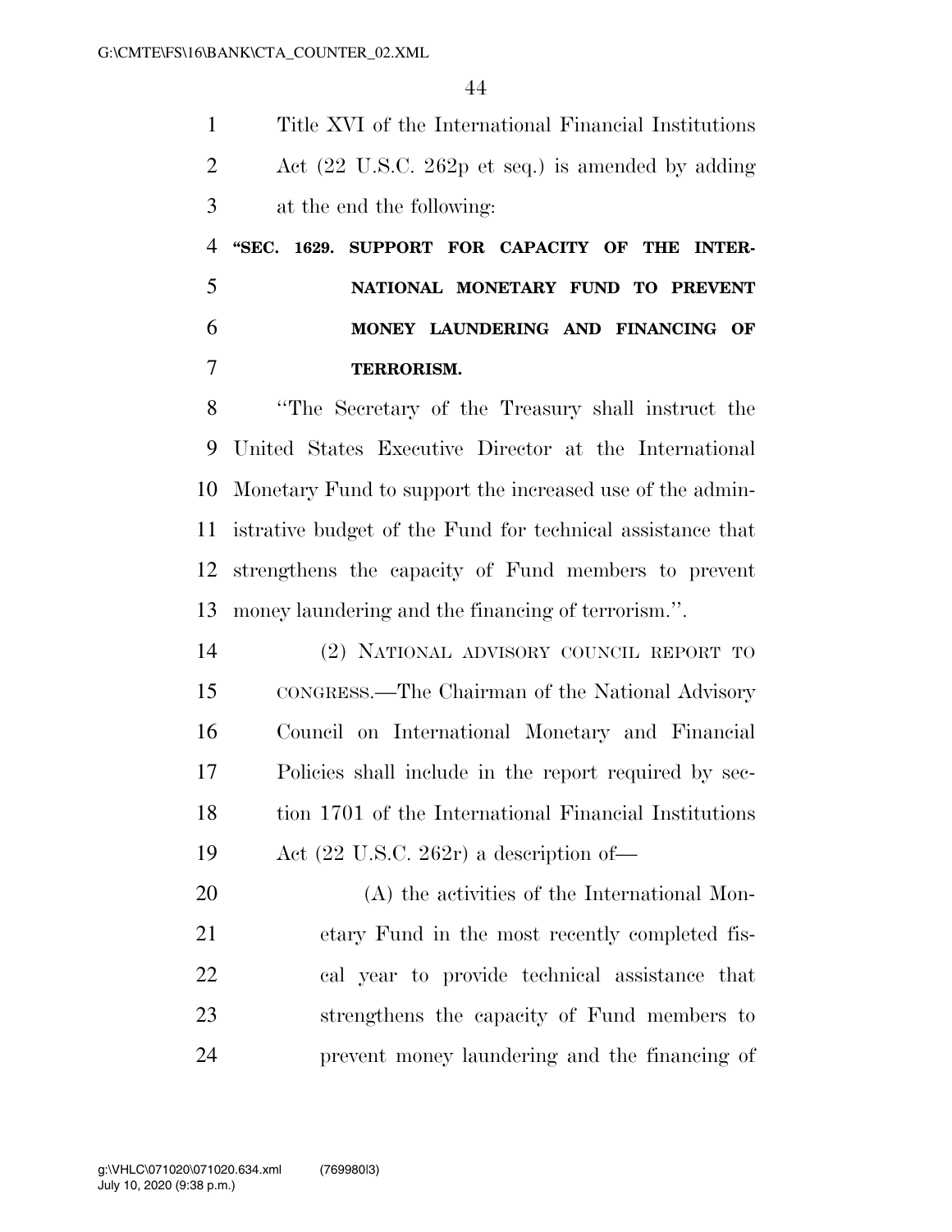Title XVI of the International Financial Institutions Act (22 U.S.C. 262p et seq.) is amended by adding at the end the following:

**"SEC. 1629. SUPPORT FOR CAPACITY OF THE INTERNATIONAL MONETARY FUND TO PREVENT MONEY LAUNDERING AND FINANCING OF TERRORISM.**

"The Secretary of the Treasury shall instruct the United States Executive Director at the International Monetary Fund to support the increased use of the administrative budget of the Fund for technical assistance that strengthens the capacity of Fund members to prevent money laundering and the financing of terrorism.".

(2) NATIONAL ADVISORY COUNCIL REPORT TO CONGRESS.—The Chairman of the National Advisory Council on International Monetary and Financial Policies shall include in the report required by section 1701 of the International Financial Institutions Act (22 U.S.C. 262r) a description of—

(A) the activities of the International Monetary Fund in the most recently completed fiscal year to provide technical assistance that strengthens the capacity of Fund members to prevent money laundering and the financing of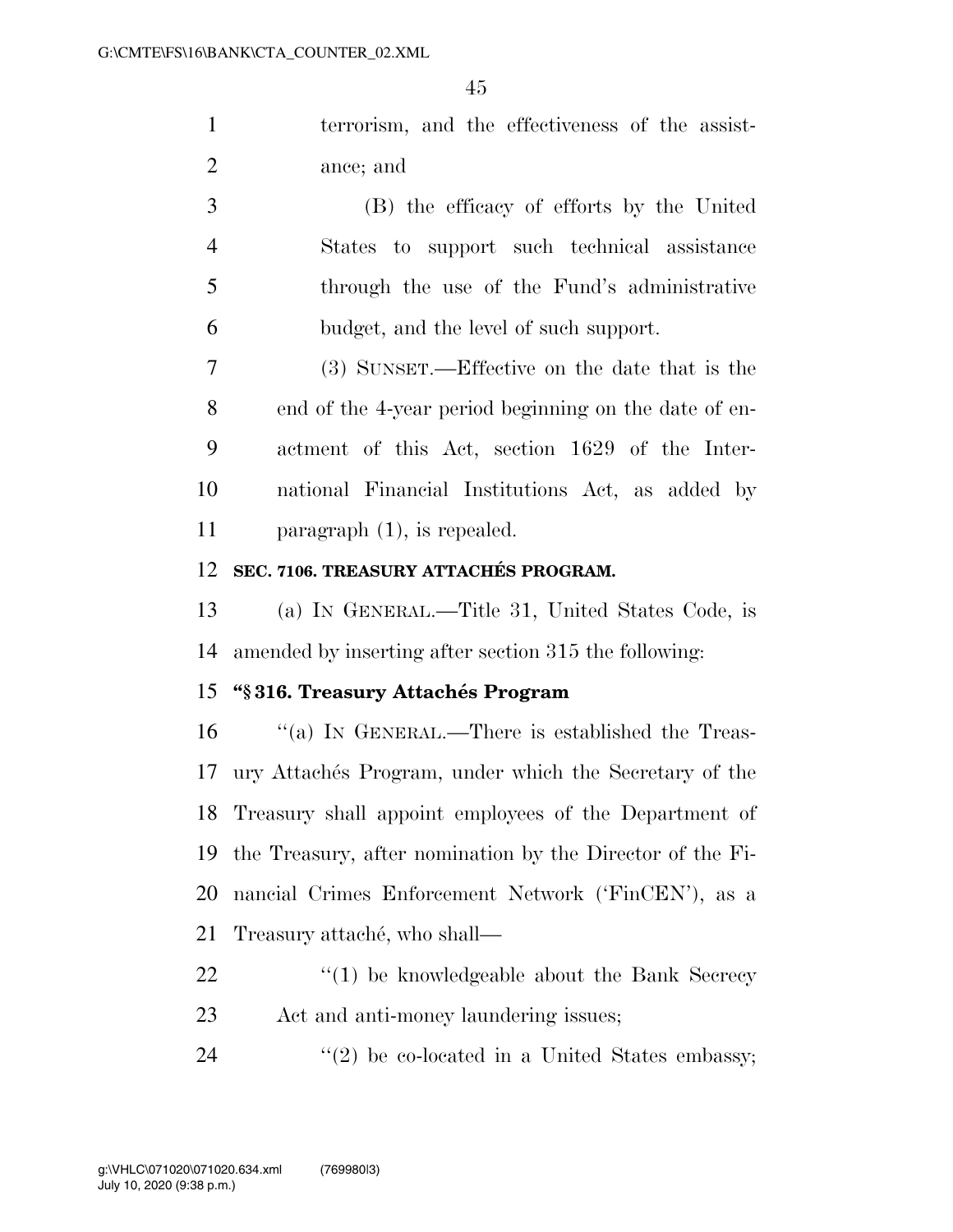terrorism, and the effectiveness of the assistance; and

(B) the efficacy of efforts by the United States to support such technical assistance through the use of the Fund's administrative budget, and the level of such support.

(3) SUNSET.—Effective on the date that is the end of the 4-year period beginning on the date of enactment of this Act, section 1629 of the International Financial Institutions Act, as added by paragraph (1), is repealed.

**SEC. 7106. TREASURY ATTACHÉS PROGRAM.**

(a) IN GENERAL.—Title 31, United States Code, is amended by inserting after section 315 the following:

**"§ 316. Treasury Attachés Program**

"(a) IN GENERAL.—There is established the Treasury Attachés Program, under which the Secretary of the Treasury shall appoint employees of the Department of the Treasury, after nomination by the Director of the Financial Crimes Enforcement Network ('FinCEN'), as a Treasury attaché, who shall—

"(1) be knowledgeable about the Bank Secrecy Act and anti-money laundering issues;

"(2) be co-located in a United States embassy;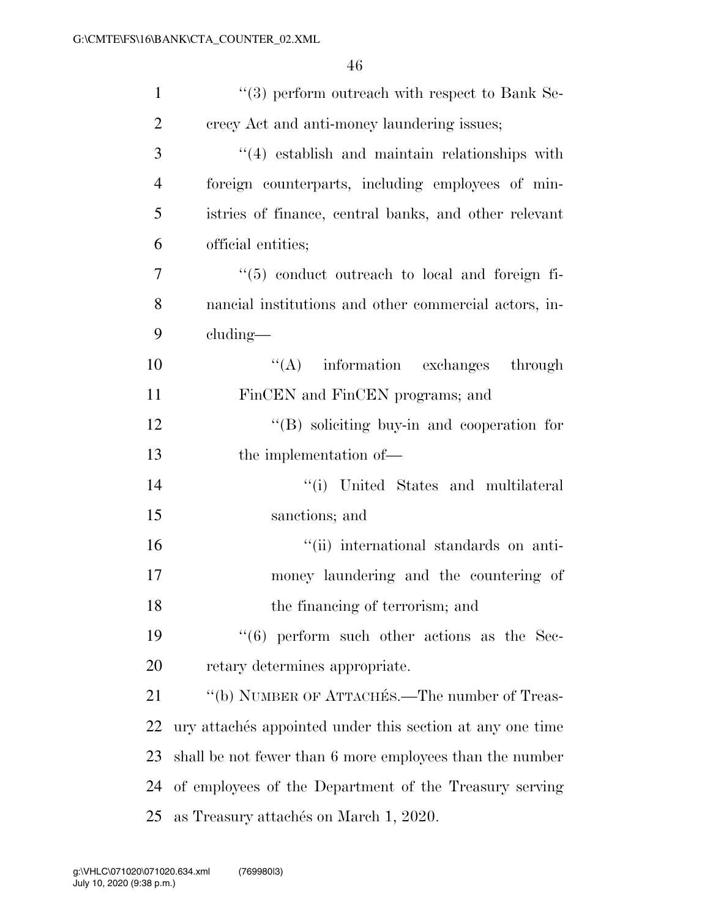"(3) perform outreach with respect to Bank Secrecy Act and anti-money laundering issues;

"(4) establish and maintain relationships with foreign counterparts, including employees of ministries of finance, central banks, and other relevant official entities;

"(5) conduct outreach to local and foreign financial institutions and other commercial actors, including—

"(A) information exchanges through FinCEN and FinCEN programs; and

"(B) soliciting buy-in and cooperation for the implementation of—

"(i) United States and multilateral sanctions; and

"(ii) international standards on anti-money laundering and the countering of the financing of terrorism; and

"(6) perform such other actions as the Secretary determines appropriate.

"(b) NUMBER OF ATTACHÉS.—The number of Treasury attachés appointed under this section at any one time shall be not fewer than 6 more employees than the number of employees of the Department of the Treasury serving as Treasury attachés on March 1, 2020.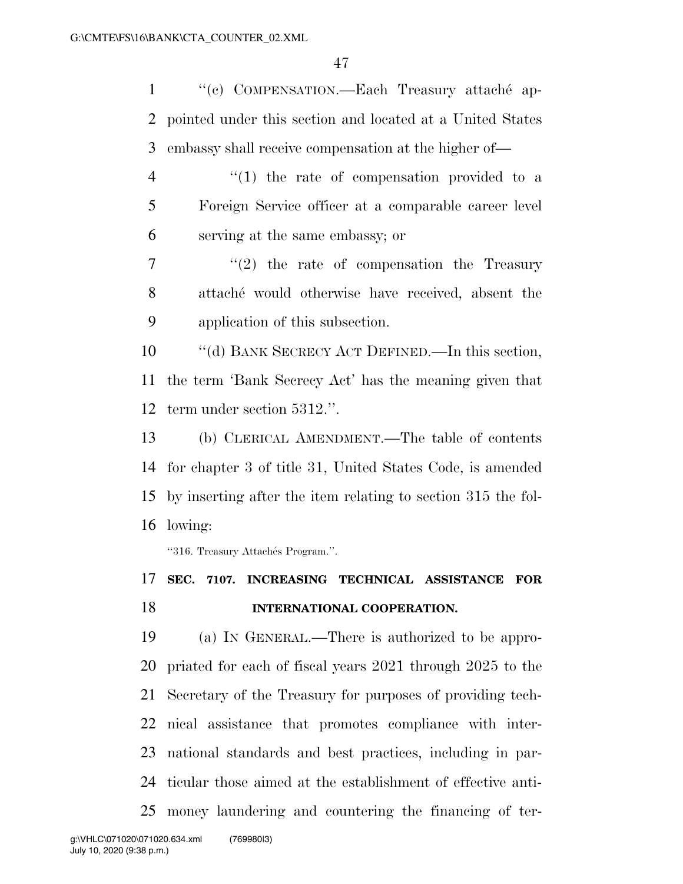"(c) COMPENSATION.—Each Treasury attaché appointed under this section and located at a United States embassy shall receive compensation at the higher of—

"(1) the rate of compensation provided to a Foreign Service officer at a comparable career level serving at the same embassy; or

"(2) the rate of compensation the Treasury attaché would otherwise have received, absent the application of this subsection.

"(d) BANK SECRECY ACT DEFINED.—In this section, the term 'Bank Secrecy Act' has the meaning given that term under section 5312.".

(b) CLERICAL AMENDMENT.—The table of contents for chapter 3 of title 31, United States Code, is amended by inserting after the item relating to section 315 the following:

"316. Treasury Attachés Program.".

**SEC. 7107. INCREASING TECHNICAL ASSISTANCE FOR INTERNATIONAL COOPERATION.**

(a) IN GENERAL.—There is authorized to be appropriated for each of fiscal years 2021 through 2025 to the Secretary of the Treasury for purposes of providing technical assistance that promotes compliance with international standards and best practices, including in particular those aimed at the establishment of effective anti-money laundering and countering the financing of ter-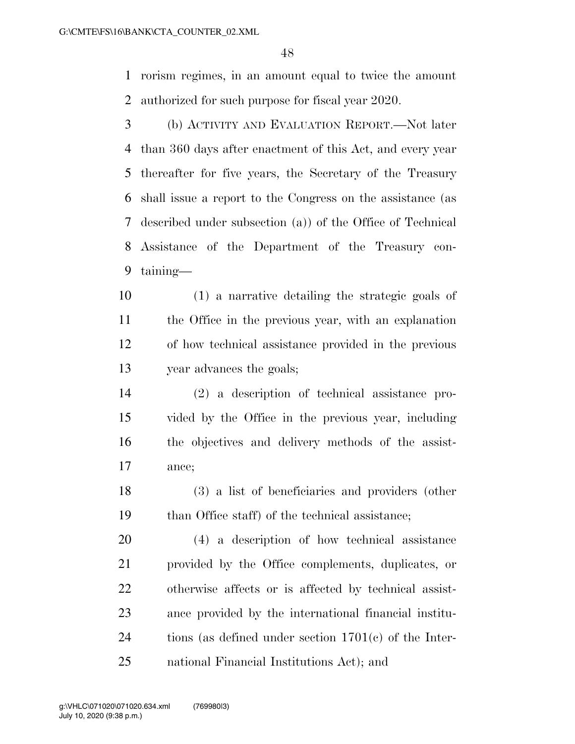rorism regimes, in an amount equal to twice the amount authorized for such purpose for fiscal year 2020.

(b) ACTIVITY AND EVALUATION REPORT.—Not later than 360 days after enactment of this Act, and every year thereafter for five years, the Secretary of the Treasury shall issue a report to the Congress on the assistance (as described under subsection (a)) of the Office of Technical Assistance of the Department of the Treasury containing—

(1) a narrative detailing the strategic goals of the Office in the previous year, with an explanation of how technical assistance provided in the previous year advances the goals;

(2) a description of technical assistance provided by the Office in the previous year, including the objectives and delivery methods of the assistance;

(3) a list of beneficiaries and providers (other than Office staff) of the technical assistance;

(4) a description of how technical assistance provided by the Office complements, duplicates, or otherwise affects or is affected by technical assistance provided by the international financial institutions (as defined under section 1701(c) of the International Financial Institutions Act); and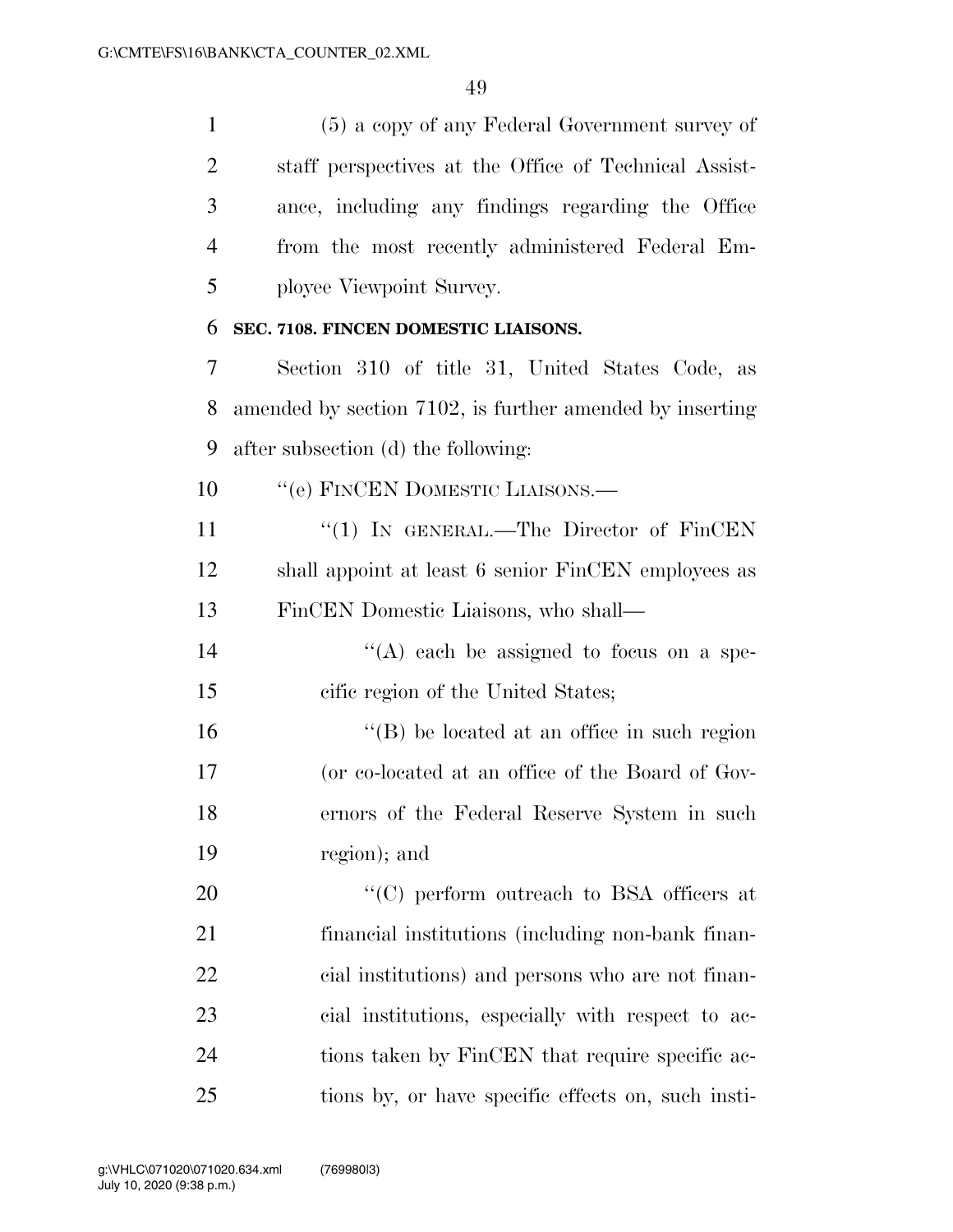(5) a copy of any Federal Government survey of staff perspectives at the Office of Technical Assistance, including any findings regarding the Office from the most recently administered Federal Employee Viewpoint Survey.

**SEC. 7108. FINCEN DOMESTIC LIAISONS.**

Section 310 of title 31, United States Code, as amended by section 7102, is further amended by inserting after subsection (d) the following:

''(e) FINCEN DOMESTIC LIAISONS.—

''(1) IN GENERAL.—The Director of FinCEN shall appoint at least 6 senior FinCEN employees as FinCEN Domestic Liaisons, who shall—

''(A) each be assigned to focus on a specific region of the United States;

''(B) be located at an office in such region (or co-located at an office of the Board of Governors of the Federal Reserve System in such region); and

''(C) perform outreach to BSA officers at financial institutions (including non-bank financial institutions) and persons who are not financial institutions, especially with respect to actions taken by FinCEN that require specific actions by, or have specific effects on, such insti-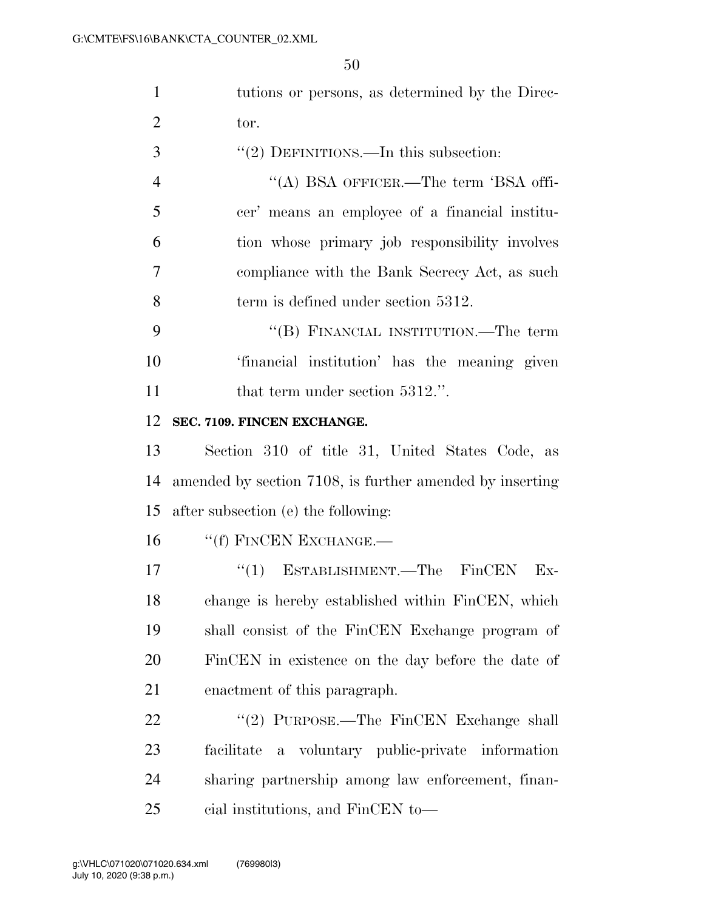tutions or persons, as determined by the Director.

"(2) DEFINITIONS.—In this subsection:

"(A) BSA OFFICER.—The term 'BSA officer' means an employee of a financial institution whose primary job responsibility involves compliance with the Bank Secrecy Act, as such term is defined under section 5312.

"(B) FINANCIAL INSTITUTION.—The term 'financial institution' has the meaning given that term under section 5312.".

**SEC. 7109. FINCEN EXCHANGE.**

Section 310 of title 31, United States Code, as amended by section 7108, is further amended by inserting after subsection (e) the following:

"(f) FINCEN EXCHANGE.—

"(1) ESTABLISHMENT.—The FinCEN Exchange is hereby established within FinCEN, which shall consist of the FinCEN Exchange program of FinCEN in existence on the day before the date of enactment of this paragraph.

"(2) PURPOSE.—The FinCEN Exchange shall facilitate a voluntary public-private information sharing partnership among law enforcement, financial institutions, and FinCEN to—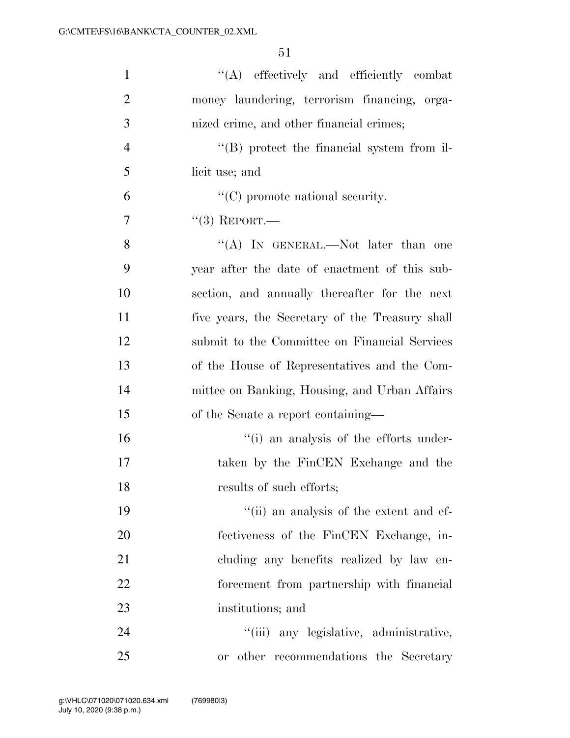''(A) effectively and efficiently combat money laundering, terrorism financing, organized crime, and other financial crimes;

''(B) protect the financial system from illicit use; and

''(C) promote national security.

''(3) REPORT.—

''(A) IN GENERAL.—Not later than one year after the date of enactment of this subsection, and annually thereafter for the next five years, the Secretary of the Treasury shall submit to the Committee on Financial Services of the House of Representatives and the Committee on Banking, Housing, and Urban Affairs of the Senate a report containing—

''(i) an analysis of the efforts undertaken by the FinCEN Exchange and the results of such efforts;

''(ii) an analysis of the extent and effectiveness of the FinCEN Exchange, including any benefits realized by law enforcement from partnership with financial institutions; and

''(iii) any legislative, administrative, or other recommendations the Secretary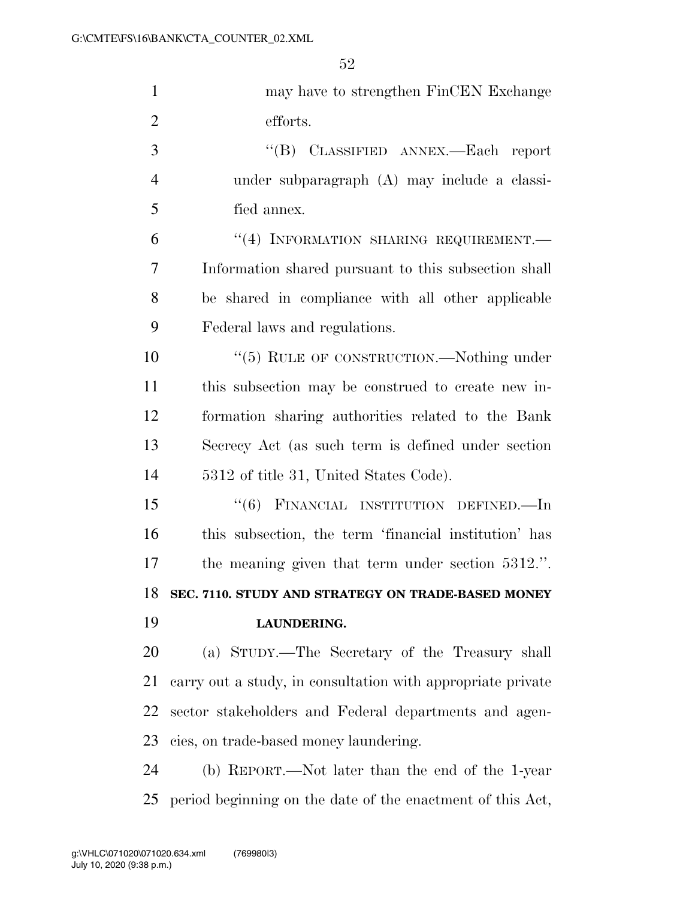may have to strengthen FinCEN Exchange efforts.

"(B) CLASSIFIED ANNEX.—Each report under subparagraph (A) may include a classified annex.

"(4) INFORMATION SHARING REQUIREMENT.—Information shared pursuant to this subsection shall be shared in compliance with all other applicable Federal laws and regulations.

"(5) RULE OF CONSTRUCTION.—Nothing under this subsection may be construed to create new information sharing authorities related to the Bank Secrecy Act (as such term is defined under section 5312 of title 31, United States Code).

"(6) FINANCIAL INSTITUTION DEFINED.—In this subsection, the term 'financial institution' has the meaning given that term under section 5312.".

## SEC. 7110. STUDY AND STRATEGY ON TRADE-BASED MONEY LAUNDERING.

(a) STUDY.—The Secretary of the Treasury shall carry out a study, in consultation with appropriate private sector stakeholders and Federal departments and agencies, on trade-based money laundering.

(b) REPORT.—Not later than the end of the 1-year period beginning on the date of the enactment of this Act,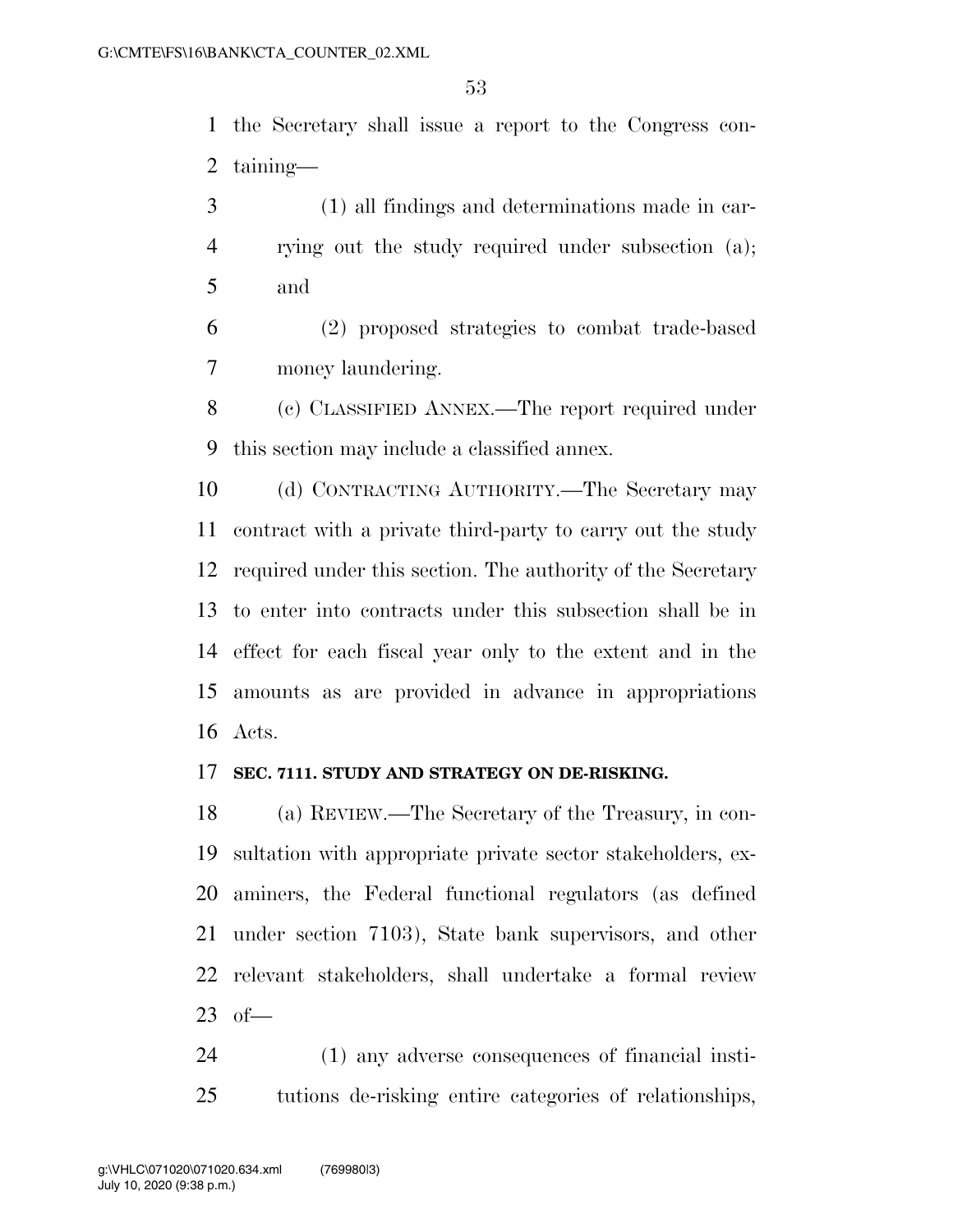the Secretary shall issue a report to the Congress containing—

(1) all findings and determinations made in carrying out the study required under subsection (a); and

(2) proposed strategies to combat trade-based money laundering.

(c) CLASSIFIED ANNEX.—The report required under this section may include a classified annex.

(d) CONTRACTING AUTHORITY.—The Secretary may contract with a private third-party to carry out the study required under this section. The authority of the Secretary to enter into contracts under this subsection shall be in effect for each fiscal year only to the extent and in the amounts as are provided in advance in appropriations Acts.

**SEC. 7111. STUDY AND STRATEGY ON DE-RISKING.**

(a) REVIEW.—The Secretary of the Treasury, in consultation with appropriate private sector stakeholders, examiners, the Federal functional regulators (as defined under section 7103), State bank supervisors, and other relevant stakeholders, shall undertake a formal review of—

(1) any adverse consequences of financial institutions de-risking entire categories of relationships,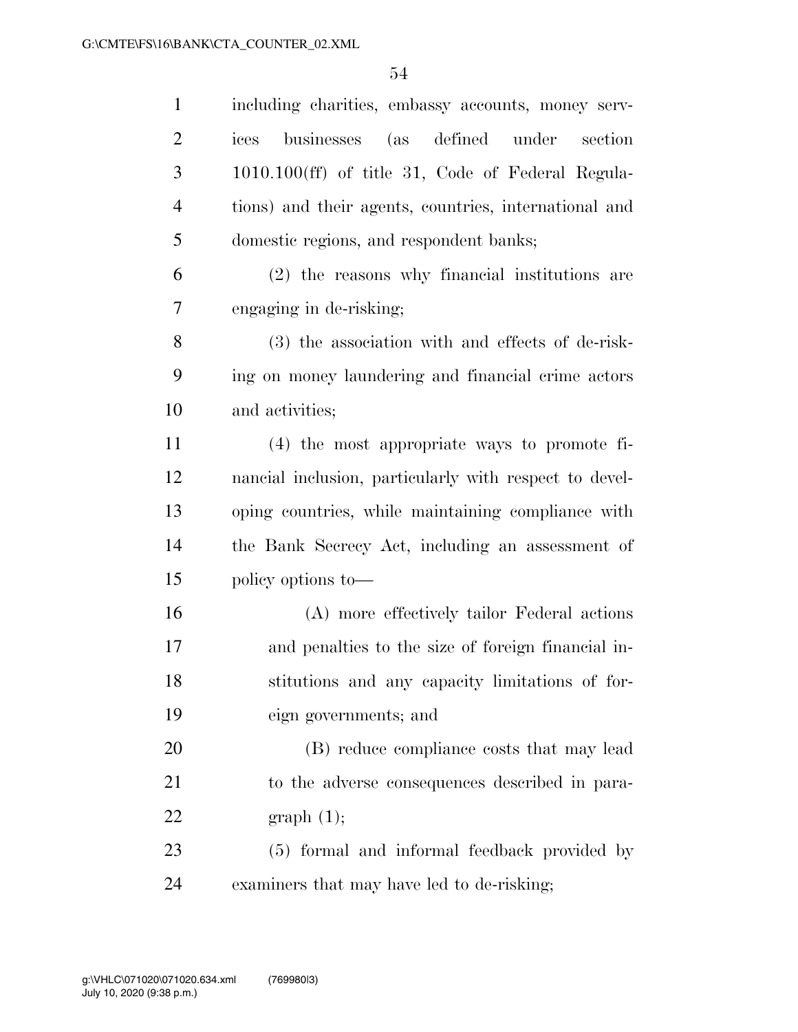including charities, embassy accounts, money services businesses (as defined under section 1010.100(ff) of title 31, Code of Federal Regulations) and their agents, countries, international and domestic regions, and respondent banks;

(2) the reasons why financial institutions are engaging in de-risking;

(3) the association with and effects of de-risking on money laundering and financial crime actors and activities;

(4) the most appropriate ways to promote financial inclusion, particularly with respect to developing countries, while maintaining compliance with the Bank Secrecy Act, including an assessment of policy options to—

(A) more effectively tailor Federal actions and penalties to the size of foreign financial institutions and any capacity limitations of foreign governments; and

(B) reduce compliance costs that may lead to the adverse consequences described in paragraph (1);

(5) formal and informal feedback provided by examiners that may have led to de-risking;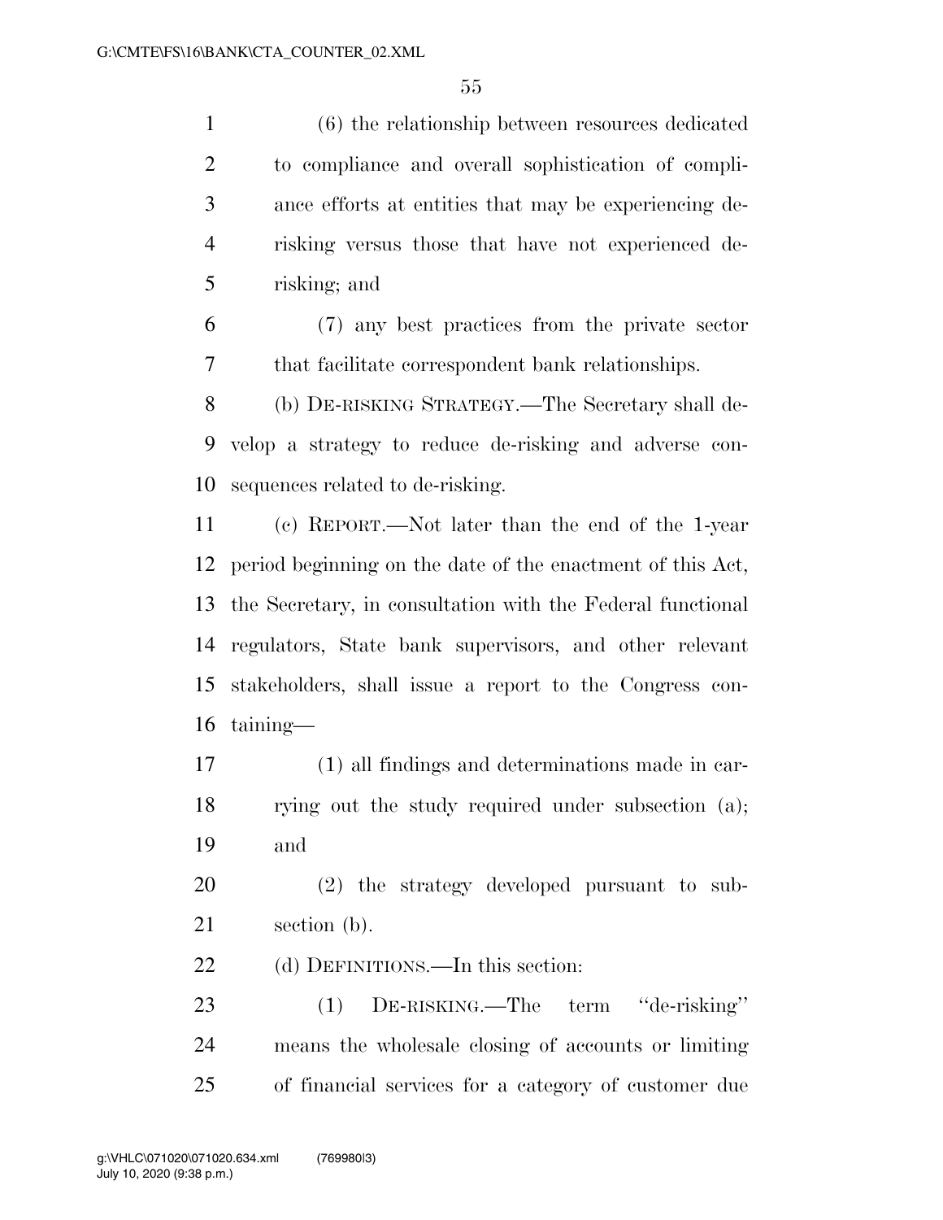(6) the relationship between resources dedicated to compliance and overall sophistication of compliance efforts at entities that may be experiencing de-risking versus those that have not experienced de-risking; and

(7) any best practices from the private sector that facilitate correspondent bank relationships.

(b) DE-RISKING STRATEGY.—The Secretary shall develop a strategy to reduce de-risking and adverse consequences related to de-risking.

(c) REPORT.—Not later than the end of the 1-year period beginning on the date of the enactment of this Act, the Secretary, in consultation with the Federal functional regulators, State bank supervisors, and other relevant stakeholders, shall issue a report to the Congress containing—

(1) all findings and determinations made in carrying out the study required under subsection (a); and

(2) the strategy developed pursuant to subsection (b).

(d) DEFINITIONS.—In this section:

(1) DE-RISKING.—The term ''de-risking'' means the wholesale closing of accounts or limiting of financial services for a category of customer due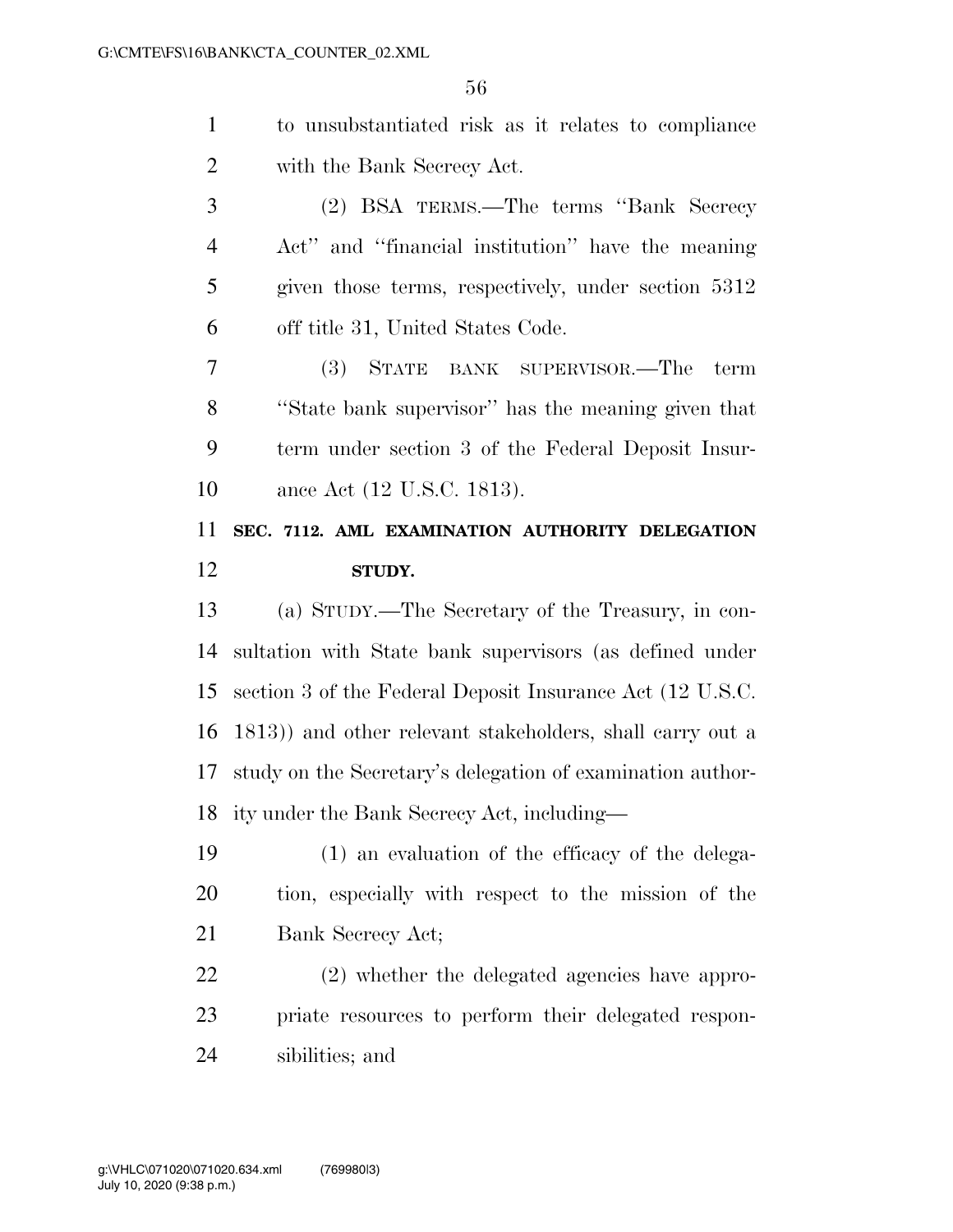to unsubstantiated risk as it relates to compliance with the Bank Secrecy Act.

(2) BSA TERMS.—The terms ''Bank Secrecy Act'' and ''financial institution'' have the meaning given those terms, respectively, under section 5312 off title 31, United States Code.

(3) STATE BANK SUPERVISOR.—The term ''State bank supervisor'' has the meaning given that term under section 3 of the Federal Deposit Insurance Act (12 U.S.C. 1813).

**SEC. 7112. AML EXAMINATION AUTHORITY DELEGATION STUDY.**

(a) STUDY.—The Secretary of the Treasury, in consultation with State bank supervisors (as defined under section 3 of the Federal Deposit Insurance Act (12 U.S.C. 1813)) and other relevant stakeholders, shall carry out a study on the Secretary's delegation of examination authority under the Bank Secrecy Act, including—

(1) an evaluation of the efficacy of the delegation, especially with respect to the mission of the Bank Secrecy Act;

(2) whether the delegated agencies have appropriate resources to perform their delegated responsibilities; and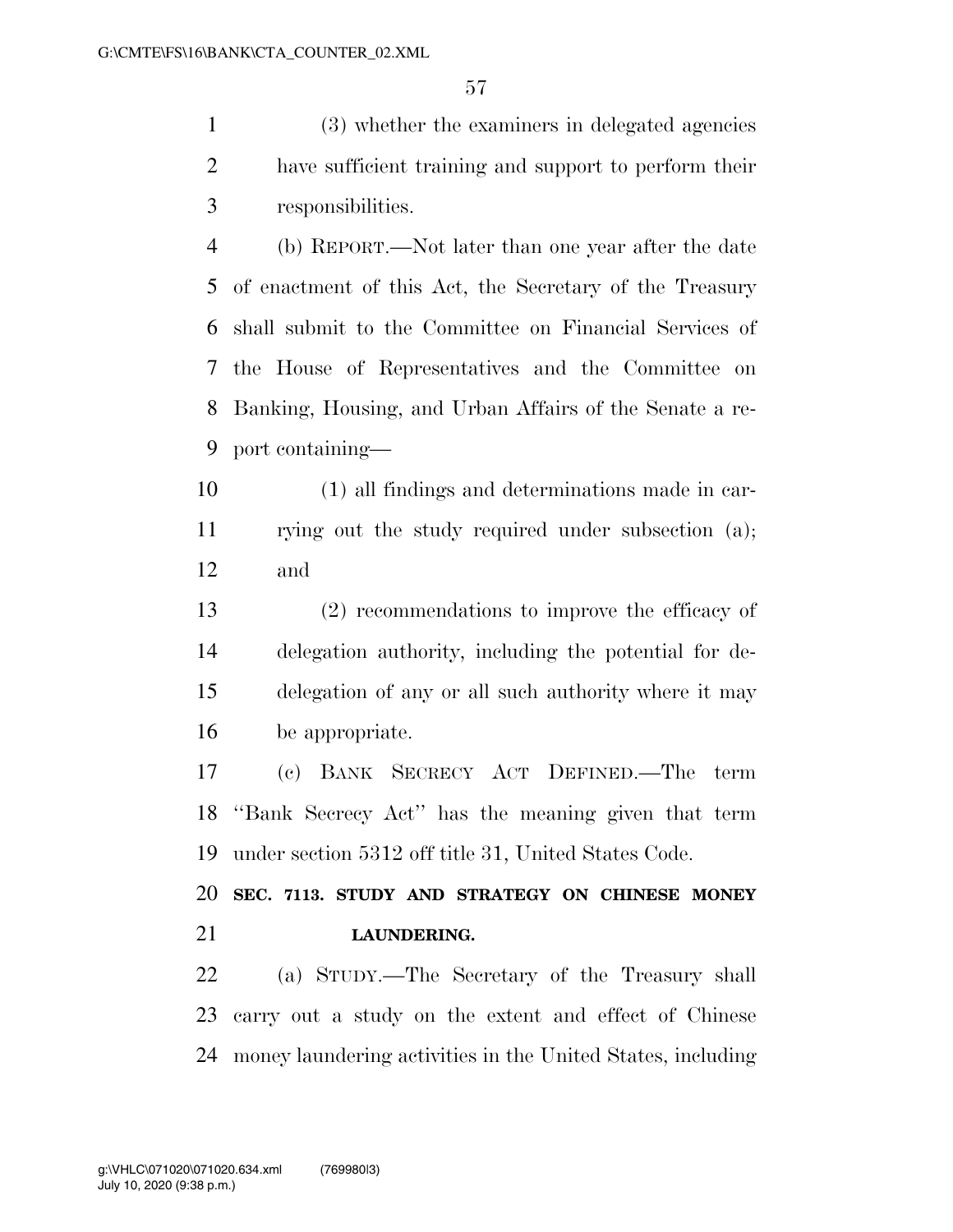(3) whether the examiners in delegated agencies have sufficient training and support to perform their responsibilities.

(b) REPORT.—Not later than one year after the date of enactment of this Act, the Secretary of the Treasury shall submit to the Committee on Financial Services of the House of Representatives and the Committee on Banking, Housing, and Urban Affairs of the Senate a report containing—

(1) all findings and determinations made in carrying out the study required under subsection (a); and

(2) recommendations to improve the efficacy of delegation authority, including the potential for de-delegation of any or all such authority where it may be appropriate.

(c) BANK SECRECY ACT DEFINED.—The term "Bank Secrecy Act" has the meaning given that term under section 5312 off title 31, United States Code.

**SEC. 7113. STUDY AND STRATEGY ON CHINESE MONEY LAUNDERING.**

(a) STUDY.—The Secretary of the Treasury shall carry out a study on the extent and effect of Chinese money laundering activities in the United States, including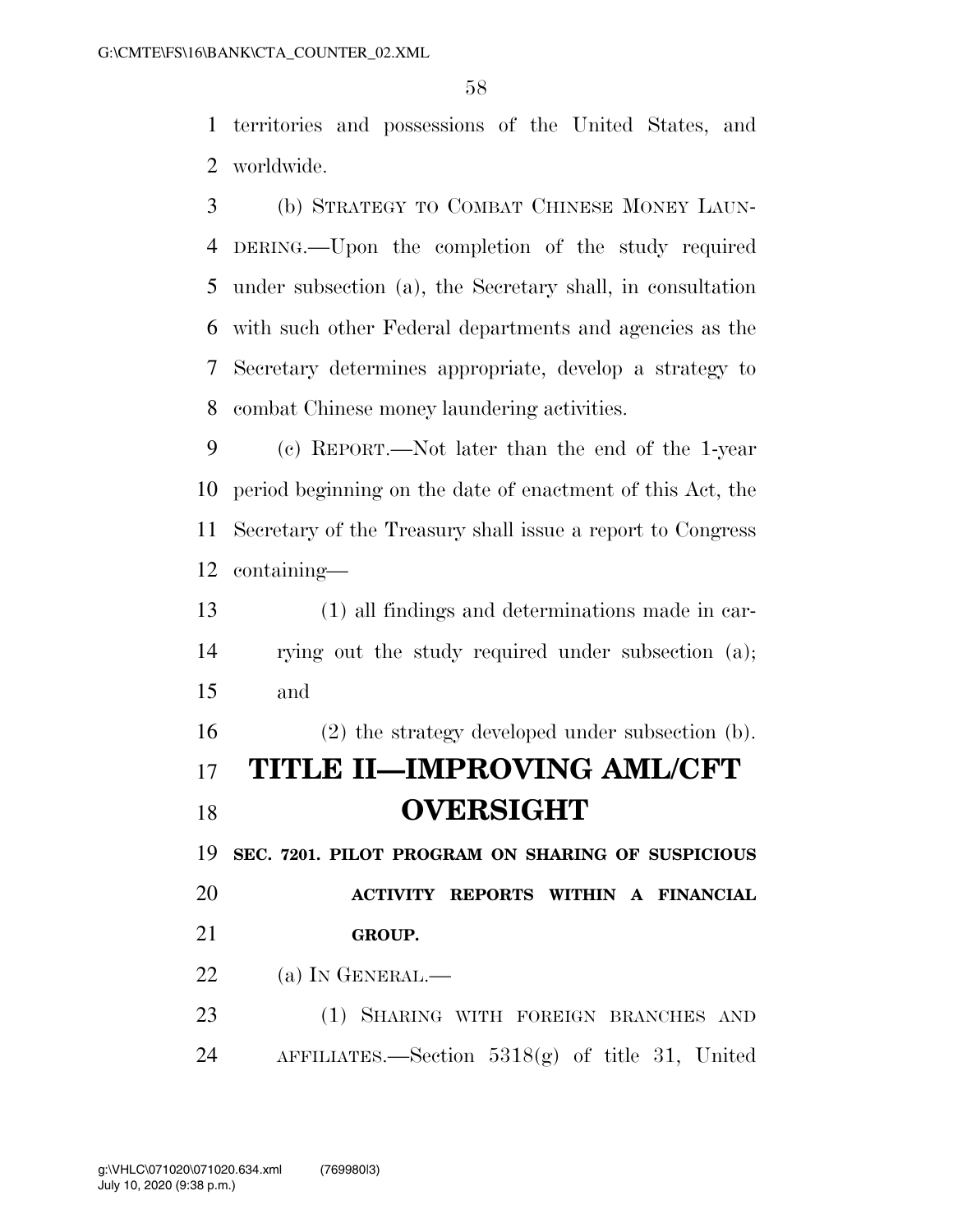territories and possessions of the United States, and worldwide.

(b) STRATEGY TO COMBAT CHINESE MONEY LAUNDERING.—Upon the completion of the study required under subsection (a), the Secretary shall, in consultation with such other Federal departments and agencies as the Secretary determines appropriate, develop a strategy to combat Chinese money laundering activities.

(c) REPORT.—Not later than the end of the 1-year period beginning on the date of enactment of this Act, the Secretary of the Treasury shall issue a report to Congress containing—

(1) all findings and determinations made in carrying out the study required under subsection (a); and

(2) the strategy developed under subsection (b).

# TITLE II—IMPROVING AML/CFT OVERSIGHT

**SEC. 7201. PILOT PROGRAM ON SHARING OF SUSPICIOUS ACTIVITY REPORTS WITHIN A FINANCIAL GROUP.**

(a) IN GENERAL.—

(1) SHARING WITH FOREIGN BRANCHES AND AFFILIATES.—Section 5318(g) of title 31, United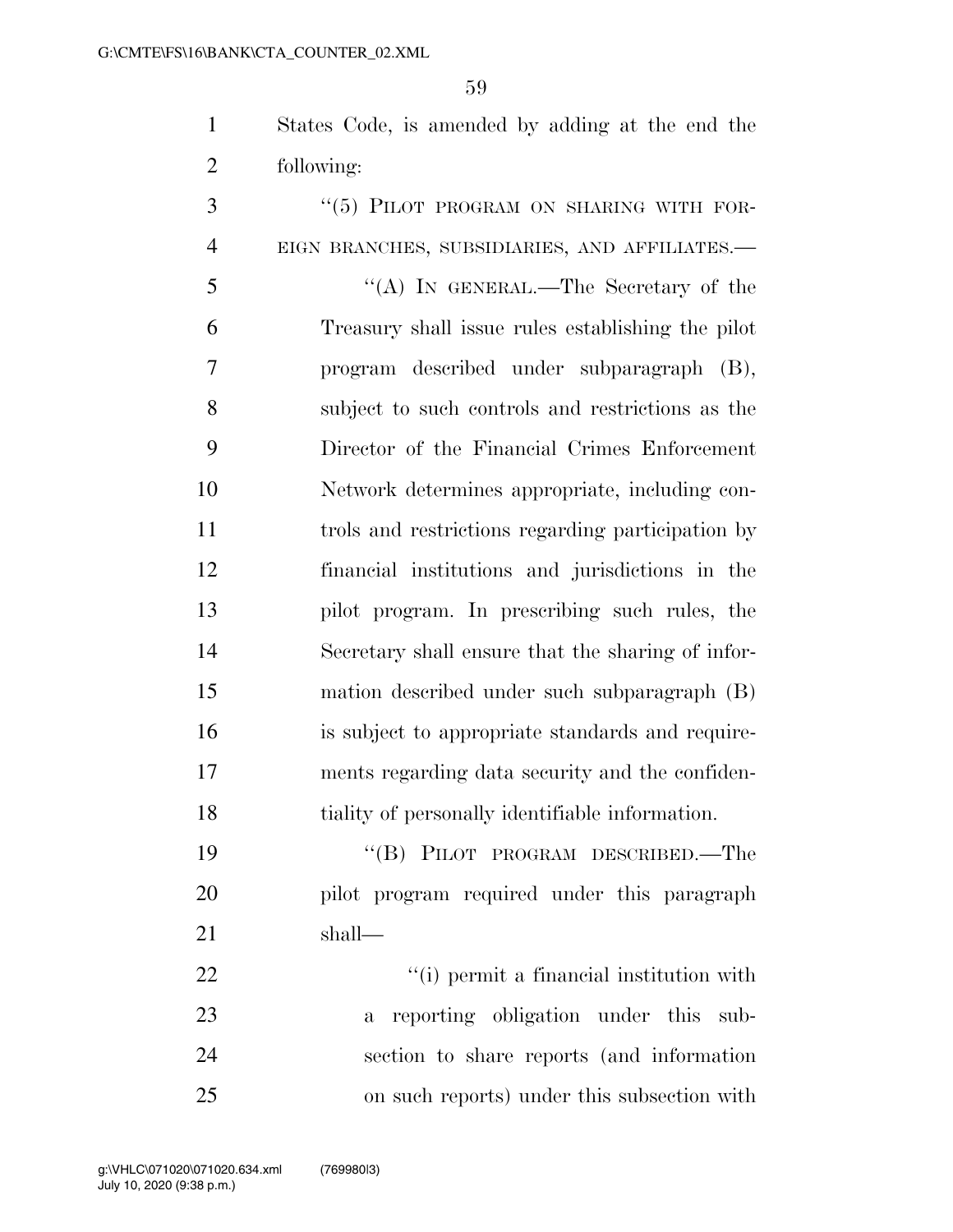States Code, is amended by adding at the end the following:

"(5) PILOT PROGRAM ON SHARING WITH FOREIGN BRANCHES, SUBSIDIARIES, AND AFFILIATES.—

"(A) IN GENERAL.—The Secretary of the Treasury shall issue rules establishing the pilot program described under subparagraph (B), subject to such controls and restrictions as the Director of the Financial Crimes Enforcement Network determines appropriate, including controls and restrictions regarding participation by financial institutions and jurisdictions in the pilot program. In prescribing such rules, the Secretary shall ensure that the sharing of information described under such subparagraph (B) is subject to appropriate standards and requirements regarding data security and the confidentiality of personally identifiable information.

"(B) PILOT PROGRAM DESCRIBED.—The pilot program required under this paragraph shall—

"(i) permit a financial institution with a reporting obligation under this subsection to share reports (and information on such reports) under this subsection with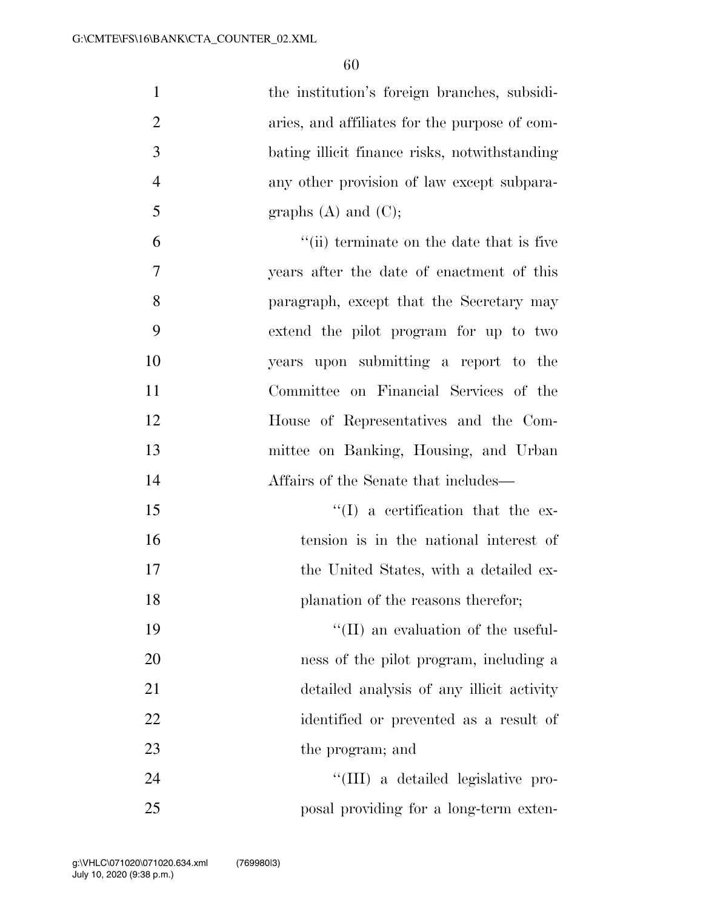the institution's foreign branches, subsidiaries, and affiliates for the purpose of combating illicit finance risks, notwithstanding any other provision of law except subparagraphs (A) and (C);

"(ii) terminate on the date that is five years after the date of enactment of this paragraph, except that the Secretary may extend the pilot program for up to two years upon submitting a report to the Committee on Financial Services of the House of Representatives and the Committee on Banking, Housing, and Urban Affairs of the Senate that includes—

"(I) a certification that the extension is in the national interest of the United States, with a detailed explanation of the reasons therefor;

"(II) an evaluation of the usefulness of the pilot program, including a detailed analysis of any illicit activity identified or prevented as a result of the program; and

"(III) a detailed legislative proposal providing for a long-term exten-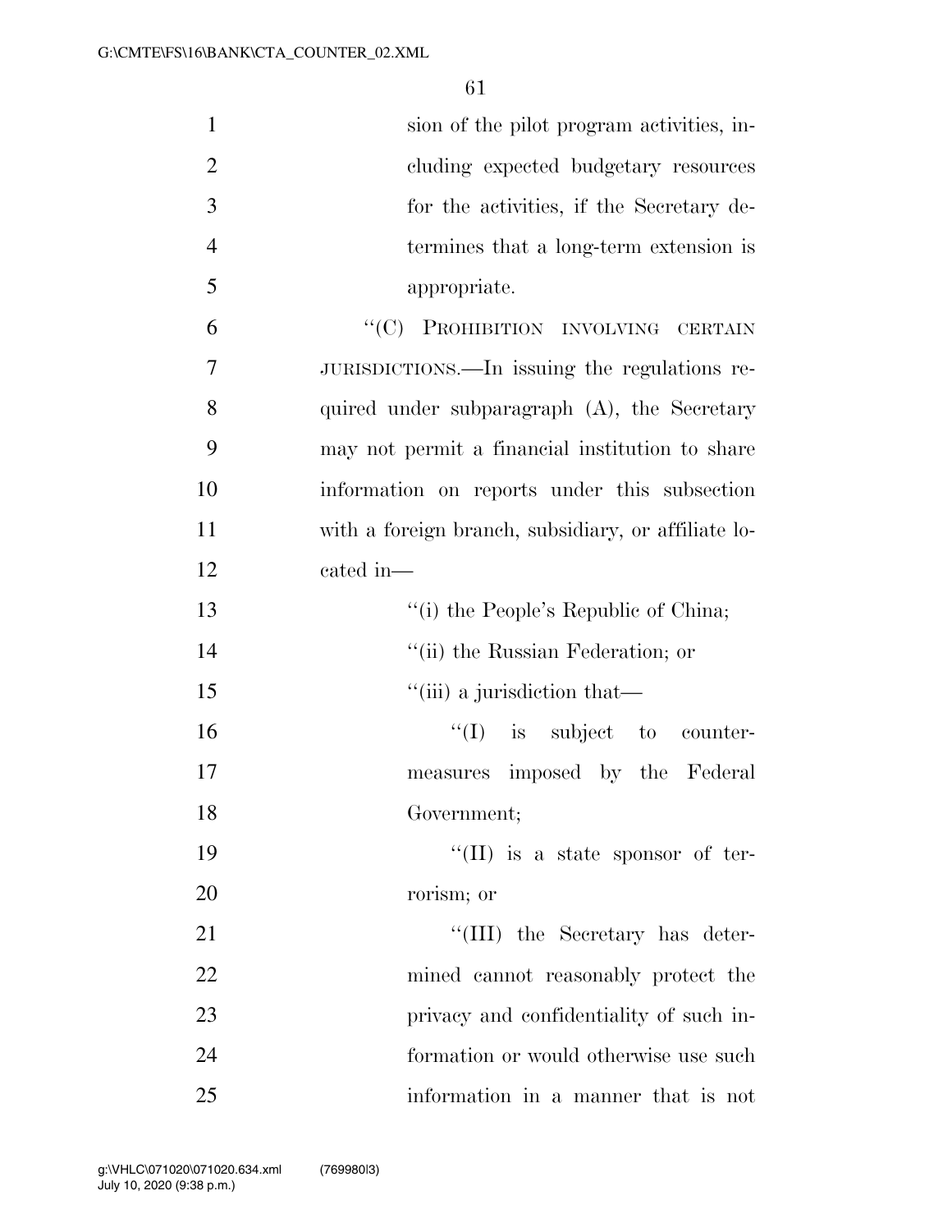sion of the pilot program activities, including expected budgetary resources for the activities, if the Secretary determines that a long-term extension is appropriate.

''(C) PROHIBITION INVOLVING CERTAIN JURISDICTIONS.—In issuing the regulations required under subparagraph (A), the Secretary may not permit a financial institution to share information on reports under this subsection with a foreign branch, subsidiary, or affiliate located in—

''(i) the People's Republic of China;

''(ii) the Russian Federation; or

''(iii) a jurisdiction that—

''(I) is subject to countermeasures imposed by the Federal Government;

''(II) is a state sponsor of terrorism; or

''(III) the Secretary has determined cannot reasonably protect the privacy and confidentiality of such information or would otherwise use such information in a manner that is not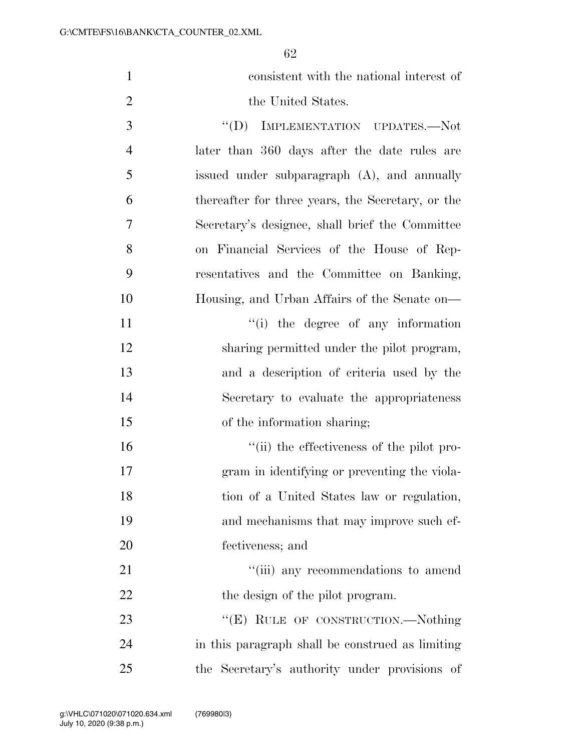consistent with the national interest of the United States.

"(D) IMPLEMENTATION UPDATES.—Not later than 360 days after the date rules are issued under subparagraph (A), and annually thereafter for three years, the Secretary, or the Secretary's designee, shall brief the Committee on Financial Services of the House of Representatives and the Committee on Banking, Housing, and Urban Affairs of the Senate on—

"(i) the degree of any information sharing permitted under the pilot program, and a description of criteria used by the Secretary to evaluate the appropriateness of the information sharing;

"(ii) the effectiveness of the pilot program in identifying or preventing the violation of a United States law or regulation, and mechanisms that may improve such effectiveness; and

"(iii) any recommendations to amend the design of the pilot program.

"(E) RULE OF CONSTRUCTION.—Nothing in this paragraph shall be construed as limiting the Secretary's authority under provisions of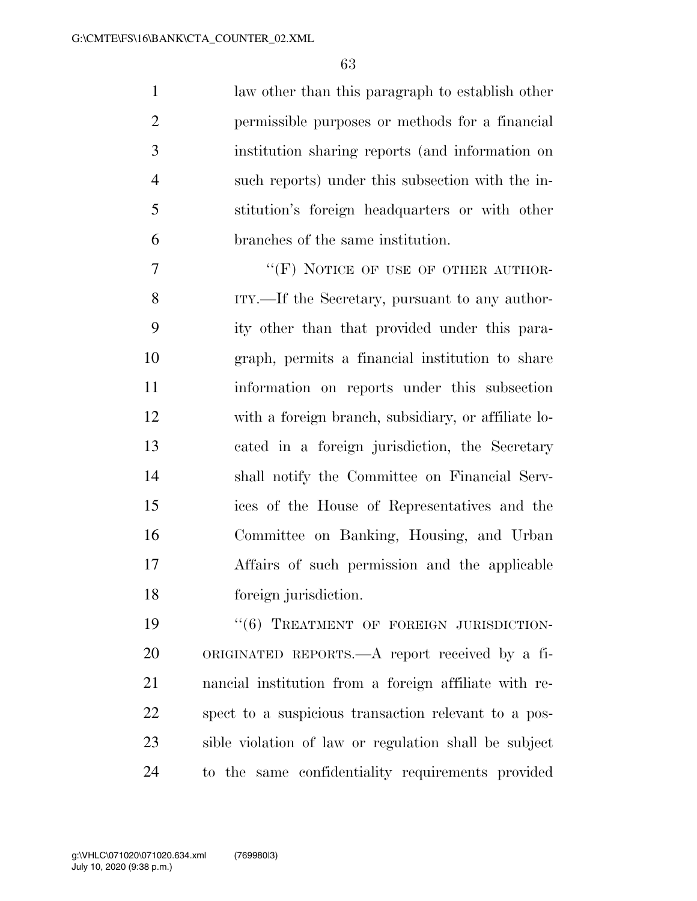law other than this paragraph to establish other permissible purposes or methods for a financial institution sharing reports (and information on such reports) under this subsection with the institution's foreign headquarters or with other branches of the same institution.

"(F) NOTICE OF USE OF OTHER AUTHORITY.—If the Secretary, pursuant to any authority other than that provided under this paragraph, permits a financial institution to share information on reports under this subsection with a foreign branch, subsidiary, or affiliate located in a foreign jurisdiction, the Secretary shall notify the Committee on Financial Services of the House of Representatives and the Committee on Banking, Housing, and Urban Affairs of such permission and the applicable foreign jurisdiction.

"(6) TREATMENT OF FOREIGN JURISDICTION-ORIGINATED REPORTS.—A report received by a financial institution from a foreign affiliate with respect to a suspicious transaction relevant to a possible violation of law or regulation shall be subject to the same confidentiality requirements provided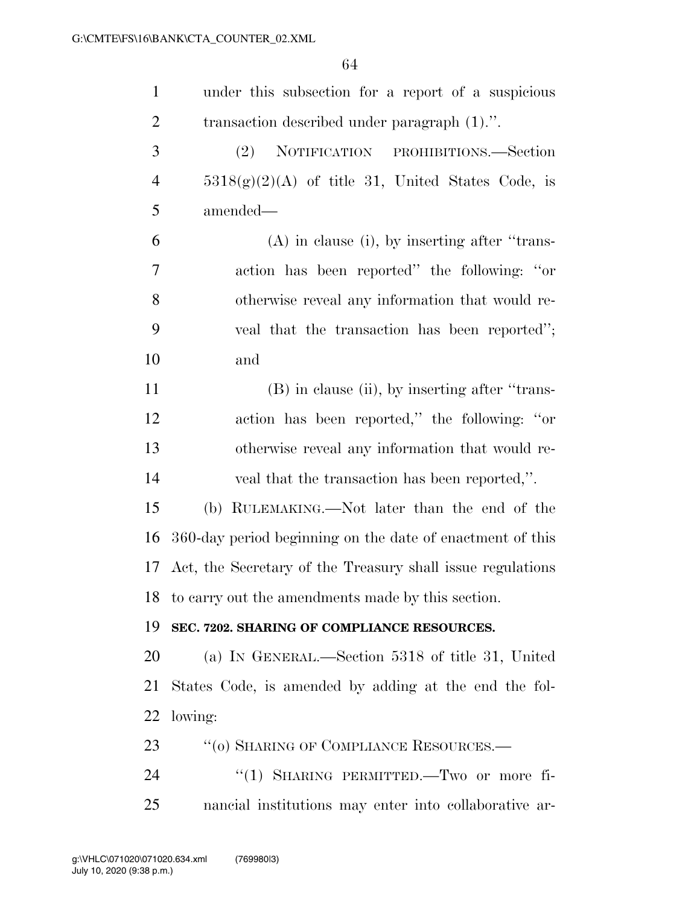under this subsection for a report of a suspicious transaction described under paragraph (1).''.

(2) NOTIFICATION PROHIBITIONS.—Section 5318(g)(2)(A) of title 31, United States Code, is amended—

(A) in clause (i), by inserting after ''transaction has been reported'' the following: ''or otherwise reveal any information that would reveal that the transaction has been reported''; and

(B) in clause (ii), by inserting after ''transaction has been reported,'' the following: ''or otherwise reveal any information that would reveal that the transaction has been reported,''.

(b) RULEMAKING.—Not later than the end of the 360-day period beginning on the date of enactment of this Act, the Secretary of the Treasury shall issue regulations to carry out the amendments made by this section.

**SEC. 7202. SHARING OF COMPLIANCE RESOURCES.**

(a) IN GENERAL.—Section 5318 of title 31, United States Code, is amended by adding at the end the following:

''(o) SHARING OF COMPLIANCE RESOURCES.—

''(1) SHARING PERMITTED.—Two or more financial institutions may enter into collaborative ar-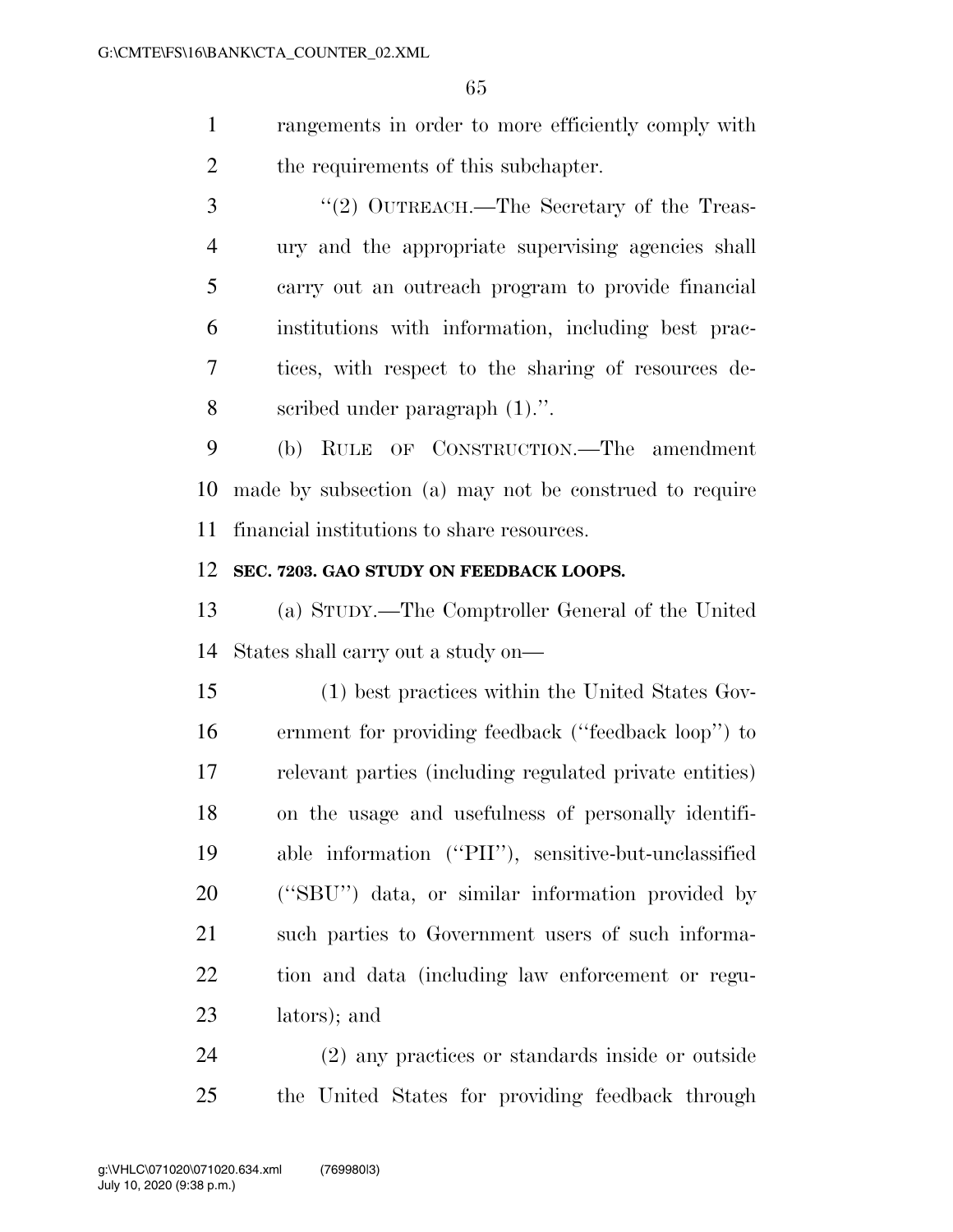rangements in order to more efficiently comply with the requirements of this subchapter.

"(2) OUTREACH.—The Secretary of the Treasury and the appropriate supervising agencies shall carry out an outreach program to provide financial institutions with information, including best practices, with respect to the sharing of resources described under paragraph (1).".

(b) RULE OF CONSTRUCTION.—The amendment made by subsection (a) may not be construed to require financial institutions to share resources.

**SEC. 7203. GAO STUDY ON FEEDBACK LOOPS.**

(a) STUDY.—The Comptroller General of the United States shall carry out a study on—

(1) best practices within the United States Government for providing feedback ("feedback loop") to relevant parties (including regulated private entities) on the usage and usefulness of personally identifiable information ("PII"), sensitive-but-unclassified ("SBU") data, or similar information provided by such parties to Government users of such information and data (including law enforcement or regulators); and

(2) any practices or standards inside or outside the United States for providing feedback through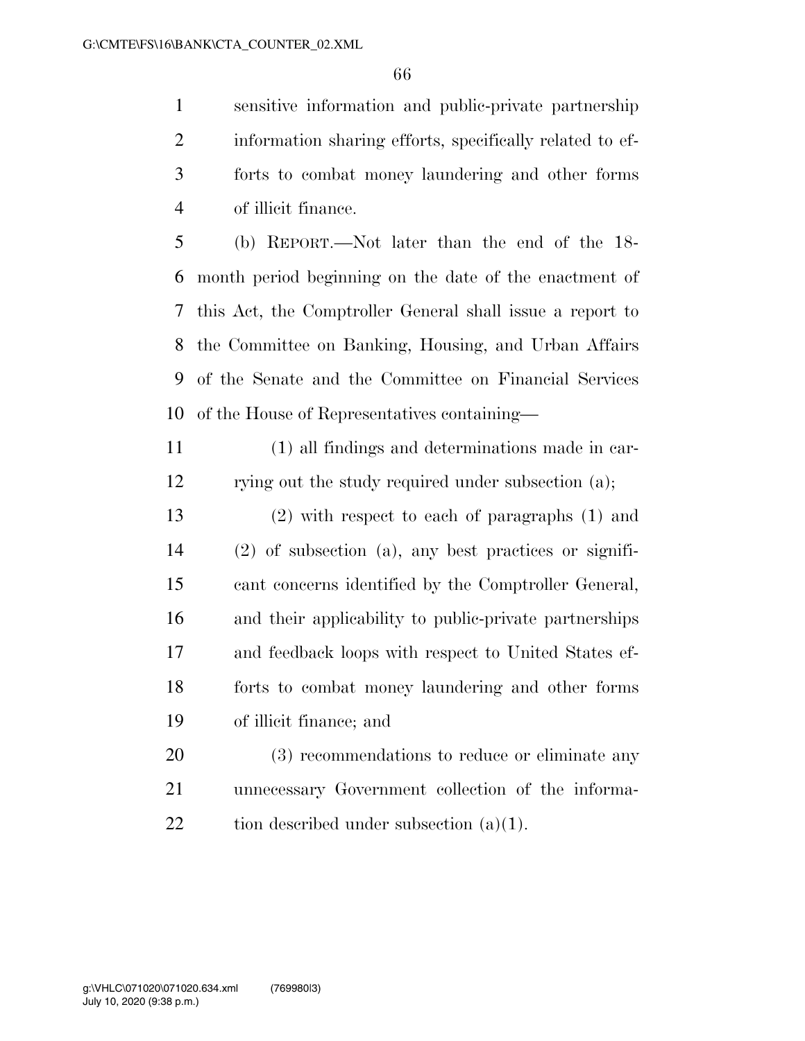sensitive information and public-private partnership information sharing efforts, specifically related to efforts to combat money laundering and other forms of illicit finance.

(b) REPORT.—Not later than the end of the 18-month period beginning on the date of the enactment of this Act, the Comptroller General shall issue a report to the Committee on Banking, Housing, and Urban Affairs of the Senate and the Committee on Financial Services of the House of Representatives containing—

(1) all findings and determinations made in carrying out the study required under subsection (a);

(2) with respect to each of paragraphs (1) and (2) of subsection (a), any best practices or significant concerns identified by the Comptroller General, and their applicability to public-private partnerships and feedback loops with respect to United States efforts to combat money laundering and other forms of illicit finance; and

(3) recommendations to reduce or eliminate any unnecessary Government collection of the information described under subsection (a)(1).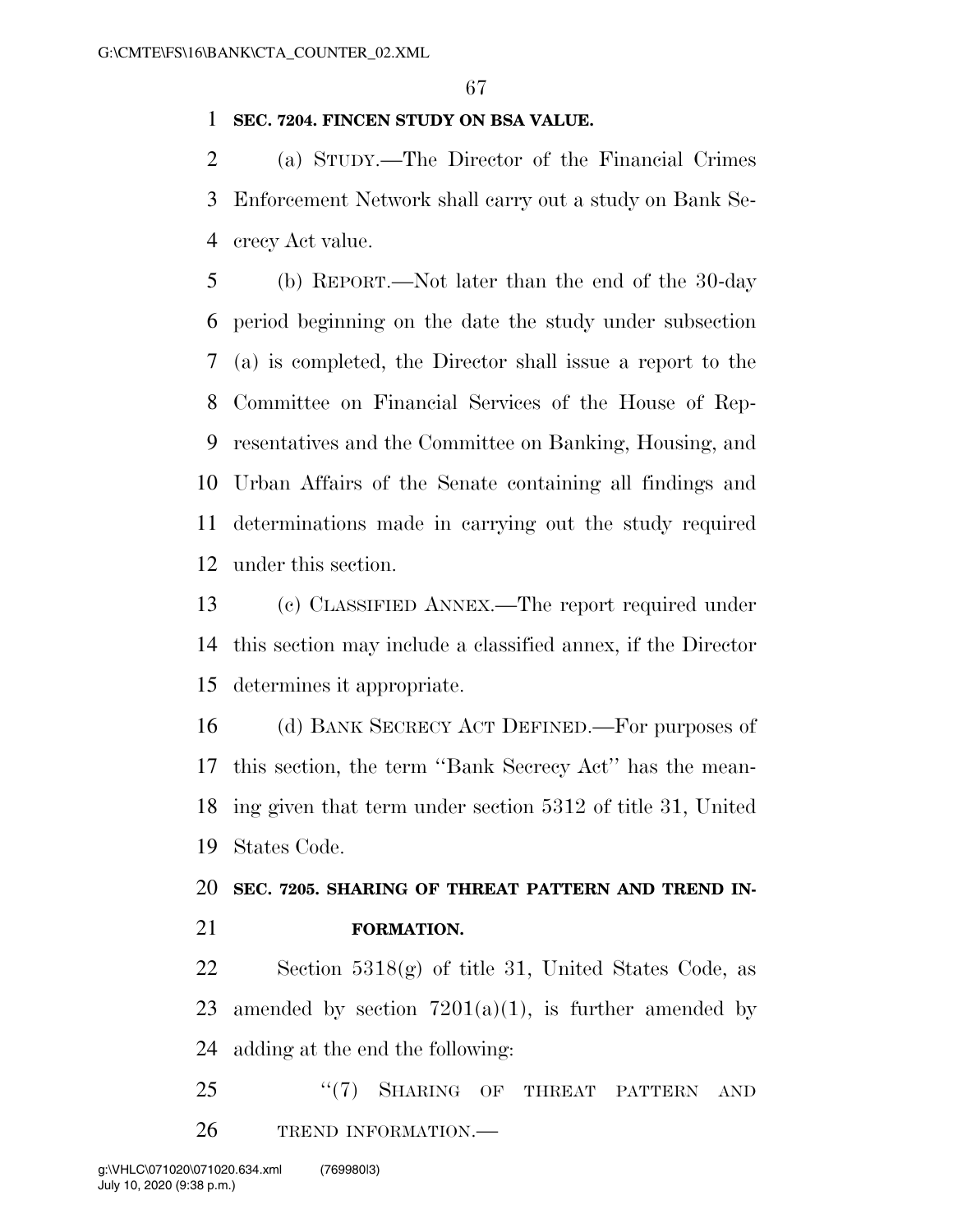**SEC. 7204. FINCEN STUDY ON BSA VALUE.**

(a) STUDY.—The Director of the Financial Crimes Enforcement Network shall carry out a study on Bank Secrecy Act value.

(b) REPORT.—Not later than the end of the 30-day period beginning on the date the study under subsection (a) is completed, the Director shall issue a report to the Committee on Financial Services of the House of Representatives and the Committee on Banking, Housing, and Urban Affairs of the Senate containing all findings and determinations made in carrying out the study required under this section.

(c) CLASSIFIED ANNEX.—The report required under this section may include a classified annex, if the Director determines it appropriate.

(d) BANK SECRECY ACT DEFINED.—For purposes of this section, the term ''Bank Secrecy Act'' has the meaning given that term under section 5312 of title 31, United States Code.

**SEC. 7205. SHARING OF THREAT PATTERN AND TREND INFORMATION.**

Section 5318(g) of title 31, United States Code, as amended by section 7201(a)(1), is further amended by adding at the end the following:

''(7) SHARING OF THREAT PATTERN AND TREND INFORMATION.—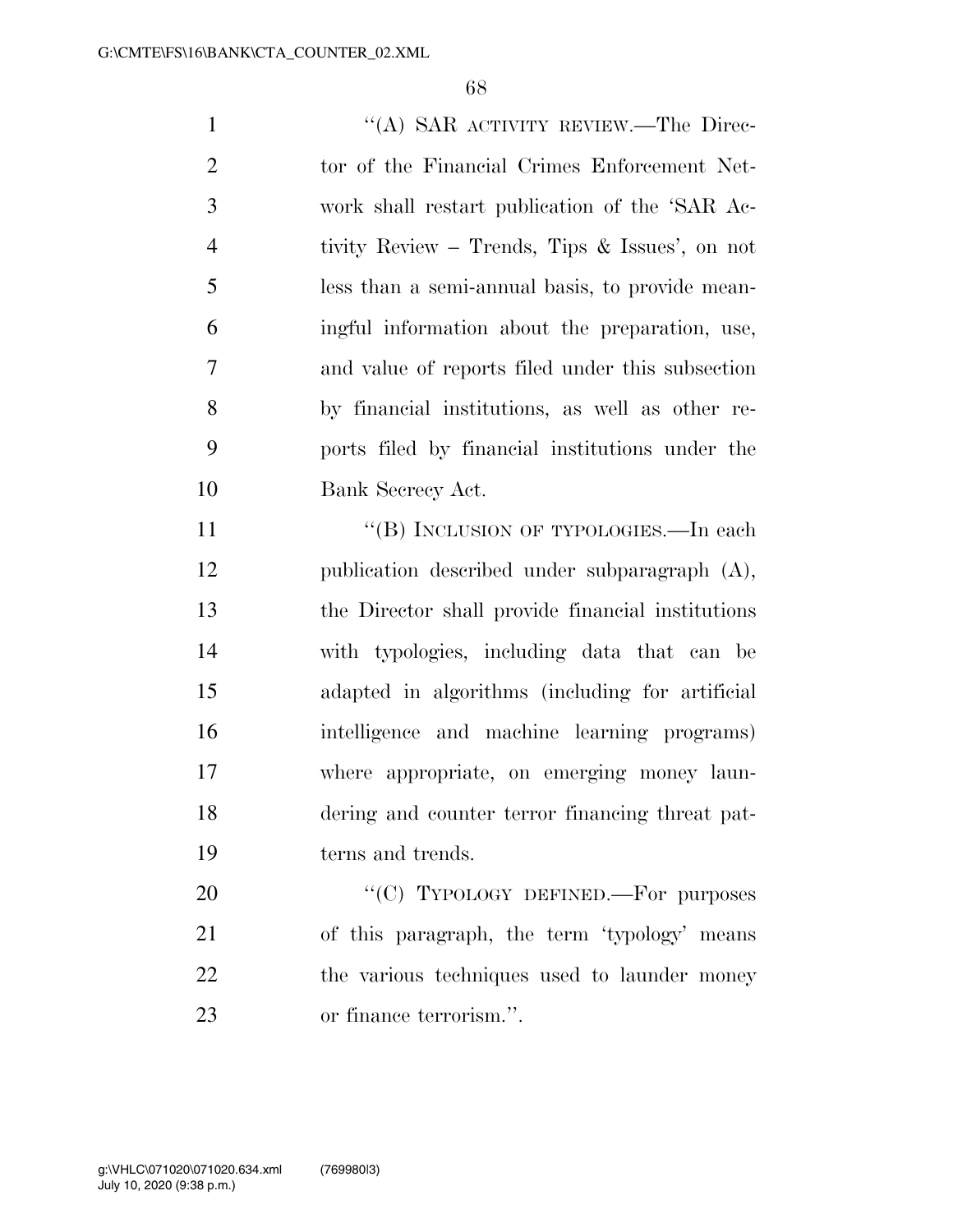"(A) SAR ACTIVITY REVIEW.—The Director of the Financial Crimes Enforcement Network shall restart publication of the 'SAR Activity Review – Trends, Tips & Issues', on not less than a semi-annual basis, to provide meaningful information about the preparation, use, and value of reports filed under this subsection by financial institutions, as well as other reports filed by financial institutions under the Bank Secrecy Act.

"(B) INCLUSION OF TYPOLOGIES.—In each publication described under subparagraph (A), the Director shall provide financial institutions with typologies, including data that can be adapted in algorithms (including for artificial intelligence and machine learning programs) where appropriate, on emerging money laundering and counter terror financing threat patterns and trends.

"(C) TYPOLOGY DEFINED.—For purposes of this paragraph, the term 'typology' means the various techniques used to launder money or finance terrorism.".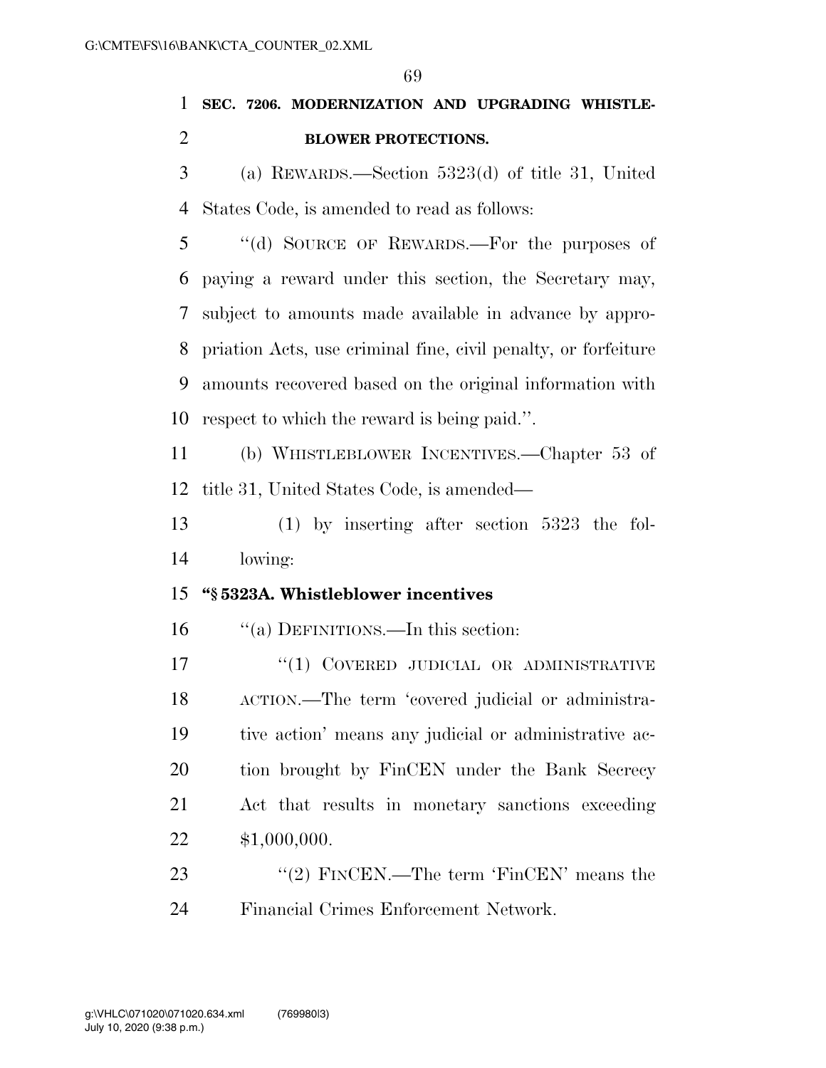**SEC. 7206. MODERNIZATION AND UPGRADING WHISTLEBLOWER PROTECTIONS.**

(a) REWARDS.—Section 5323(d) of title 31, United States Code, is amended to read as follows:

"(d) SOURCE OF REWARDS.—For the purposes of paying a reward under this section, the Secretary may, subject to amounts made available in advance by appropriation Acts, use criminal fine, civil penalty, or forfeiture amounts recovered based on the original information with respect to which the reward is being paid.".

(b) WHISTLEBLOWER INCENTIVES.—Chapter 53 of title 31, United States Code, is amended—

(1) by inserting after section 5323 the following:

**"§ 5323A. Whistleblower incentives**

"(a) DEFINITIONS.—In this section:

"(1) COVERED JUDICIAL OR ADMINISTRATIVE ACTION.—The term 'covered judicial or administrative action' means any judicial or administrative action brought by FinCEN under the Bank Secrecy Act that results in monetary sanctions exceeding $1,000,000.

"(2) FINCEN.—The term 'FinCEN' means the Financial Crimes Enforcement Network.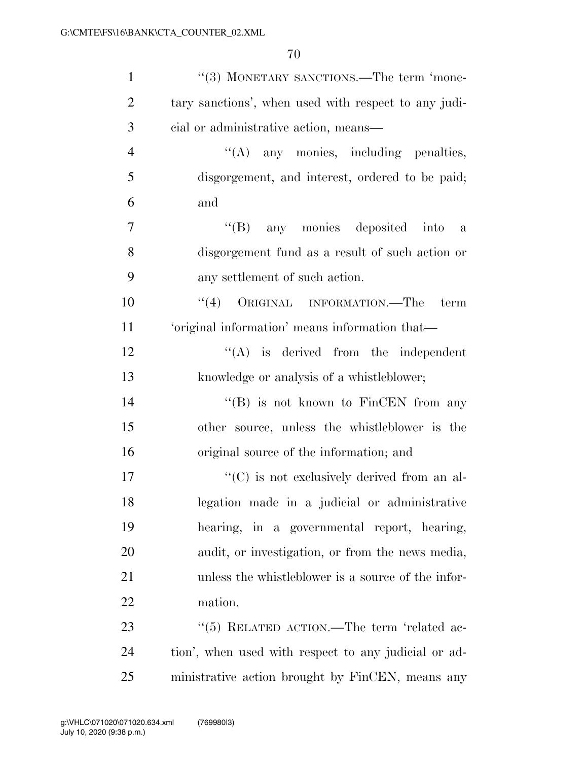"(3) MONETARY SANCTIONS.—The term 'monetary sanctions', when used with respect to any judicial or administrative action, means—

"(A) any monies, including penalties, disgorgement, and interest, ordered to be paid; and

"(B) any monies deposited into a disgorgement fund as a result of such action or any settlement of such action.

"(4) ORIGINAL INFORMATION.—The term 'original information' means information that—

"(A) is derived from the independent knowledge or analysis of a whistleblower;

"(B) is not known to FinCEN from any other source, unless the whistleblower is the original source of the information; and

"(C) is not exclusively derived from an allegation made in a judicial or administrative hearing, in a governmental report, hearing, audit, or investigation, or from the news media, unless the whistleblower is a source of the information.

"(5) RELATED ACTION.—The term 'related action', when used with respect to any judicial or administrative action brought by FinCEN, means any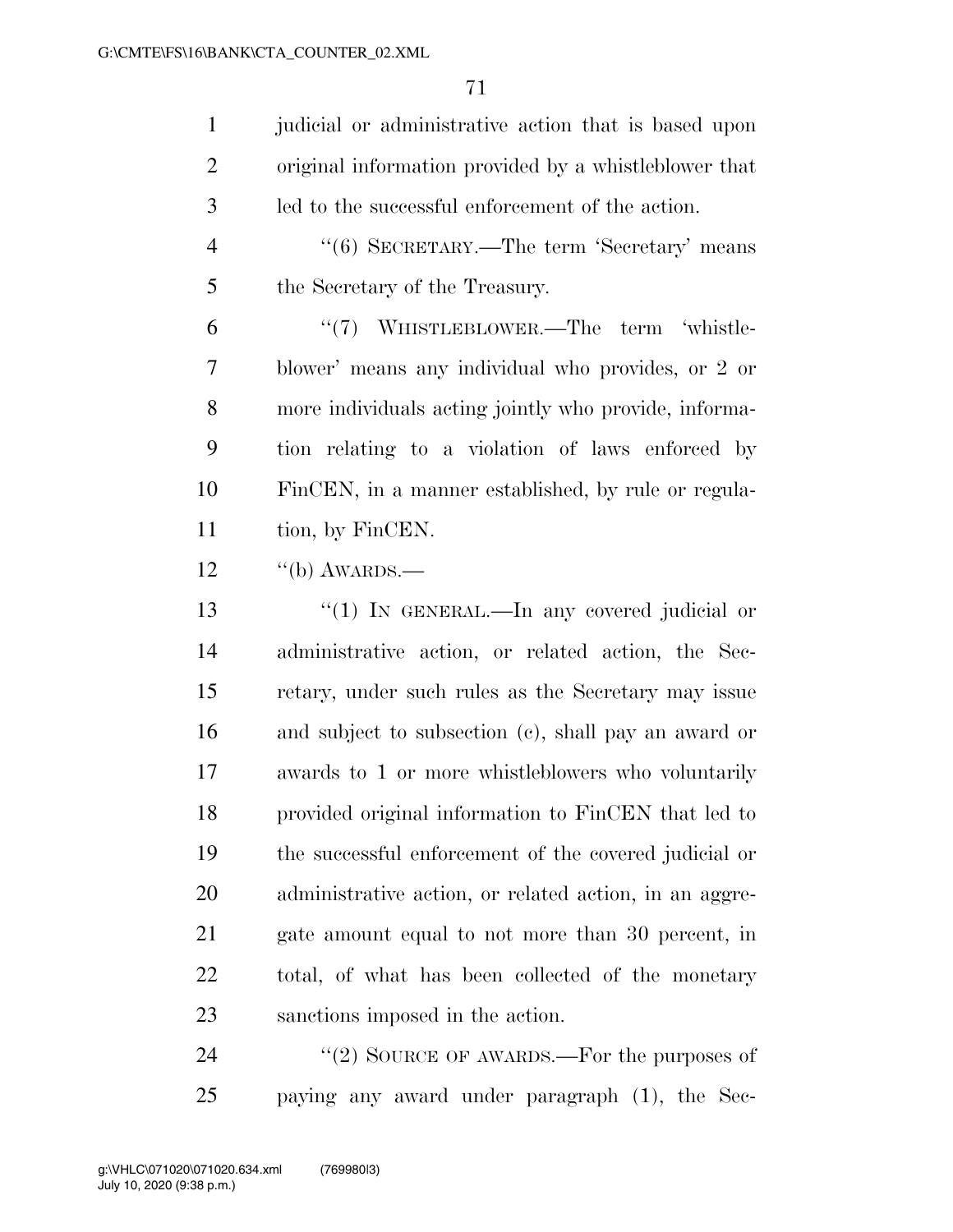judicial or administrative action that is based upon original information provided by a whistleblower that led to the successful enforcement of the action.

"(6) SECRETARY.—The term 'Secretary' means the Secretary of the Treasury.

"(7) WHISTLEBLOWER.—The term 'whistleblower' means any individual who provides, or 2 or more individuals acting jointly who provide, information relating to a violation of laws enforced by FinCEN, in a manner established, by rule or regulation, by FinCEN.

"(b) AWARDS.—

"(1) IN GENERAL.—In any covered judicial or administrative action, or related action, the Secretary, under such rules as the Secretary may issue and subject to subsection (c), shall pay an award or awards to 1 or more whistleblowers who voluntarily provided original information to FinCEN that led to the successful enforcement of the covered judicial or administrative action, or related action, in an aggregate amount equal to not more than 30 percent, in total, of what has been collected of the monetary sanctions imposed in the action.

"(2) SOURCE OF AWARDS.—For the purposes of paying any award under paragraph (1), the Sec-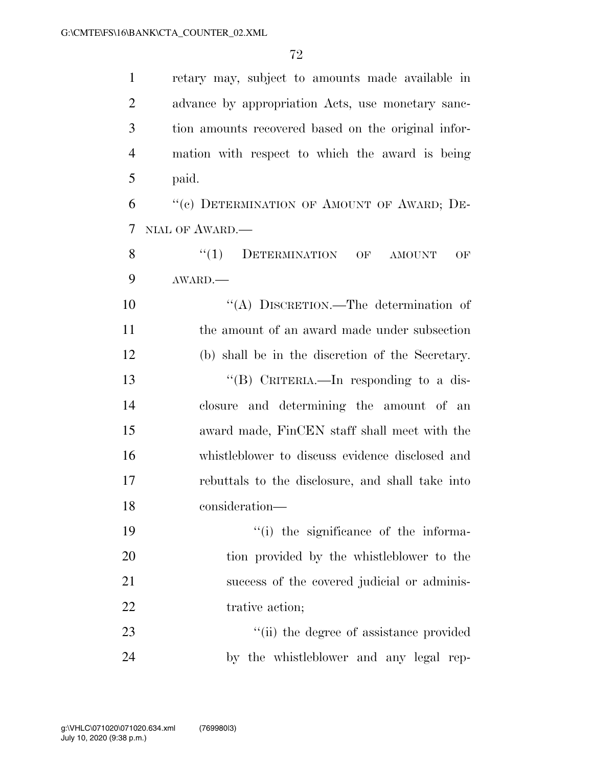retary may, subject to amounts made available in advance by appropriation Acts, use monetary sanction amounts recovered based on the original information with respect to which the award is being paid.

"(c) DETERMINATION OF AMOUNT OF AWARD; DENIAL OF AWARD.—

"(1) DETERMINATION OF AMOUNT OF AWARD.—

"(A) DISCRETION.—The determination of the amount of an award made under subsection (b) shall be in the discretion of the Secretary.

"(B) CRITERIA.—In responding to a disclosure and determining the amount of an award made, FinCEN staff shall meet with the whistleblower to discuss evidence disclosed and rebuttals to the disclosure, and shall take into consideration—

"(i) the significance of the information provided by the whistleblower to the success of the covered judicial or administrative action;

"(ii) the degree of assistance provided by the whistleblower and any legal rep-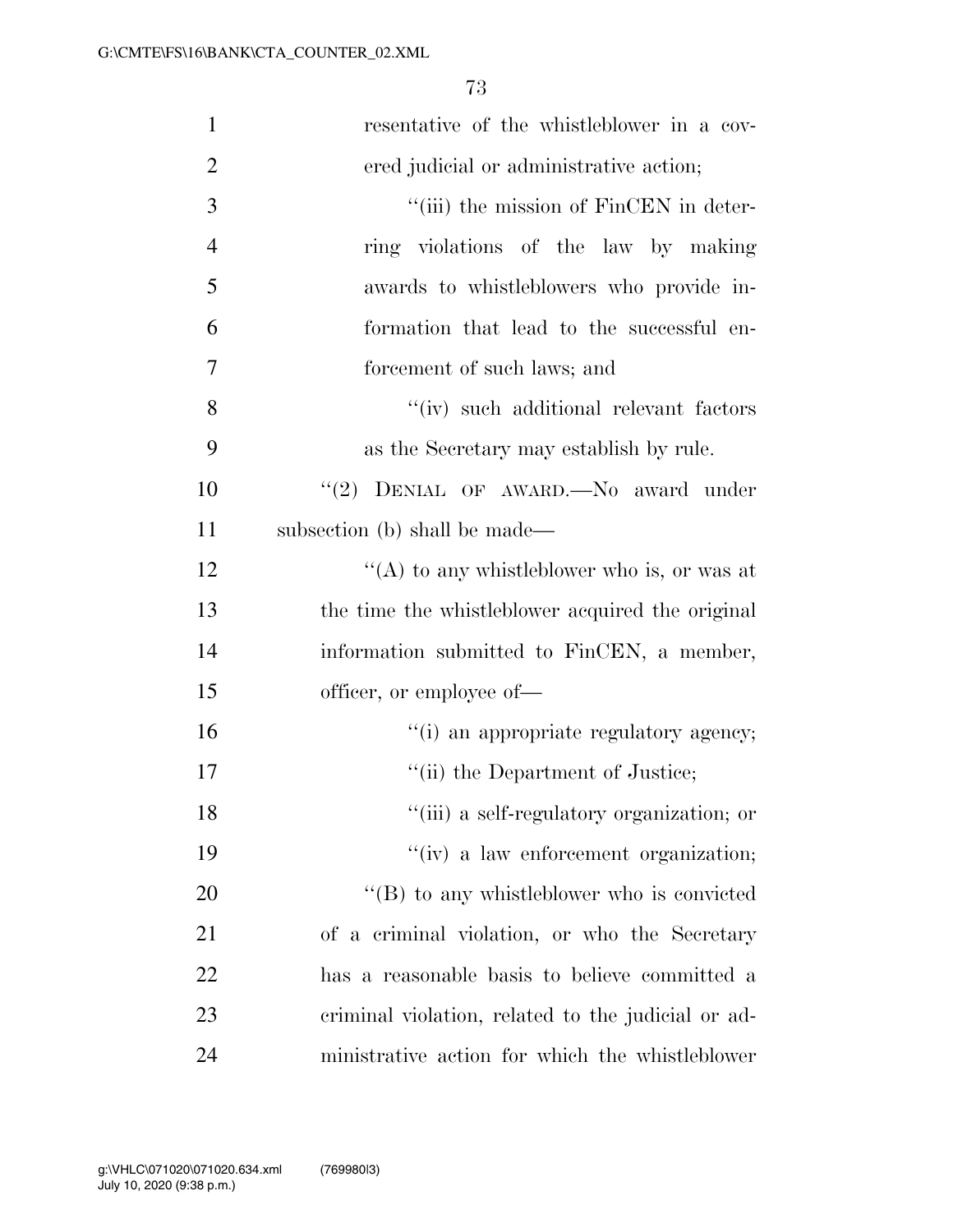resentative of the whistleblower in a covered judicial or administrative action;

''(iii) the mission of FinCEN in deterring violations of the law by making awards to whistleblowers who provide information that lead to the successful enforcement of such laws; and

''(iv) such additional relevant factors as the Secretary may establish by rule.

''(2) DENIAL OF AWARD.—No award under subsection (b) shall be made—

''(A) to any whistleblower who is, or was at the time the whistleblower acquired the original information submitted to FinCEN, a member, officer, or employee of—

''(i) an appropriate regulatory agency;

''(ii) the Department of Justice;

''(iii) a self-regulatory organization; or

''(iv) a law enforcement organization;

''(B) to any whistleblower who is convicted of a criminal violation, or who the Secretary has a reasonable basis to believe committed a criminal violation, related to the judicial or administrative action for which the whistleblower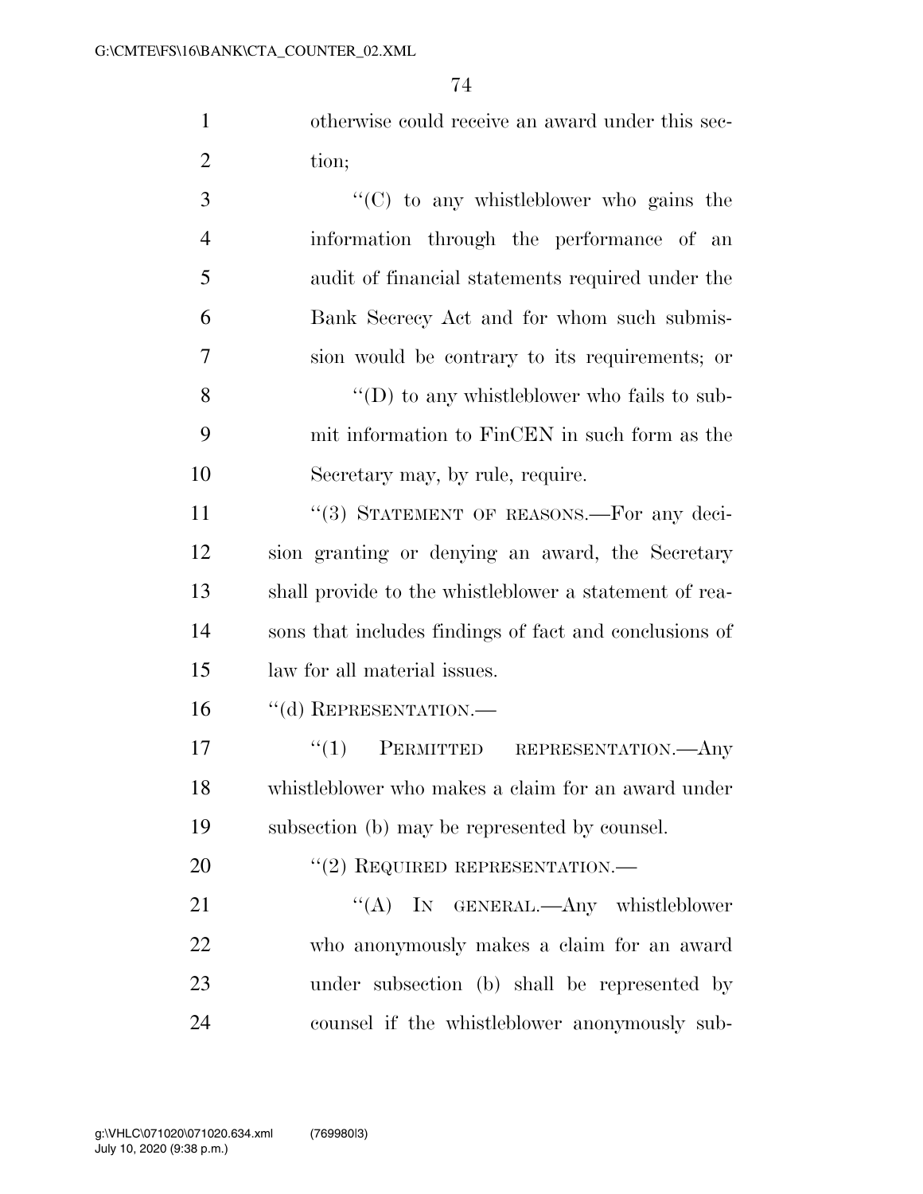otherwise could receive an award under this section;

"(C) to any whistleblower who gains the information through the performance of an audit of financial statements required under the Bank Secrecy Act and for whom such submission would be contrary to its requirements; or

"(D) to any whistleblower who fails to submit information to FinCEN in such form as the Secretary may, by rule, require.

"(3) STATEMENT OF REASONS.—For any decision granting or denying an award, the Secretary shall provide to the whistleblower a statement of reasons that includes findings of fact and conclusions of law for all material issues.

"(d) REPRESENTATION.—

"(1) PERMITTED REPRESENTATION.—Any whistleblower who makes a claim for an award under subsection (b) may be represented by counsel.

"(2) REQUIRED REPRESENTATION.—

"(A) IN GENERAL.—Any whistleblower who anonymously makes a claim for an award under subsection (b) shall be represented by counsel if the whistleblower anonymously sub-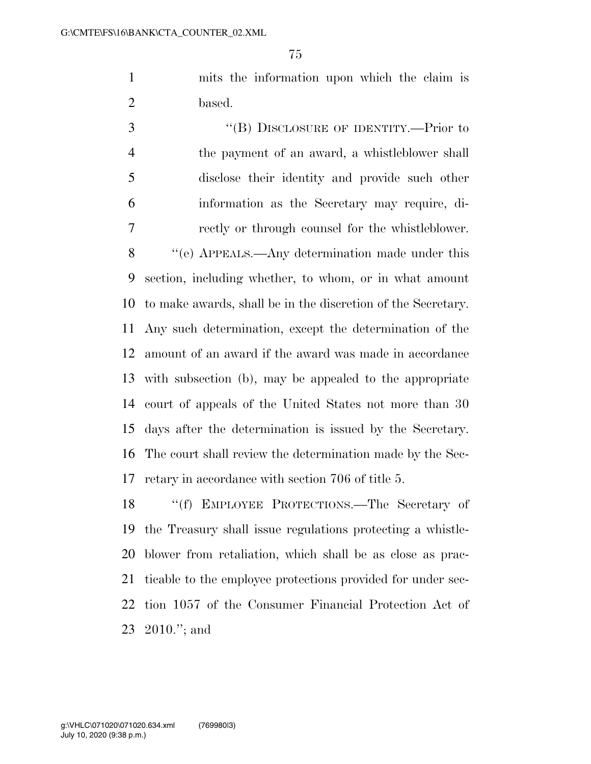mits the information upon which the claim is based.

"(B) DISCLOSURE OF IDENTITY.—Prior to the payment of an award, a whistleblower shall disclose their identity and provide such other information as the Secretary may require, directly or through counsel for the whistleblower.

"(e) APPEALS.—Any determination made under this section, including whether, to whom, or in what amount to make awards, shall be in the discretion of the Secretary. Any such determination, except the determination of the amount of an award if the award was made in accordance with subsection (b), may be appealed to the appropriate court of appeals of the United States not more than 30 days after the determination is issued by the Secretary. The court shall review the determination made by the Secretary in accordance with section 706 of title 5.

"(f) EMPLOYEE PROTECTIONS.—The Secretary of the Treasury shall issue regulations protecting a whistleblower from retaliation, which shall be as close as practicable to the employee protections provided for under section 1057 of the Consumer Financial Protection Act of 2010."; and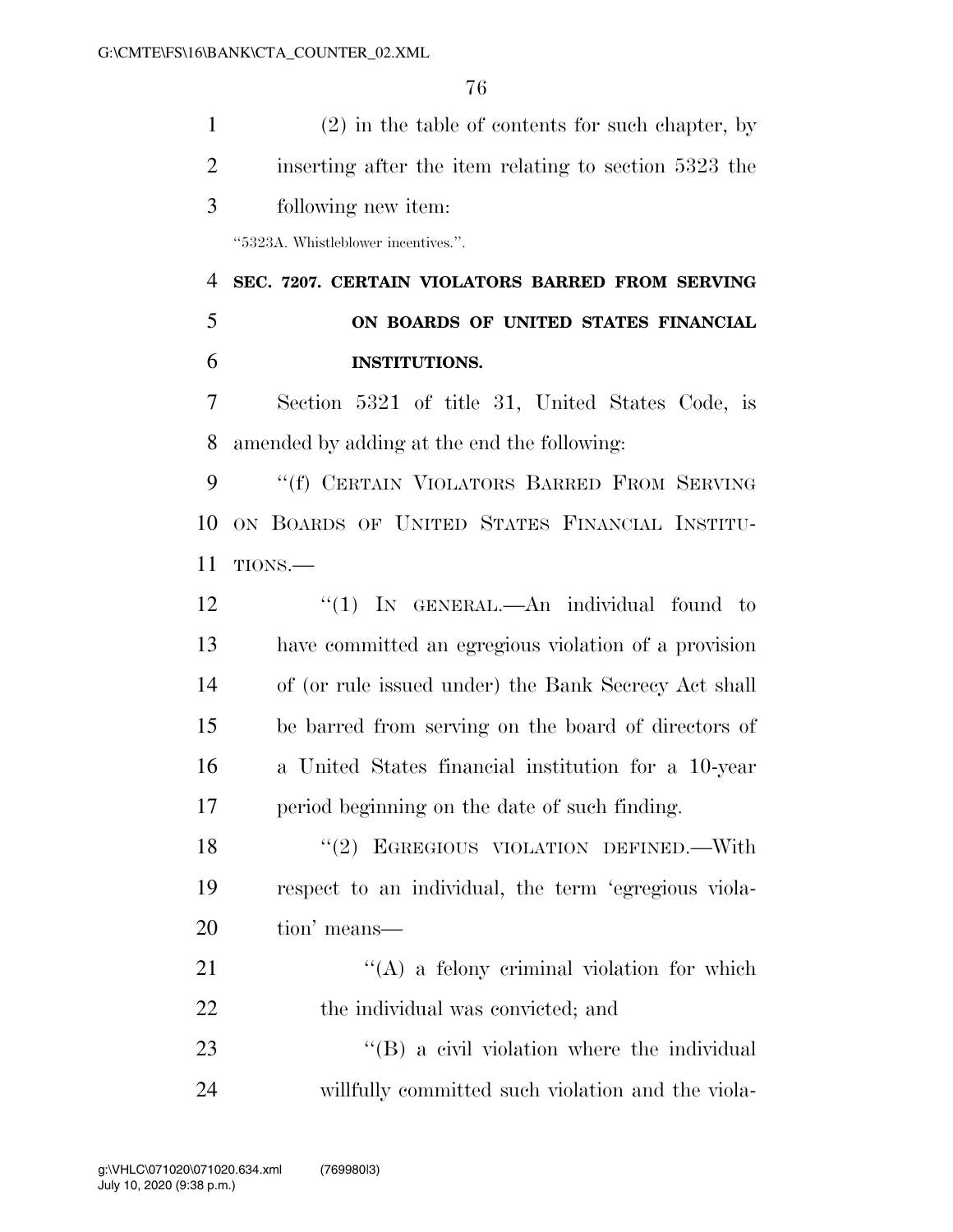(2) in the table of contents for such chapter, by inserting after the item relating to section 5323 the following new item:

"5323A. Whistleblower incentives.".

**SEC. 7207. CERTAIN VIOLATORS BARRED FROM SERVING ON BOARDS OF UNITED STATES FINANCIAL INSTITUTIONS.**

Section 5321 of title 31, United States Code, is amended by adding at the end the following:

"(f) CERTAIN VIOLATORS BARRED FROM SERVING ON BOARDS OF UNITED STATES FINANCIAL INSTITUTIONS.—

"(1) IN GENERAL.—An individual found to have committed an egregious violation of a provision of (or rule issued under) the Bank Secrecy Act shall be barred from serving on the board of directors of a United States financial institution for a 10-year period beginning on the date of such finding.

"(2) EGREGIOUS VIOLATION DEFINED.—With respect to an individual, the term 'egregious violation' means—

"(A) a felony criminal violation for which the individual was convicted; and

"(B) a civil violation where the individual willfully committed such violation and the viola-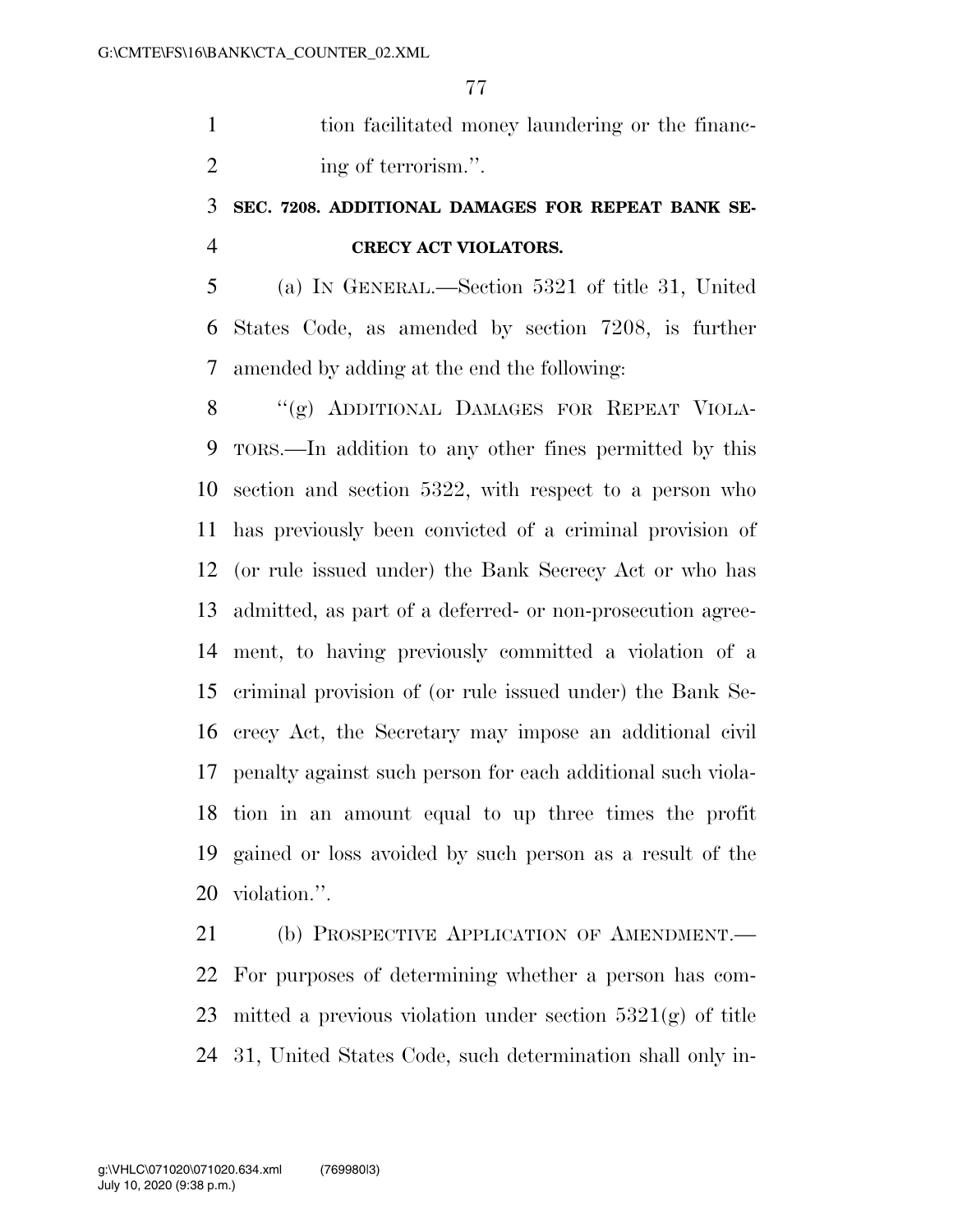tion facilitated money laundering or the financing of terrorism.''.

### SEC. 7208. ADDITIONAL DAMAGES FOR REPEAT BANK SECRECY ACT VIOLATORS.

(a) IN GENERAL.—Section 5321 of title 31, United States Code, as amended by section 7208, is further amended by adding at the end the following:

"(g) ADDITIONAL DAMAGES FOR REPEAT VIOLATORS.—In addition to any other fines permitted by this section and section 5322, with respect to a person who has previously been convicted of a criminal provision of (or rule issued under) the Bank Secrecy Act or who has admitted, as part of a deferred- or non-prosecution agreement, to having previously committed a violation of a criminal provision of (or rule issued under) the Bank Secrecy Act, the Secretary may impose an additional civil penalty against such person for each additional such violation in an amount equal to up three times the profit gained or loss avoided by such person as a result of the violation.''.

(b) PROSPECTIVE APPLICATION OF AMENDMENT.—For purposes of determining whether a person has committed a previous violation under section 5321(g) of title 31, United States Code, such determination shall only in-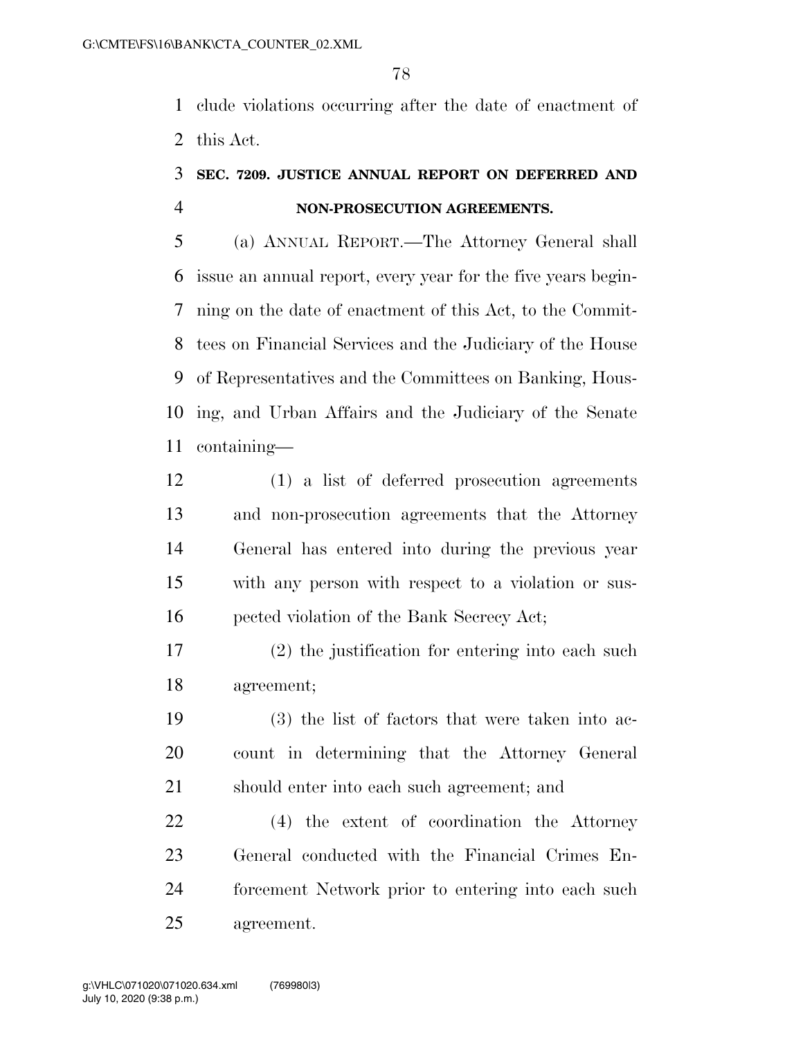clude violations occurring after the date of enactment of this Act.

### SEC. 7209. JUSTICE ANNUAL REPORT ON DEFERRED AND NON-PROSECUTION AGREEMENTS.

(a) ANNUAL REPORT.—The Attorney General shall issue an annual report, every year for the five years beginning on the date of enactment of this Act, to the Committees on Financial Services and the Judiciary of the House of Representatives and the Committees on Banking, Housing, and Urban Affairs and the Judiciary of the Senate containing—

(1) a list of deferred prosecution agreements and non-prosecution agreements that the Attorney General has entered into during the previous year with any person with respect to a violation or suspected violation of the Bank Secrecy Act;

(2) the justification for entering into each such agreement;

(3) the list of factors that were taken into account in determining that the Attorney General should enter into each such agreement; and

(4) the extent of coordination the Attorney General conducted with the Financial Crimes Enforcement Network prior to entering into each such agreement.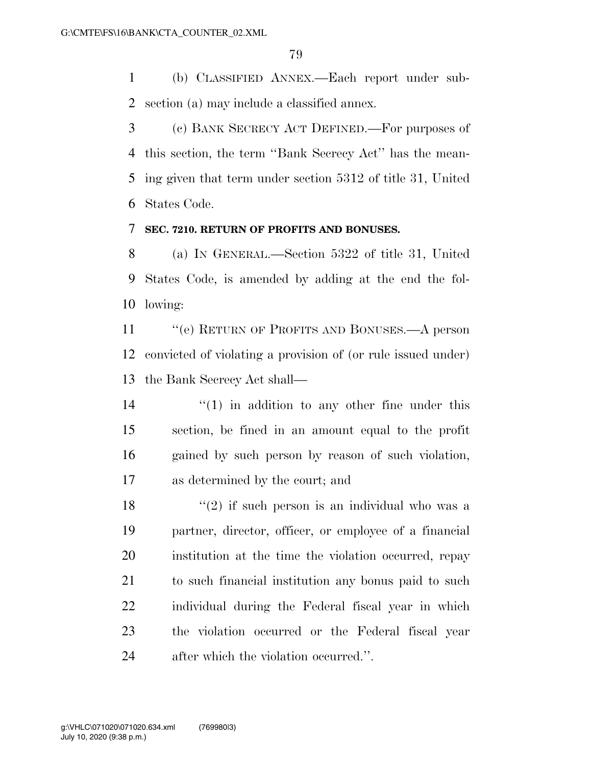(b) CLASSIFIED ANNEX.—Each report under subsection (a) may include a classified annex.

(c) BANK SECRECY ACT DEFINED.—For purposes of this section, the term ''Bank Secrecy Act'' has the meaning given that term under section 5312 of title 31, United States Code.

**SEC. 7210. RETURN OF PROFITS AND BONUSES.**

(a) IN GENERAL.—Section 5322 of title 31, United States Code, is amended by adding at the end the following:

''(e) RETURN OF PROFITS AND BONUSES.—A person convicted of violating a provision of (or rule issued under) the Bank Secrecy Act shall—

''(1) in addition to any other fine under this section, be fined in an amount equal to the profit gained by such person by reason of such violation, as determined by the court; and

''(2) if such person is an individual who was a partner, director, officer, or employee of a financial institution at the time the violation occurred, repay to such financial institution any bonus paid to such individual during the Federal fiscal year in which the violation occurred or the Federal fiscal year after which the violation occurred.''.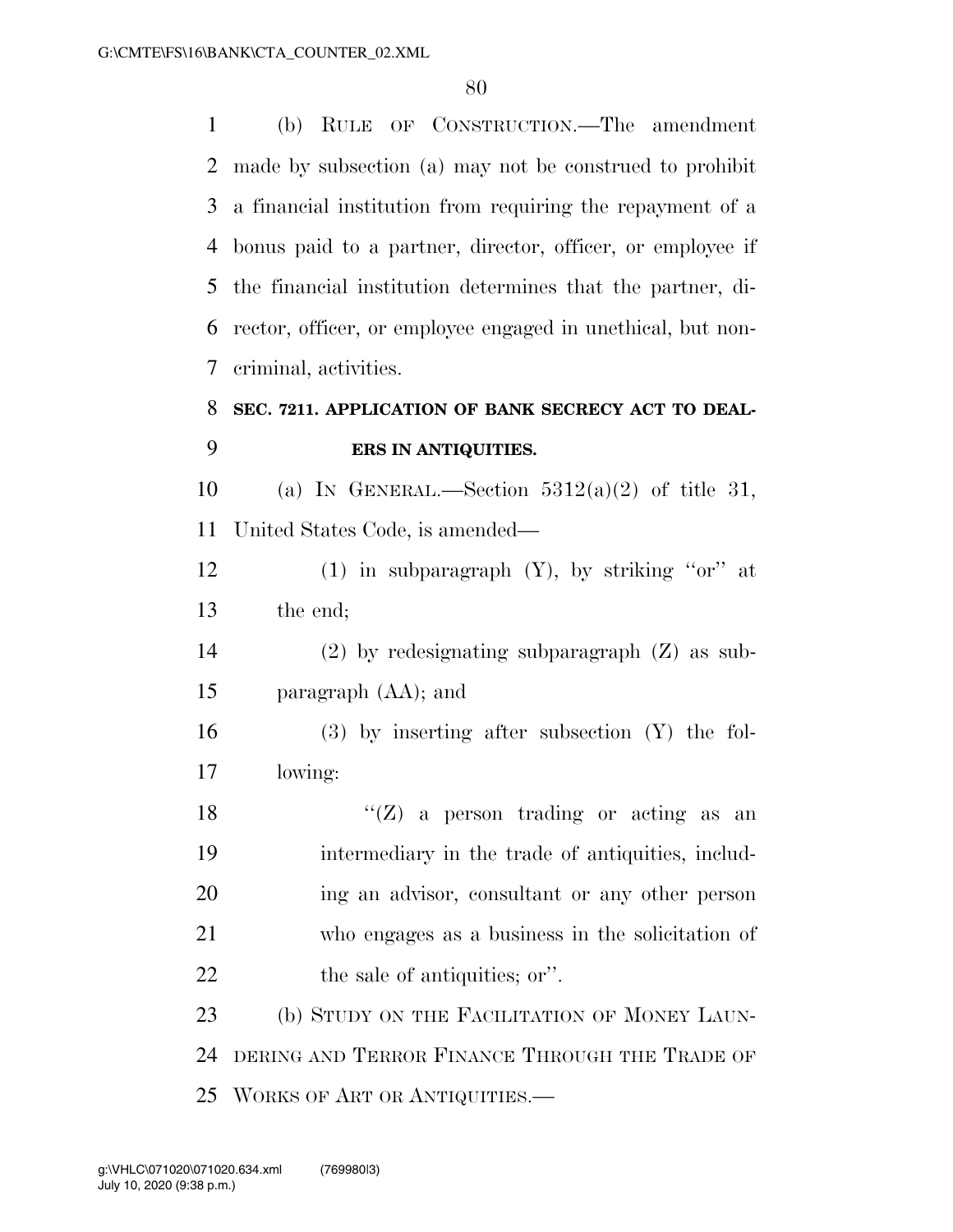(b) RULE OF CONSTRUCTION.—The amendment made by subsection (a) may not be construed to prohibit a financial institution from requiring the repayment of a bonus paid to a partner, director, officer, or employee if the financial institution determines that the partner, director, officer, or employee engaged in unethical, but non-criminal, activities.

**SEC. 7211. APPLICATION OF BANK SECRECY ACT TO DEALERS IN ANTIQUITIES.**

(a) IN GENERAL.—Section 5312(a)(2) of title 31, United States Code, is amended—

(1) in subparagraph (Y), by striking "or" at the end;

(2) by redesignating subparagraph (Z) as subparagraph (AA); and

(3) by inserting after subsection (Y) the following:

"(Z) a person trading or acting as an intermediary in the trade of antiquities, including an advisor, consultant or any other person who engages as a business in the solicitation of the sale of antiquities; or".

(b) STUDY ON THE FACILITATION OF MONEY LAUNDERING AND TERROR FINANCE THROUGH THE TRADE OF WORKS OF ART OR ANTIQUITIES.—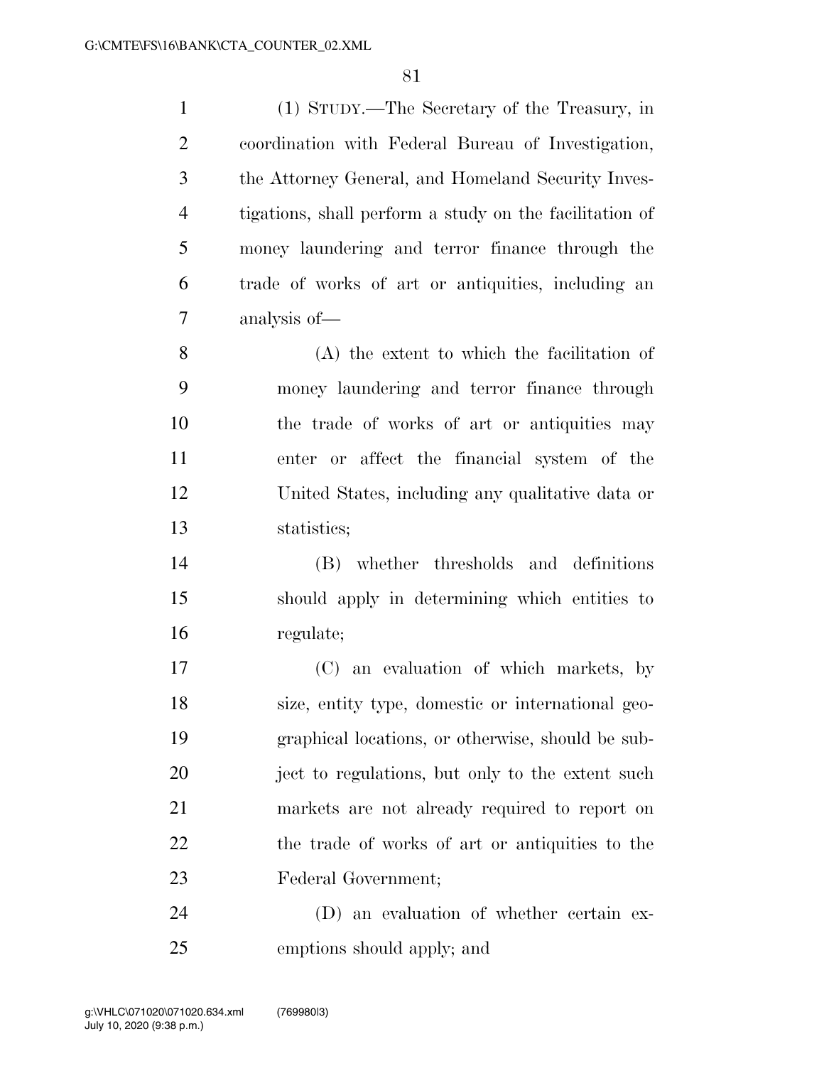(1) STUDY.—The Secretary of the Treasury, in coordination with Federal Bureau of Investigation, the Attorney General, and Homeland Security Investigations, shall perform a study on the facilitation of money laundering and terror finance through the trade of works of art or antiquities, including an analysis of—

(A) the extent to which the facilitation of money laundering and terror finance through the trade of works of art or antiquities may enter or affect the financial system of the United States, including any qualitative data or statistics;

(B) whether thresholds and definitions should apply in determining which entities to regulate;

(C) an evaluation of which markets, by size, entity type, domestic or international geographical locations, or otherwise, should be subject to regulations, but only to the extent such markets are not already required to report on the trade of works of art or antiquities to the Federal Government;

(D) an evaluation of whether certain exemptions should apply; and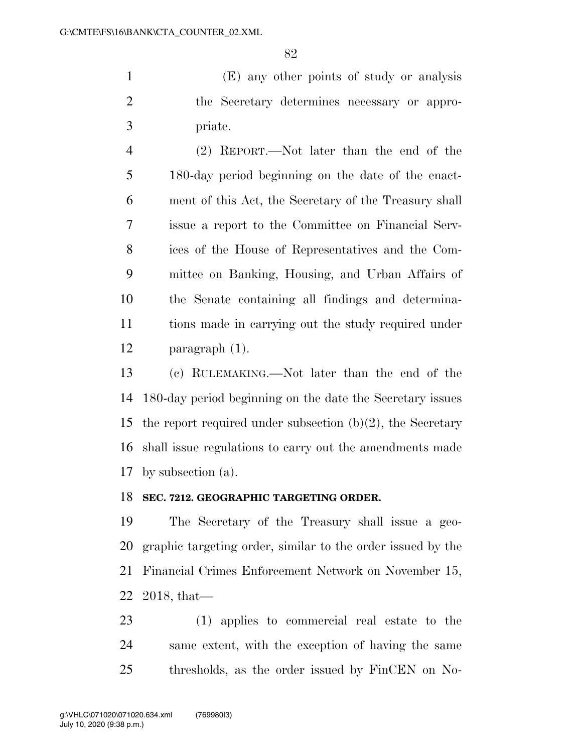(E) any other points of study or analysis the Secretary determines necessary or appropriate.

(2) REPORT.—Not later than the end of the 180-day period beginning on the date of the enactment of this Act, the Secretary of the Treasury shall issue a report to the Committee on Financial Services of the House of Representatives and the Committee on Banking, Housing, and Urban Affairs of the Senate containing all findings and determinations made in carrying out the study required under paragraph (1).

(c) RULEMAKING.—Not later than the end of the 180-day period beginning on the date the Secretary issues the report required under subsection (b)(2), the Secretary shall issue regulations to carry out the amendments made by subsection (a).

**SEC. 7212. GEOGRAPHIC TARGETING ORDER.**

The Secretary of the Treasury shall issue a geographic targeting order, similar to the order issued by the Financial Crimes Enforcement Network on November 15, 2018, that—

(1) applies to commercial real estate to the same extent, with the exception of having the same thresholds, as the order issued by FinCEN on No-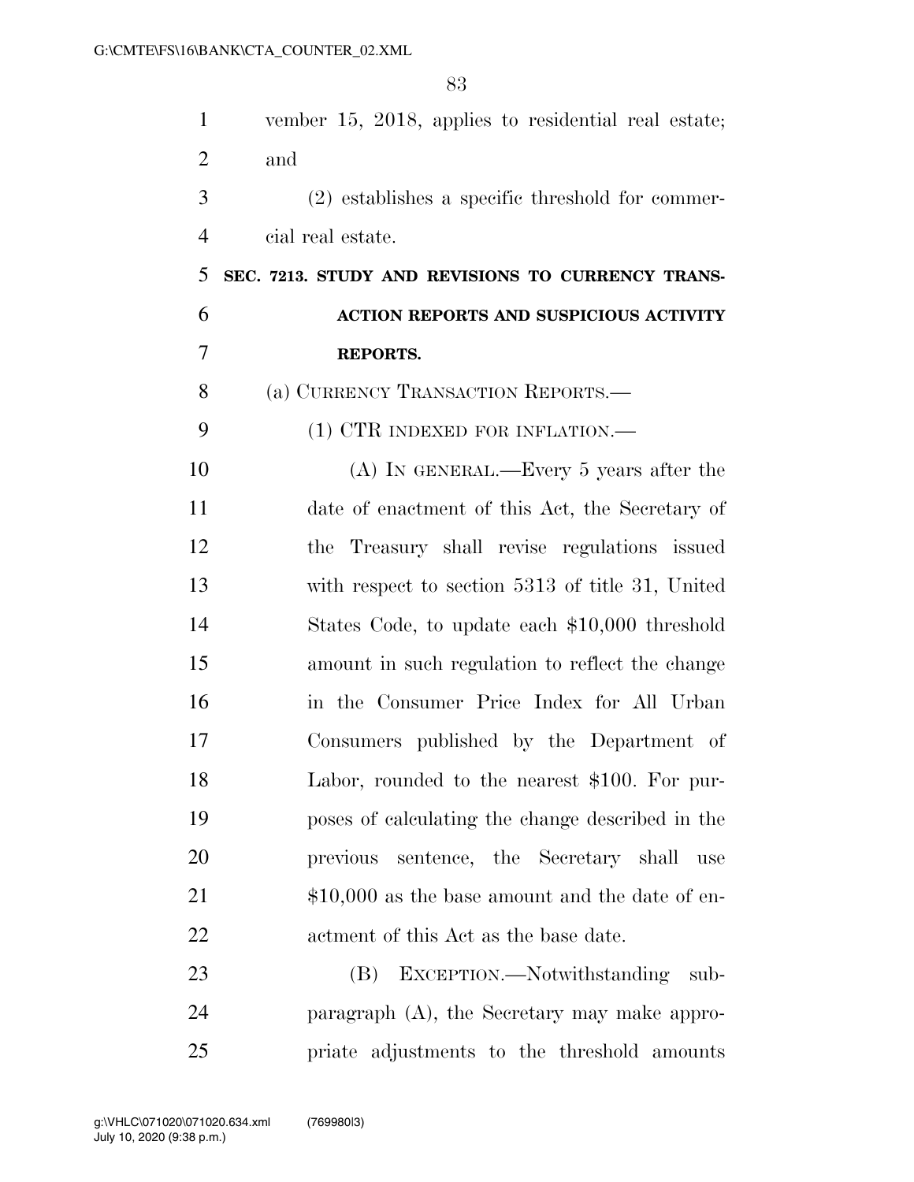vember 15, 2018, applies to residential real estate; and

(2) establishes a specific threshold for commercial real estate.

**SEC. 7213. STUDY AND REVISIONS TO CURRENCY TRANSACTION REPORTS AND SUSPICIOUS ACTIVITY REPORTS.**

(a) CURRENCY TRANSACTION REPORTS.—

(1) CTR INDEXED FOR INFLATION.—

(A) IN GENERAL.—Every 5 years after the date of enactment of this Act, the Secretary of the Treasury shall revise regulations issued with respect to section 5313 of title 31, United States Code, to update each $10,000 threshold amount in such regulation to reflect the change in the Consumer Price Index for All Urban Consumers published by the Department of Labor, rounded to the nearest $100. For purposes of calculating the change described in the previous sentence, the Secretary shall use $10,000 as the base amount and the date of enactment of this Act as the base date.

(B) EXCEPTION.—Notwithstanding subparagraph (A), the Secretary may make appropriate adjustments to the threshold amounts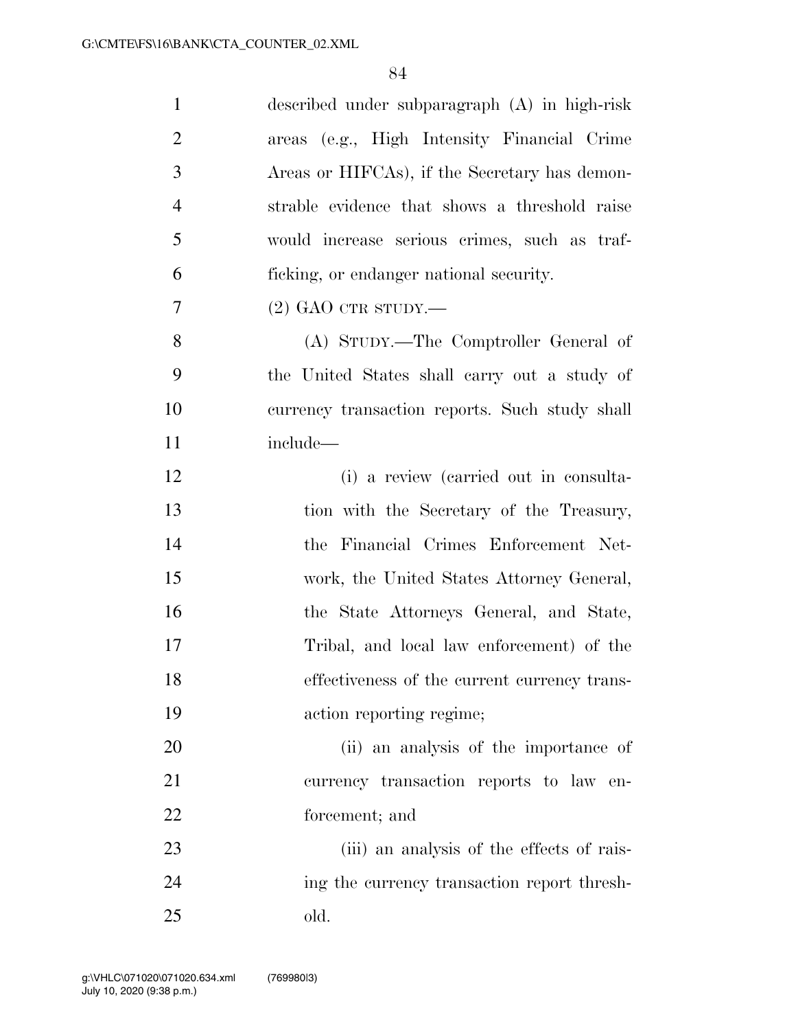described under subparagraph (A) in high-risk areas (e.g., High Intensity Financial Crime Areas or HIFCAs), if the Secretary has demonstrable evidence that shows a threshold raise would increase serious crimes, such as trafficking, or endanger national security.

(2) GAO CTR STUDY.—

(A) STUDY.—The Comptroller General of the United States shall carry out a study of currency transaction reports. Such study shall include—

(i) a review (carried out in consultation with the Secretary of the Treasury, the Financial Crimes Enforcement Network, the United States Attorney General, the State Attorneys General, and State, Tribal, and local law enforcement) of the effectiveness of the current currency transaction reporting regime;

(ii) an analysis of the importance of currency transaction reports to law enforcement; and

(iii) an analysis of the effects of raising the currency transaction report threshold.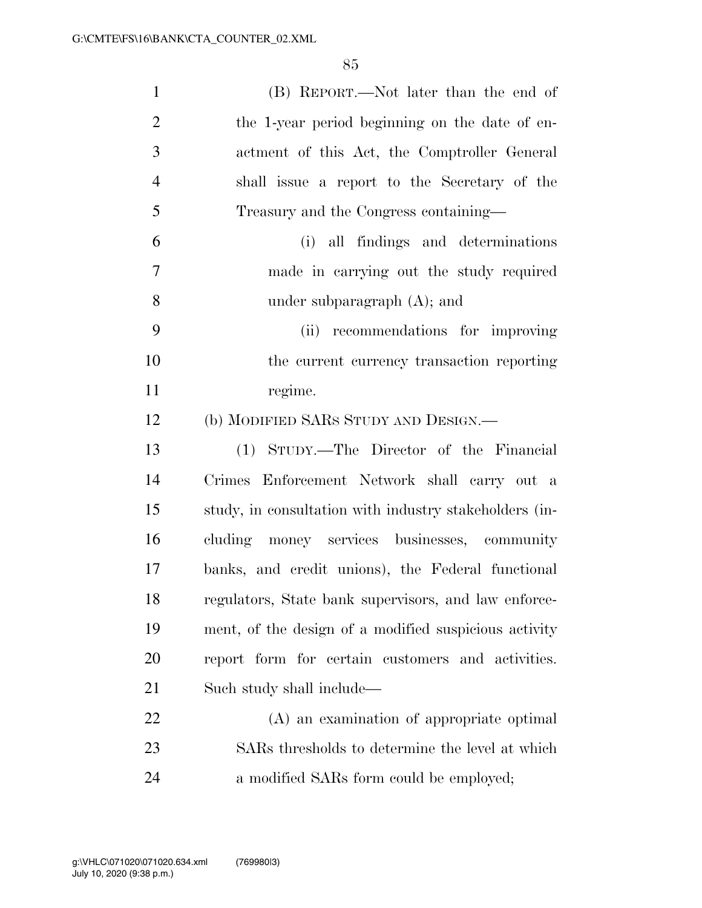(B) REPORT.—Not later than the end of the 1-year period beginning on the date of enactment of this Act, the Comptroller General shall issue a report to the Secretary of the Treasury and the Congress containing—

(i) all findings and determinations made in carrying out the study required under subparagraph (A); and

(ii) recommendations for improving the current currency transaction reporting regime.

(b) MODIFIED SARS STUDY AND DESIGN.—

(1) STUDY.—The Director of the Financial Crimes Enforcement Network shall carry out a study, in consultation with industry stakeholders (including money services businesses, community banks, and credit unions), the Federal functional regulators, State bank supervisors, and law enforcement, of the design of a modified suspicious activity report form for certain customers and activities. Such study shall include—

(A) an examination of appropriate optimal SARs thresholds to determine the level at which a modified SARs form could be employed;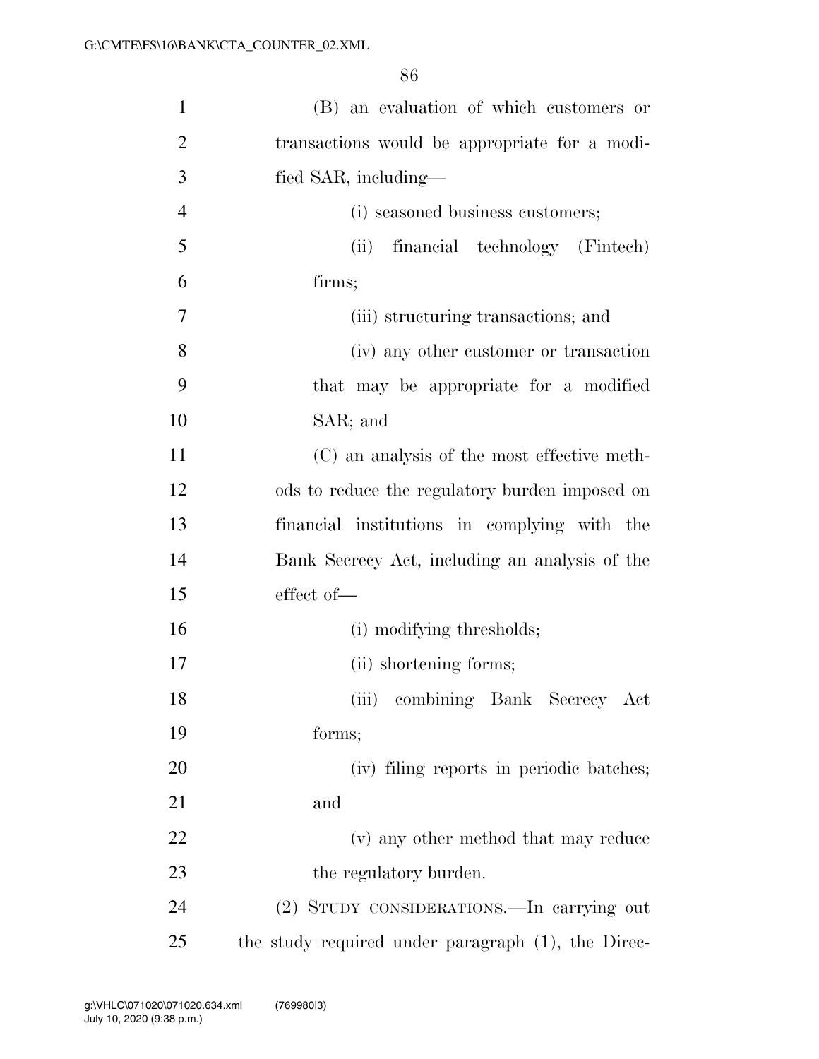(B) an evaluation of which customers or transactions would be appropriate for a modified SAR, including—

(i) seasoned business customers;

(ii) financial technology (Fintech) firms;

(iii) structuring transactions; and

(iv) any other customer or transaction that may be appropriate for a modified SAR; and

(C) an analysis of the most effective methods to reduce the regulatory burden imposed on financial institutions in complying with the Bank Secrecy Act, including an analysis of the effect of—

(i) modifying thresholds;

(ii) shortening forms;

(iii) combining Bank Secrecy Act forms;

(iv) filing reports in periodic batches; and

(v) any other method that may reduce the regulatory burden.

(2) STUDY CONSIDERATIONS.—In carrying out the study required under paragraph (1), the Direc-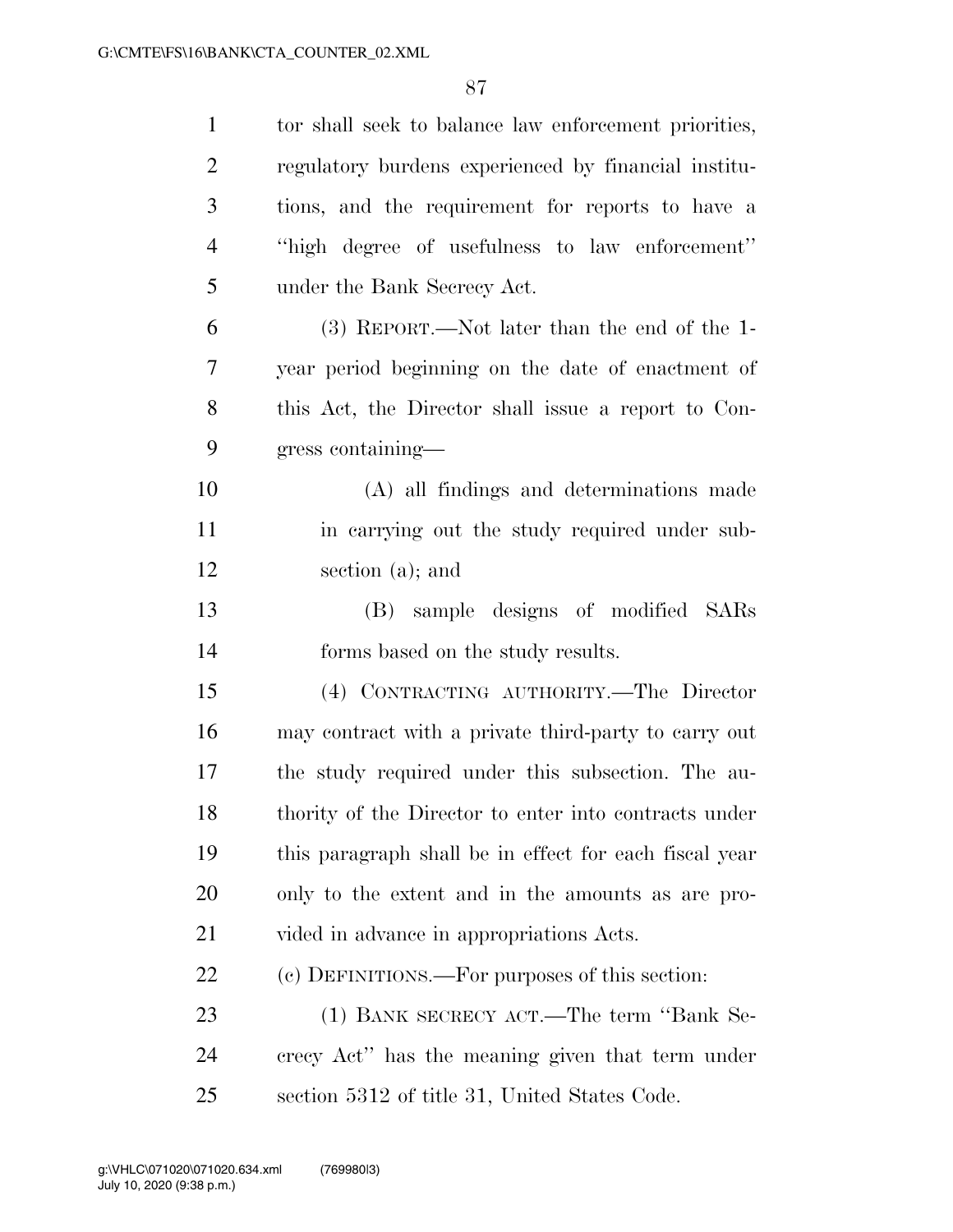tor shall seek to balance law enforcement priorities, regulatory burdens experienced by financial institutions, and the requirement for reports to have a "high degree of usefulness to law enforcement" under the Bank Secrecy Act.

(3) REPORT.—Not later than the end of the 1-year period beginning on the date of enactment of this Act, the Director shall issue a report to Congress containing—

(A) all findings and determinations made in carrying out the study required under subsection (a); and

(B) sample designs of modified SARs forms based on the study results.

(4) CONTRACTING AUTHORITY.—The Director may contract with a private third-party to carry out the study required under this subsection. The authority of the Director to enter into contracts under this paragraph shall be in effect for each fiscal year only to the extent and in the amounts as are provided in advance in appropriations Acts.

(c) DEFINITIONS.—For purposes of this section:

(1) BANK SECRECY ACT.—The term "Bank Secrecy Act" has the meaning given that term under section 5312 of title 31, United States Code.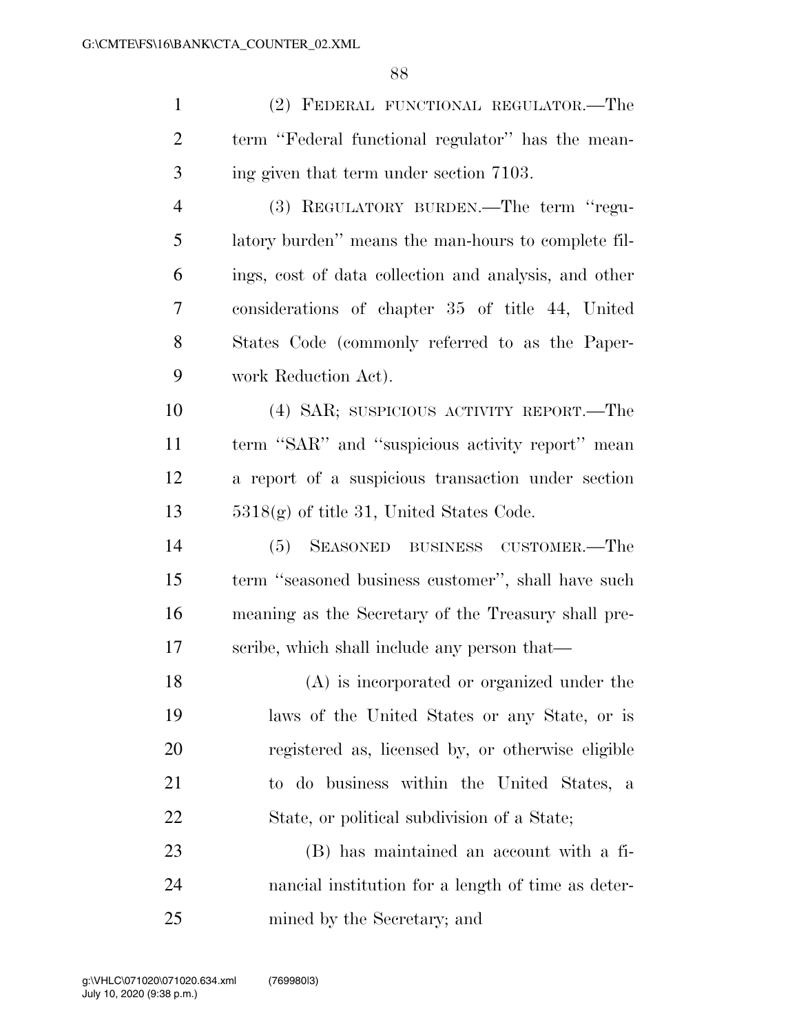(2) FEDERAL FUNCTIONAL REGULATOR.—The term ''Federal functional regulator'' has the meaning given that term under section 7103.

(3) REGULATORY BURDEN.—The term ''regulatory burden'' means the man-hours to complete filings, cost of data collection and analysis, and other considerations of chapter 35 of title 44, United States Code (commonly referred to as the Paperwork Reduction Act).

(4) SAR; SUSPICIOUS ACTIVITY REPORT.—The term ''SAR'' and ''suspicious activity report'' mean a report of a suspicious transaction under section 5318(g) of title 31, United States Code.

(5) SEASONED BUSINESS CUSTOMER.—The term ''seasoned business customer'', shall have such meaning as the Secretary of the Treasury shall prescribe, which shall include any person that—

(A) is incorporated or organized under the laws of the United States or any State, or is registered as, licensed by, or otherwise eligible to do business within the United States, a State, or political subdivision of a State;

(B) has maintained an account with a financial institution for a length of time as determined by the Secretary; and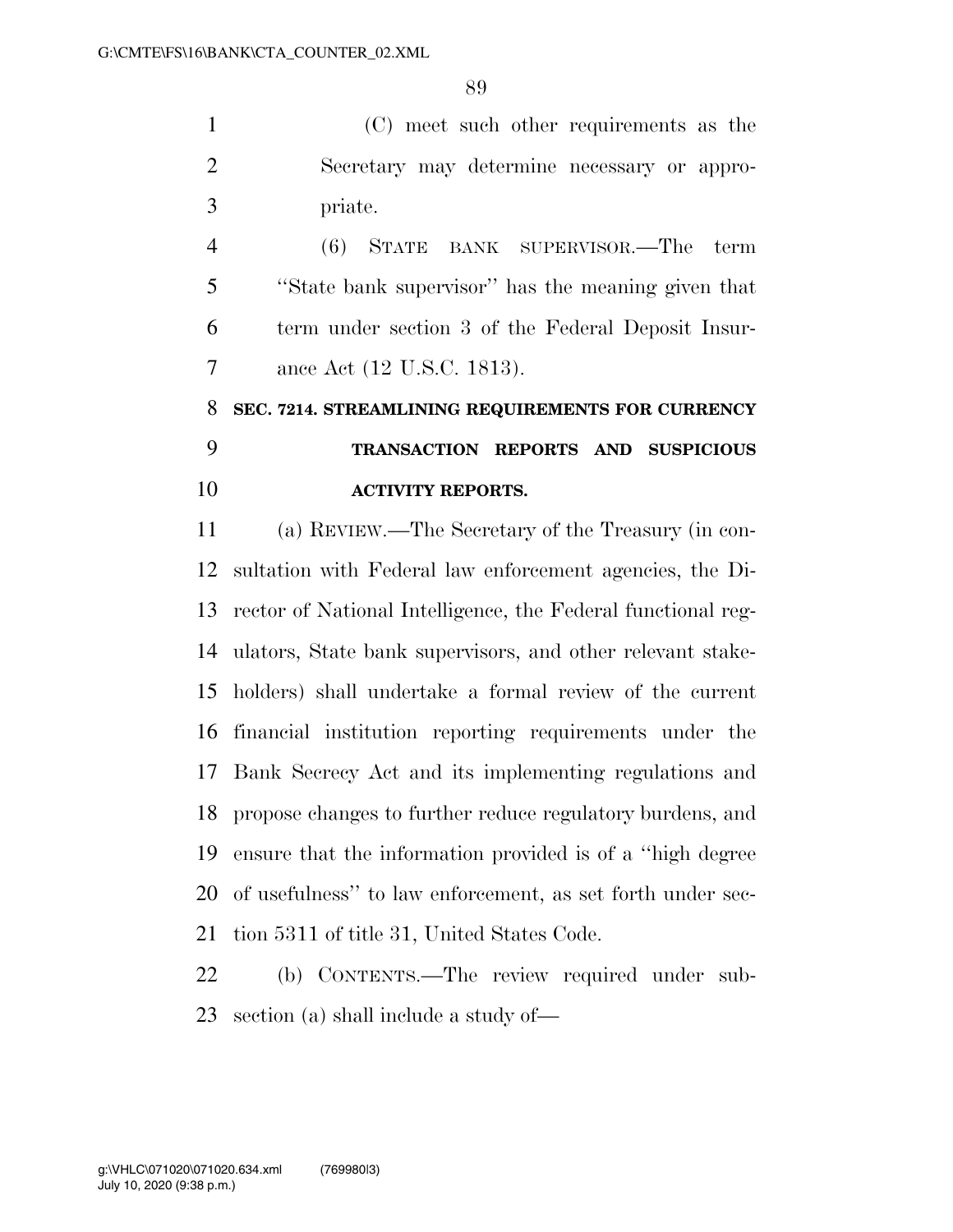(C) meet such other requirements as the Secretary may determine necessary or appropriate.

(6) STATE BANK SUPERVISOR.—The term ''State bank supervisor'' has the meaning given that term under section 3 of the Federal Deposit Insurance Act (12 U.S.C. 1813).

**SEC. 7214. STREAMLINING REQUIREMENTS FOR CURRENCY TRANSACTION REPORTS AND SUSPICIOUS ACTIVITY REPORTS.**

(a) REVIEW.—The Secretary of the Treasury (in consultation with Federal law enforcement agencies, the Director of National Intelligence, the Federal functional regulators, State bank supervisors, and other relevant stakeholders) shall undertake a formal review of the current financial institution reporting requirements under the Bank Secrecy Act and its implementing regulations and propose changes to further reduce regulatory burdens, and ensure that the information provided is of a ''high degree of usefulness'' to law enforcement, as set forth under section 5311 of title 31, United States Code.

(b) CONTENTS.—The review required under subsection (a) shall include a study of—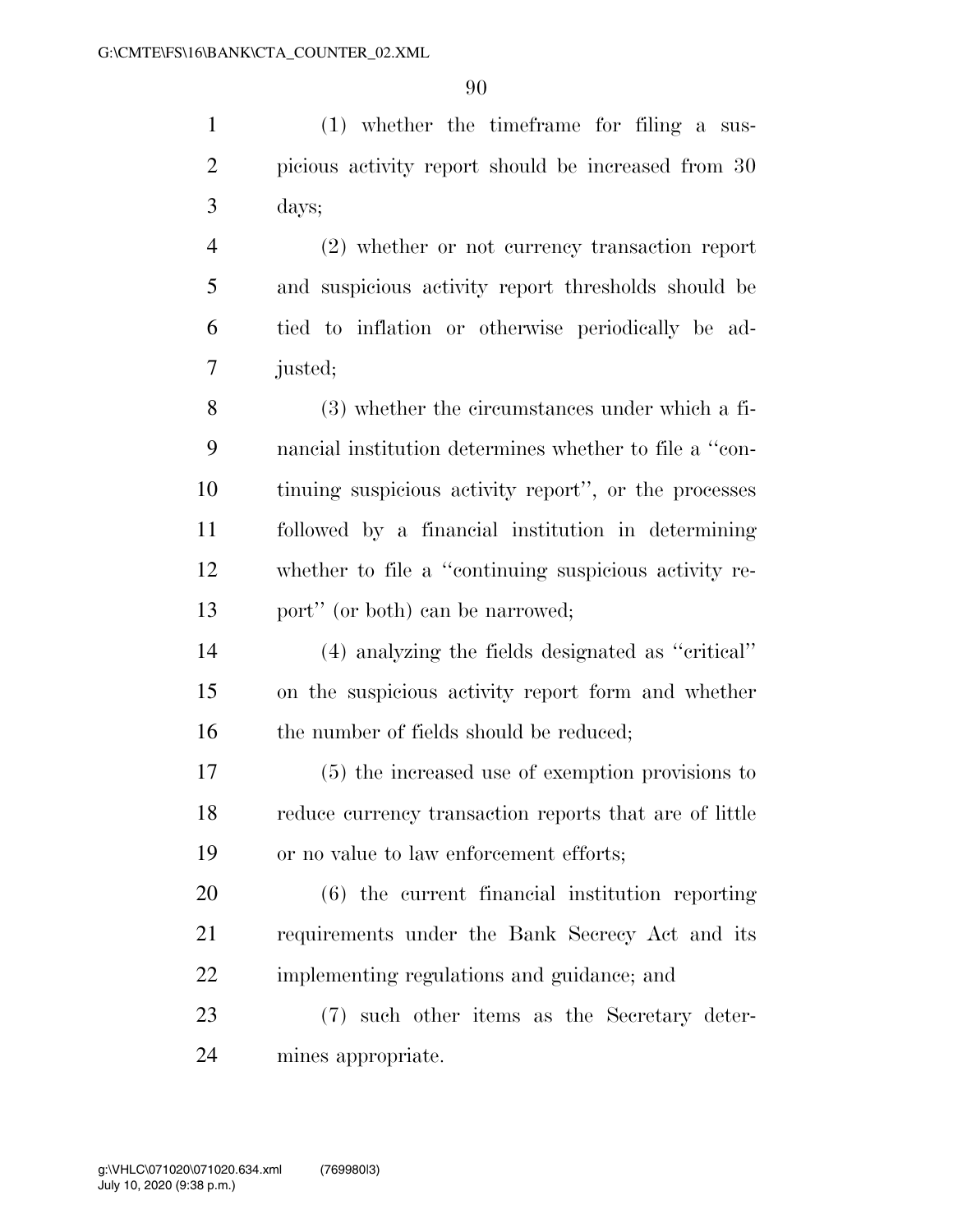(1) whether the timeframe for filing a suspicious activity report should be increased from 30 days;

(2) whether or not currency transaction report and suspicious activity report thresholds should be tied to inflation or otherwise periodically be adjusted;

(3) whether the circumstances under which a financial institution determines whether to file a ''continuing suspicious activity report'', or the processes followed by a financial institution in determining whether to file a ''continuing suspicious activity report'' (or both) can be narrowed;

(4) analyzing the fields designated as ''critical'' on the suspicious activity report form and whether the number of fields should be reduced;

(5) the increased use of exemption provisions to reduce currency transaction reports that are of little or no value to law enforcement efforts;

(6) the current financial institution reporting requirements under the Bank Secrecy Act and its implementing regulations and guidance; and

(7) such other items as the Secretary determines appropriate.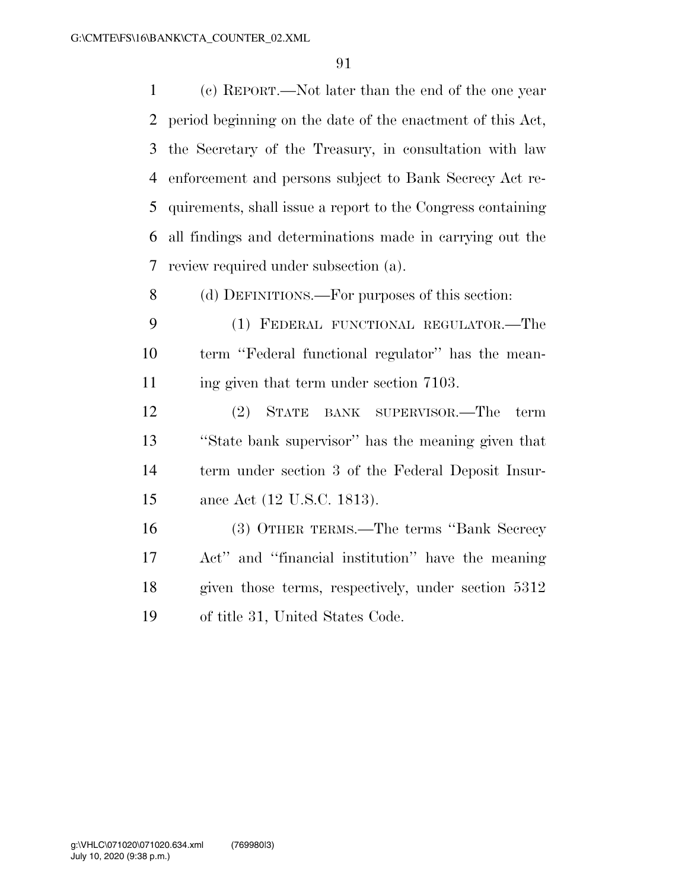(c) REPORT.—Not later than the end of the one year period beginning on the date of the enactment of this Act, the Secretary of the Treasury, in consultation with law enforcement and persons subject to Bank Secrecy Act requirements, shall issue a report to the Congress containing all findings and determinations made in carrying out the review required under subsection (a).

(d) DEFINITIONS.—For purposes of this section:

(1) FEDERAL FUNCTIONAL REGULATOR.—The term ''Federal functional regulator'' has the meaning given that term under section 7103.

(2) STATE BANK SUPERVISOR.—The term ''State bank supervisor'' has the meaning given that term under section 3 of the Federal Deposit Insurance Act (12 U.S.C. 1813).

(3) OTHER TERMS.—The terms ''Bank Secrecy Act'' and ''financial institution'' have the meaning given those terms, respectively, under section 5312 of title 31, United States Code.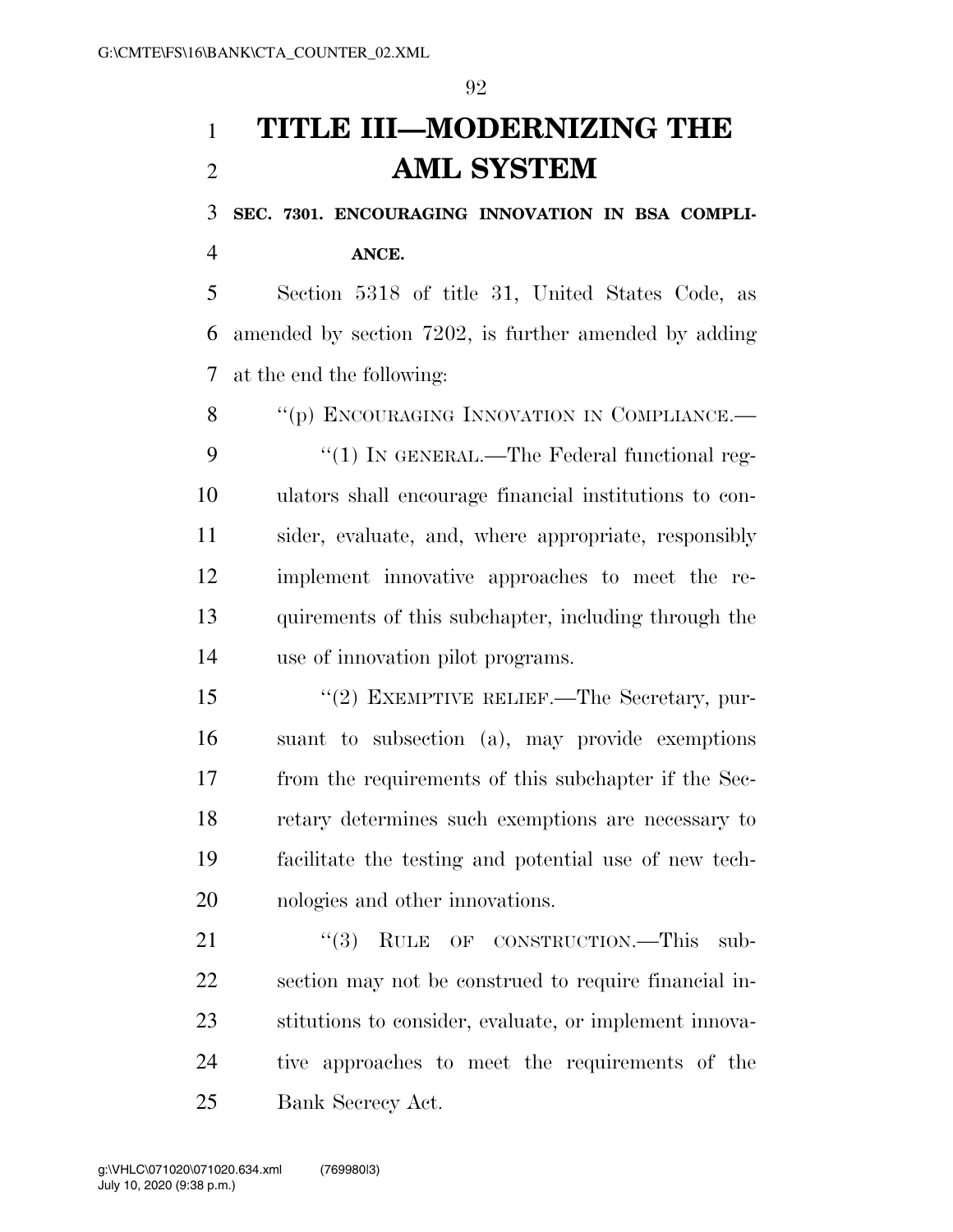# TITLE III—MODERNIZING THE AML SYSTEM

**SEC. 7301. ENCOURAGING INNOVATION IN BSA COMPLIANCE.**

Section 5318 of title 31, United States Code, as amended by section 7202, is further amended by adding at the end the following:

"(p) ENCOURAGING INNOVATION IN COMPLIANCE.—

"(1) IN GENERAL.—The Federal functional regulators shall encourage financial institutions to consider, evaluate, and, where appropriate, responsibly implement innovative approaches to meet the requirements of this subchapter, including through the use of innovation pilot programs.

"(2) EXEMPTIVE RELIEF.—The Secretary, pursuant to subsection (a), may provide exemptions from the requirements of this subchapter if the Secretary determines such exemptions are necessary to facilitate the testing and potential use of new technologies and other innovations.

"(3) RULE OF CONSTRUCTION.—This subsection may not be construed to require financial institutions to consider, evaluate, or implement innovative approaches to meet the requirements of the Bank Secrecy Act.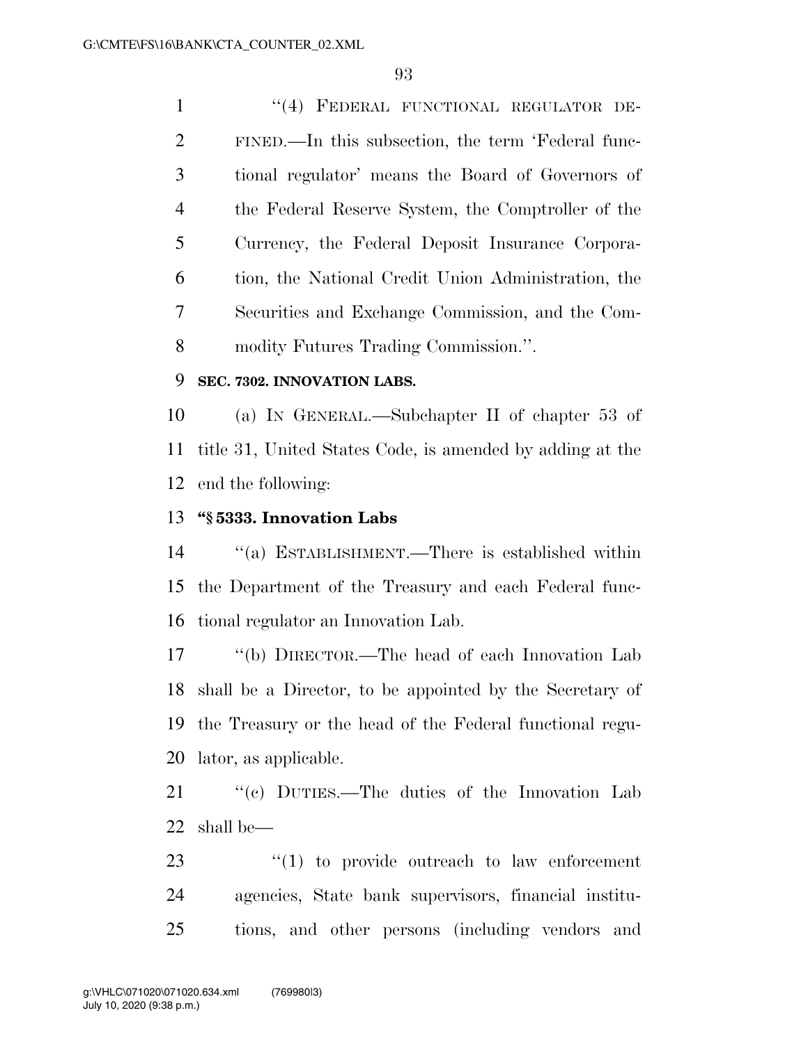"(4) FEDERAL FUNCTIONAL REGULATOR DEFINED.—In this subsection, the term 'Federal functional regulator' means the Board of Governors of the Federal Reserve System, the Comptroller of the Currency, the Federal Deposit Insurance Corporation, the National Credit Union Administration, the Securities and Exchange Commission, and the Commodity Futures Trading Commission.".

**SEC. 7302. INNOVATION LABS.**

(a) IN GENERAL.—Subchapter II of chapter 53 of title 31, United States Code, is amended by adding at the end the following:

**"§ 5333. Innovation Labs**

"(a) ESTABLISHMENT.—There is established within the Department of the Treasury and each Federal functional regulator an Innovation Lab.

"(b) DIRECTOR.—The head of each Innovation Lab shall be a Director, to be appointed by the Secretary of the Treasury or the head of the Federal functional regulator, as applicable.

"(c) DUTIES.—The duties of the Innovation Lab shall be—

"(1) to provide outreach to law enforcement agencies, State bank supervisors, financial institutions, and other persons (including vendors and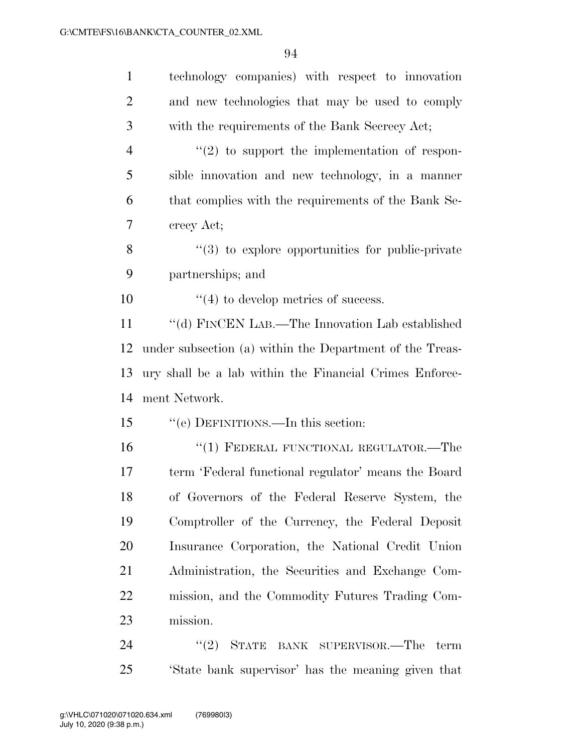technology companies) with respect to innovation and new technologies that may be used to comply with the requirements of the Bank Secrecy Act;

"(2) to support the implementation of responsible innovation and new technology, in a manner that complies with the requirements of the Bank Secrecy Act;

"(3) to explore opportunities for public-private partnerships; and

"(4) to develop metrics of success.

"(d) FINCEN LAB.—The Innovation Lab established under subsection (a) within the Department of the Treasury shall be a lab within the Financial Crimes Enforcement Network.

"(e) DEFINITIONS.—In this section:

"(1) FEDERAL FUNCTIONAL REGULATOR.—The term 'Federal functional regulator' means the Board of Governors of the Federal Reserve System, the Comptroller of the Currency, the Federal Deposit Insurance Corporation, the National Credit Union Administration, the Securities and Exchange Commission, and the Commodity Futures Trading Commission.

"(2) STATE BANK SUPERVISOR.—The term 'State bank supervisor' has the meaning given that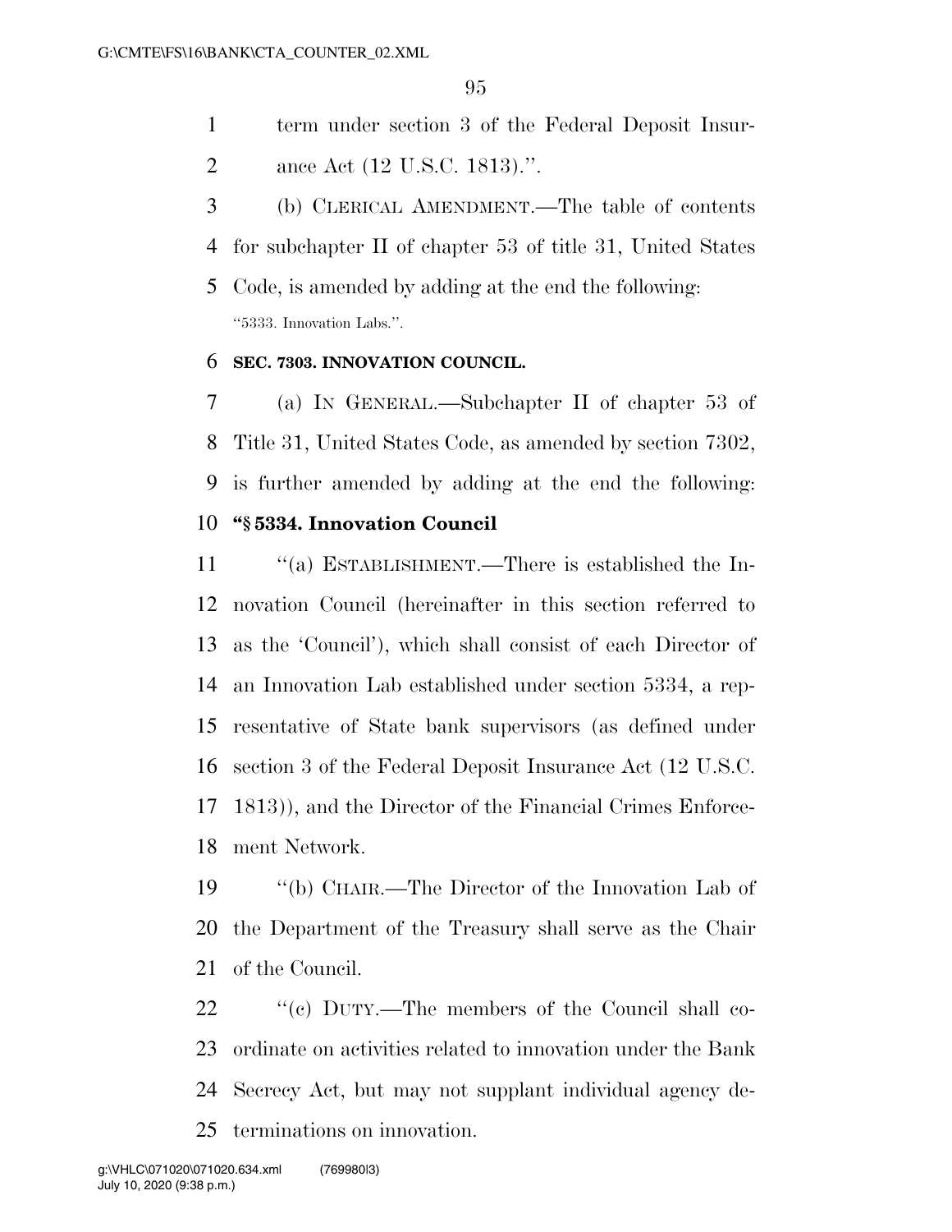term under section 3 of the Federal Deposit Insurance Act (12 U.S.C. 1813).''.

(b) CLERICAL AMENDMENT.—The table of contents for subchapter II of chapter 53 of title 31, United States Code, is amended by adding at the end the following:

''5333. Innovation Labs.''.

**SEC. 7303. INNOVATION COUNCIL.**

(a) IN GENERAL.—Subchapter II of chapter 53 of Title 31, United States Code, as amended by section 7302, is further amended by adding at the end the following:

**''§ 5334. Innovation Council**

''(a) ESTABLISHMENT.—There is established the Innovation Council (hereinafter in this section referred to as the 'Council'), which shall consist of each Director of an Innovation Lab established under section 5334, a representative of State bank supervisors (as defined under section 3 of the Federal Deposit Insurance Act (12 U.S.C. 1813)), and the Director of the Financial Crimes Enforcement Network.

''(b) CHAIR.—The Director of the Innovation Lab of the Department of the Treasury shall serve as the Chair of the Council.

''(c) DUTY.—The members of the Council shall coordinate on activities related to innovation under the Bank Secrecy Act, but may not supplant individual agency determinations on innovation.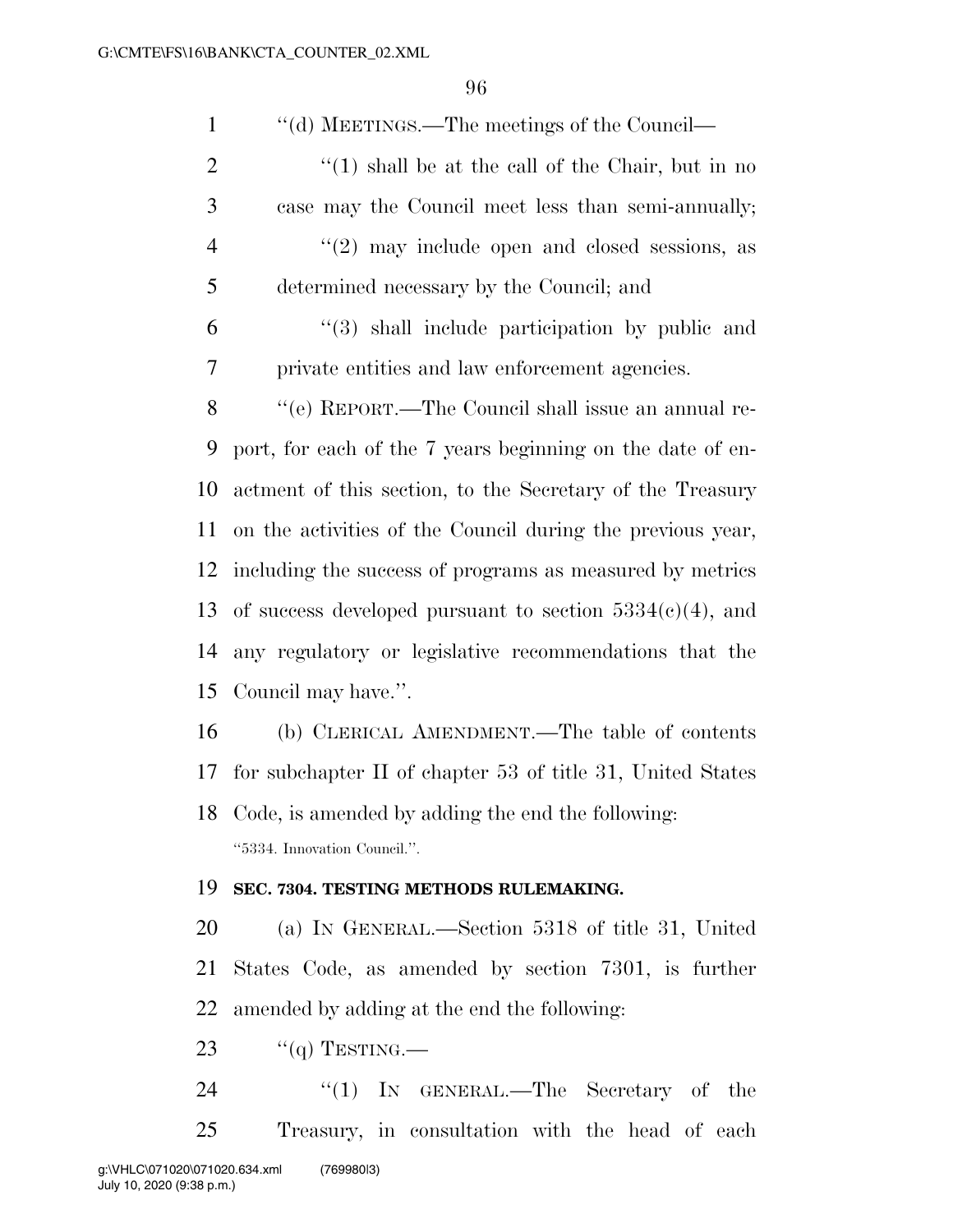''(d) MEETINGS.—The meetings of the Council—

''(1) shall be at the call of the Chair, but in no case may the Council meet less than semi-annually;

''(2) may include open and closed sessions, as determined necessary by the Council; and

''(3) shall include participation by public and private entities and law enforcement agencies.

''(e) REPORT.—The Council shall issue an annual report, for each of the 7 years beginning on the date of enactment of this section, to the Secretary of the Treasury on the activities of the Council during the previous year, including the success of programs as measured by metrics of success developed pursuant to section 5334(c)(4), and any regulatory or legislative recommendations that the Council may have.''.

(b) CLERICAL AMENDMENT.—The table of contents for subchapter II of chapter 53 of title 31, United States Code, is amended by adding the end the following:

''5334. Innovation Council.''.

**SEC. 7304. TESTING METHODS RULEMAKING.**

(a) IN GENERAL.—Section 5318 of title 31, United States Code, as amended by section 7301, is further amended by adding at the end the following:

''(q) TESTING.—

''(1) IN GENERAL.—The Secretary of the Treasury, in consultation with the head of each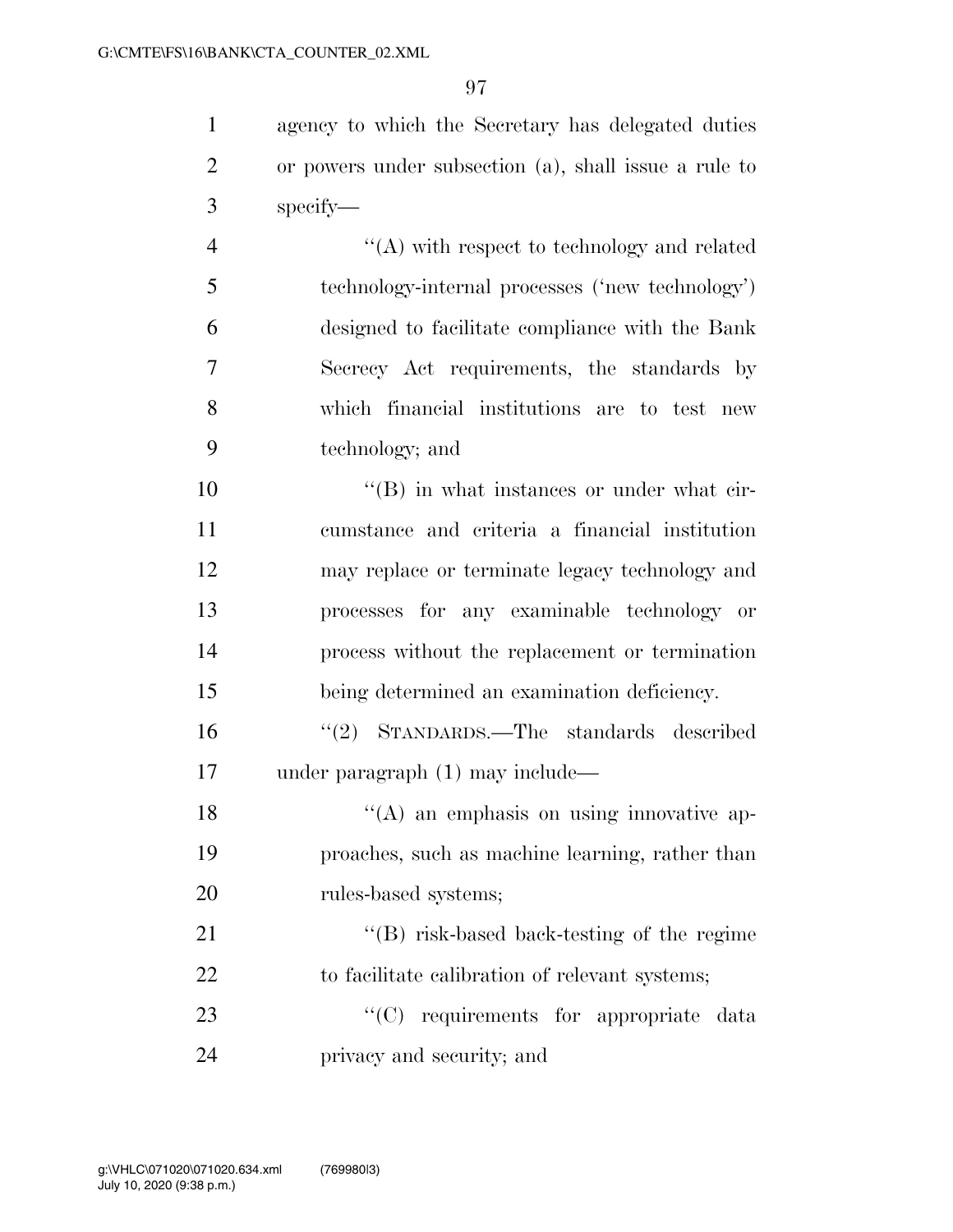agency to which the Secretary has delegated duties or powers under subsection (a), shall issue a rule to specify—

''(A) with respect to technology and related technology-internal processes ('new technology') designed to facilitate compliance with the Bank Secrecy Act requirements, the standards by which financial institutions are to test new technology; and

''(B) in what instances or under what circumstance and criteria a financial institution may replace or terminate legacy technology and processes for any examinable technology or process without the replacement or termination being determined an examination deficiency.

''(2) STANDARDS.—The standards described under paragraph (1) may include—

''(A) an emphasis on using innovative approaches, such as machine learning, rather than rules-based systems;

''(B) risk-based back-testing of the regime to facilitate calibration of relevant systems;

''(C) requirements for appropriate data privacy and security; and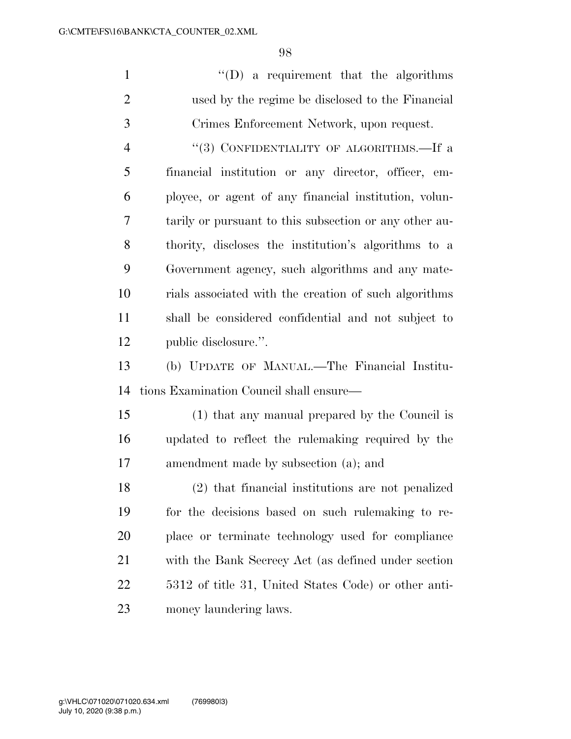"(D) a requirement that the algorithms used by the regime be disclosed to the Financial Crimes Enforcement Network, upon request.

"(3) CONFIDENTIALITY OF ALGORITHMS.—If a financial institution or any director, officer, employee, or agent of any financial institution, voluntarily or pursuant to this subsection or any other authority, discloses the institution's algorithms to a Government agency, such algorithms and any materials associated with the creation of such algorithms shall be considered confidential and not subject to public disclosure.".

(b) UPDATE OF MANUAL.—The Financial Institutions Examination Council shall ensure—

(1) that any manual prepared by the Council is updated to reflect the rulemaking required by the amendment made by subsection (a); and

(2) that financial institutions are not penalized for the decisions based on such rulemaking to replace or terminate technology used for compliance with the Bank Secrecy Act (as defined under section 5312 of title 31, United States Code) or other anti-money laundering laws.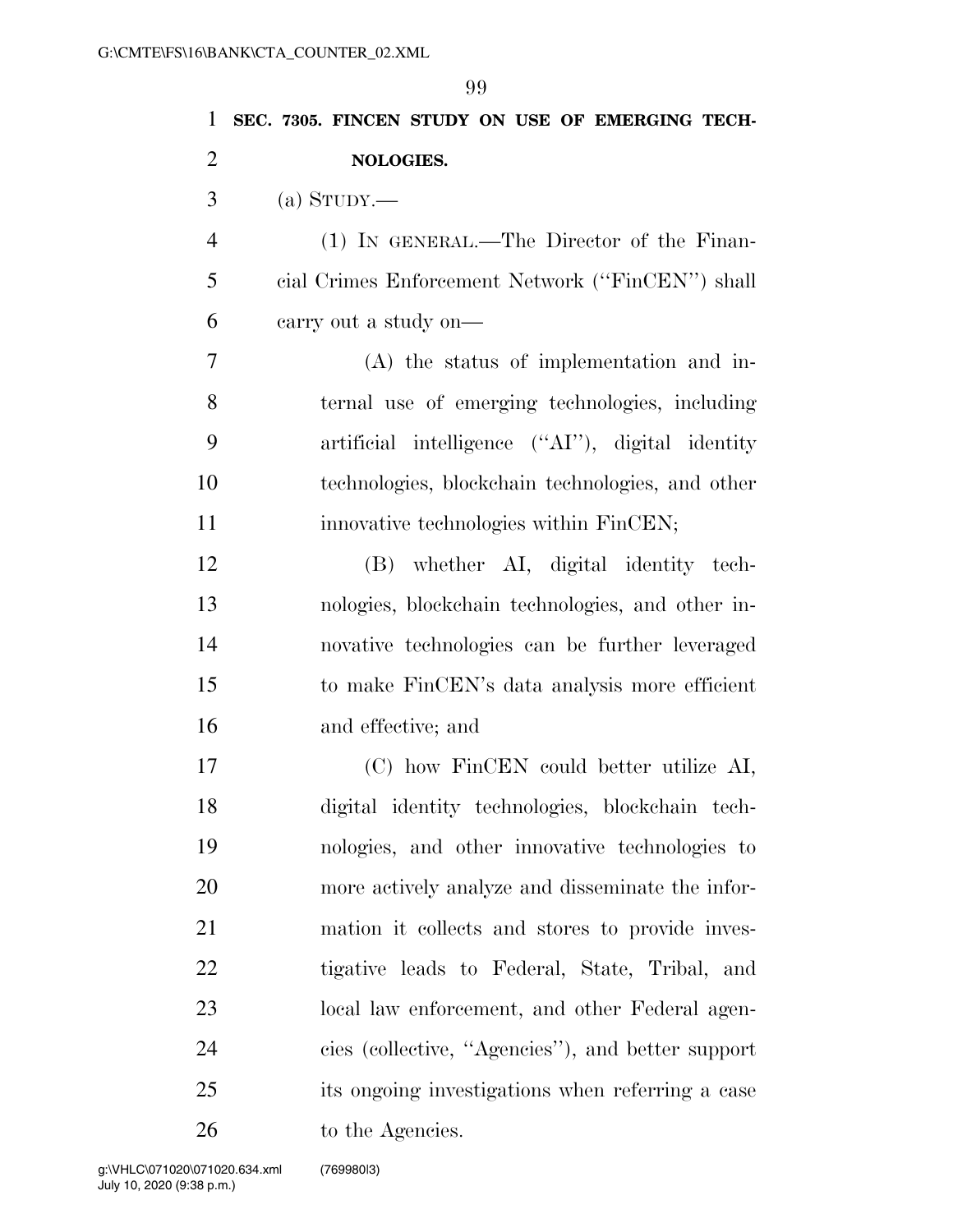**SEC. 7305. FINCEN STUDY ON USE OF EMERGING TECHNOLOGIES.**

(a) STUDY.—

(1) IN GENERAL.—The Director of the Financial Crimes Enforcement Network (''FinCEN'') shall carry out a study on—

(A) the status of implementation and internal use of emerging technologies, including artificial intelligence (''AI''), digital identity technologies, blockchain technologies, and other innovative technologies within FinCEN;

(B) whether AI, digital identity technologies, blockchain technologies, and other innovative technologies can be further leveraged to make FinCEN's data analysis more efficient and effective; and

(C) how FinCEN could better utilize AI, digital identity technologies, blockchain technologies, and other innovative technologies to more actively analyze and disseminate the information it collects and stores to provide investigative leads to Federal, State, Tribal, and local law enforcement, and other Federal agencies (collective, ''Agencies''), and better support its ongoing investigations when referring a case to the Agencies.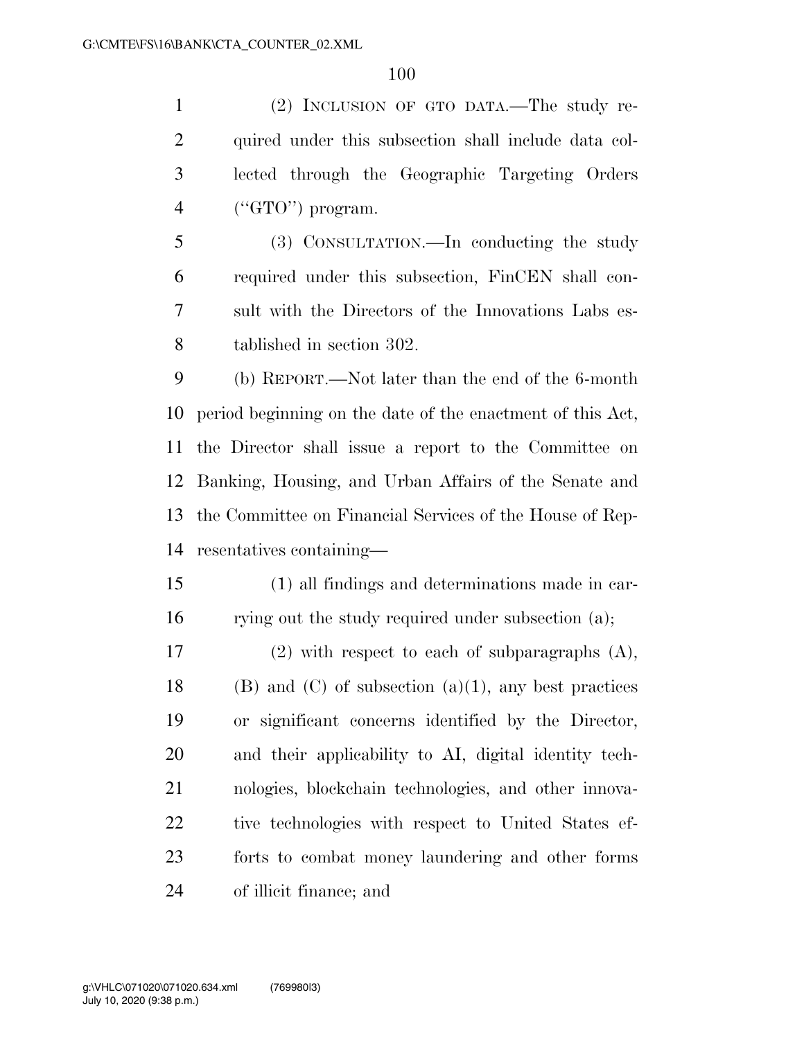(2) INCLUSION OF GTO DATA.—The study required under this subsection shall include data collected through the Geographic Targeting Orders ("GTO") program.

(3) CONSULTATION.—In conducting the study required under this subsection, FinCEN shall consult with the Directors of the Innovations Labs established in section 302.

(b) REPORT.—Not later than the end of the 6-month period beginning on the date of the enactment of this Act, the Director shall issue a report to the Committee on Banking, Housing, and Urban Affairs of the Senate and the Committee on Financial Services of the House of Representatives containing—

(1) all findings and determinations made in carrying out the study required under subsection (a);

(2) with respect to each of subparagraphs (A), (B) and (C) of subsection (a)(1), any best practices or significant concerns identified by the Director, and their applicability to AI, digital identity technologies, blockchain technologies, and other innovative technologies with respect to United States efforts to combat money laundering and other forms of illicit finance; and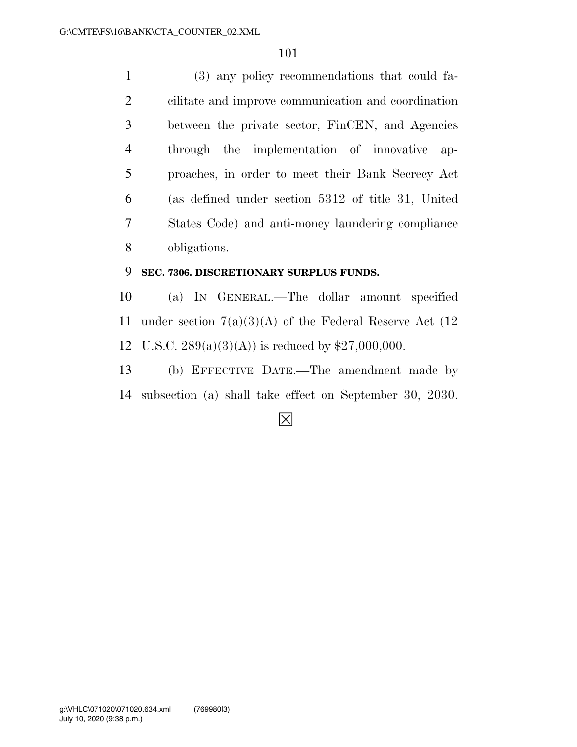(3) any policy recommendations that could facilitate and improve communication and coordination between the private sector, FinCEN, and Agencies through the implementation of innovative approaches, in order to meet their Bank Secrecy Act (as defined under section 5312 of title 31, United States Code) and anti-money laundering compliance obligations.

### SEC. 7306. DISCRETIONARY SURPLUS FUNDS.

(a) IN GENERAL.—The dollar amount specified under section 7(a)(3)(A) of the Federal Reserve Act (12 U.S.C. 289(a)(3)(A)) is reduced by $27,000,000.

(b) EFFECTIVE DATE.—The amendment made by subsection (a) shall take effect on September 30, 2030.